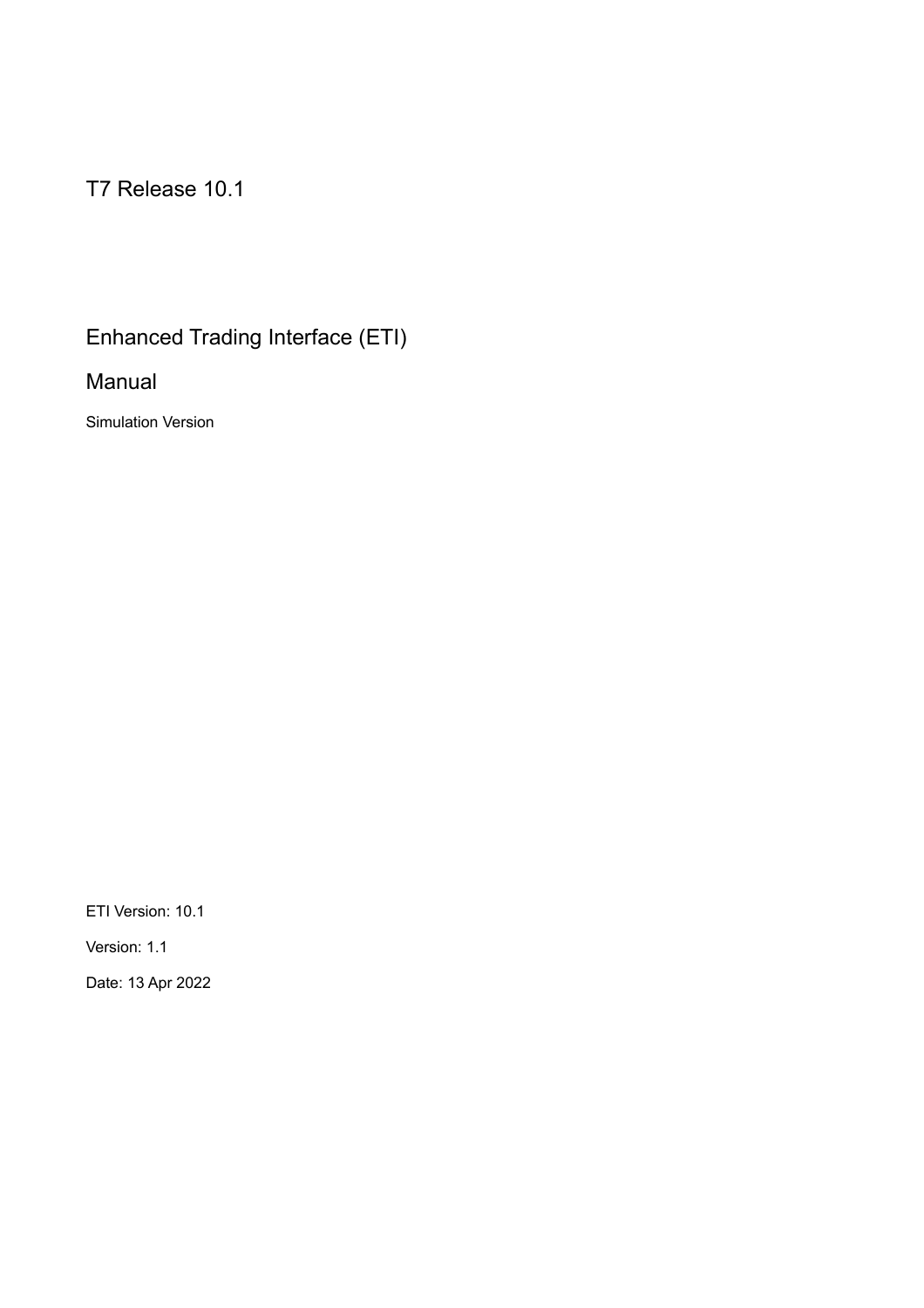# T7 Release 10.1

# Enhanced Trading Interface (ETI)

## Manual

Simulation Version

ETI Version: 10.1

Version: 1.1

Date: 13 Apr 2022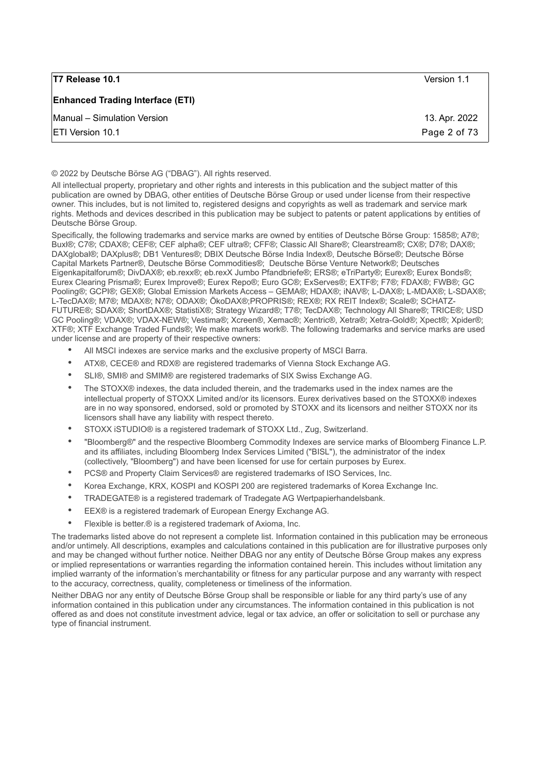© 2022 by Deutsche Börse AG ("DBAG"). All rights reserved.

All intellectual property, proprietary and other rights and interests in this publication and the subject matter of this publication are owned by DBAG, other entities of Deutsche Börse Group or used under license from their respective owner. This includes, but is not limited to, registered designs and copyrights as well as trademark and service mark rights. Methods and devices described in this publication may be subject to patents or patent applications by entities of Deutsche Börse Group.

Specifically, the following trademarks and service marks are owned by entities of Deutsche Börse Group: 1585®; A7®; Buxl®; C7®; CDAX®; CEF®; CEF alpha®; CEF ultra®; CFF®; Classic All Share®; Clearstream®; CX®; D7®; DAX®; DAXglobal®; DAXplus®; DB1 Ventures®; DBIX Deutsche Börse India Index®, Deutsche Börse®; Deutsche Börse Capital Markets Partner®, Deutsche Börse Commodities®; Deutsche Börse Venture Network®; Deutsches Eigenkapitalforum®; DivDAX®; eb.rexx®; eb.rexX Jumbo Pfandbriefe®; ERS®; eTriParty®; Eurex®; Eurex Bonds®; Eurex Clearing Prisma®; Eurex Improve®; Eurex Repo®; Euro GC®; ExServes®; EXTF®; F7®; FDAX®; FWB®; GC Pooling®; GCPI®; GEX®; Global Emission Markets Access – GEMA®; HDAX®; iNAV®; L-DAX®; L-MDAX®; L-SDAX®; L-TecDAX®; M7®; MDAX®; N7®; ODAX®; ÖkoDAX®;PROPRIS®; REX®; RX REIT Index®; Scale®; SCHATZ-FUTURE®; SDAX®; ShortDAX®; StatistiX®; Strategy Wizard®; T7®; TecDAX®; Technology All Share®; TRICE®; USD GC Pooling®; VDAX®; VDAX-NEW®; Vestima®; Xcreen®, Xemac®; Xentric®, Xetra®; Xetra-Gold®; Xpect®; Xpider®; XTF®; XTF Exchange Traded Funds®; We make markets work®. The following trademarks and service marks are used under license and are property of their respective owners:

- All MSCI indexes are service marks and the exclusive property of MSCI Barra.
- ATX®, CECE® and RDX® are registered trademarks of Vienna Stock Exchange AG.
- SLI®, SMI® and SMIM® are registered trademarks of SIX Swiss Exchange AG.
- The STOXX® indexes, the data included therein, and the trademarks used in the index names are the intellectual property of STOXX Limited and/or its licensors. Eurex derivatives based on the STOXX® indexes are in no way sponsored, endorsed, sold or promoted by STOXX and its licensors and neither STOXX nor its licensors shall have any liability with respect thereto.
- STOXX iSTUDIO® is a registered trademark of STOXX Ltd., Zug, Switzerland.
- "Bloomberg®" and the respective Bloomberg Commodity Indexes are service marks of Bloomberg Finance L.P. and its affiliates, including Bloomberg Index Services Limited ("BISL"), the administrator of the index (collectively, "Bloomberg") and have been licensed for use for certain purposes by Eurex.
- PCS® and Property Claim Services® are registered trademarks of ISO Services, Inc.
- Korea Exchange, KRX, KOSPI and KOSPI 200 are registered trademarks of Korea Exchange Inc.
- TRADEGATE® is a registered trademark of Tradegate AG Wertpapierhandelsbank.
- EEX® is a registered trademark of European Energy Exchange AG.
- Flexible is better.® is a registered trademark of Axioma, Inc.

The trademarks listed above do not represent a complete list. Information contained in this publication may be erroneous and/or untimely. All descriptions, examples and calculations contained in this publication are for illustrative purposes only and may be changed without further notice. Neither DBAG nor any entity of Deutsche Börse Group makes any express or implied representations or warranties regarding the information contained herein. This includes without limitation any implied warranty of the information's merchantability or fitness for any particular purpose and any warranty with respect to the accuracy, correctness, quality, completeness or timeliness of the information.

Neither DBAG nor any entity of Deutsche Börse Group shall be responsible or liable for any third party's use of any information contained in this publication under any circumstances. The information contained in this publication is not offered as and does not constitute investment advice, legal or tax advice, an offer or solicitation to sell or purchase any type of financial instrument.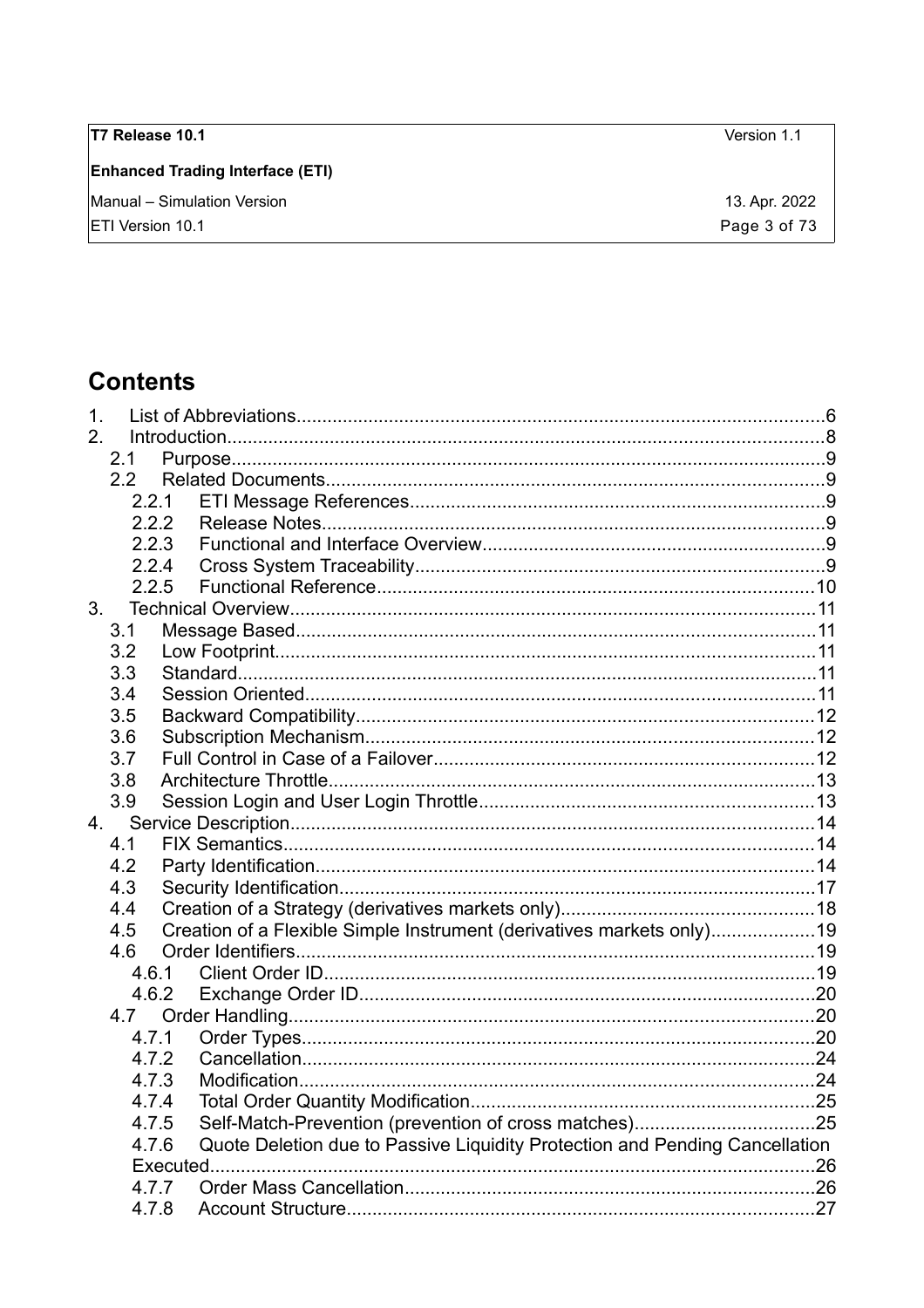# Contents

1. List of Abbreviations......6
2. Introduction......8
   - 2.1 Purpose......9
   - 2.2 Related Documents......9
     - 2.2.1 ETI Message References......9
     - 2.2.2 Release Notes......9
     - 2.2.3 Functional and Interface Overview......9
     - 2.2.4 Cross System Traceability......9
     - 2.2.5 Functional Reference......10
3. Technical Overview......11
   - 3.1 Message Based......11
   - 3.2 Low Footprint......11
   - 3.3 Standard......11
   - 3.4 Session Oriented......11
   - 3.5 Backward Compatibility......12
   - 3.6 Subscription Mechanism......12
   - 3.7 Full Control in Case of a Failover......12
   - 3.8 Architecture Throttle......13
   - 3.9 Session Login and User Login Throttle......13
4. Service Description......14
   - 4.1 FIX Semantics......14
   - 4.2 Party Identification......14
   - 4.3 Security Identification......17
   - 4.4 Creation of a Strategy (derivatives markets only)......18
   - 4.5 Creation of a Flexible Simple Instrument (derivatives markets only)......19
   - 4.6 Order Identifiers......19
     - 4.6.1 Client Order ID......19
     - 4.6.2 Exchange Order ID......20
   - 4.7 Order Handling......20
     - 4.7.1 Order Types......20
     - 4.7.2 Cancellation......24
     - 4.7.3 Modification......24
     - 4.7.4 Total Order Quantity Modification......25
     - 4.7.5 Self-Match-Prevention (prevention of cross matches)......25
     - 4.7.6 Quote Deletion due to Passive Liquidity Protection and Pending Cancellation Executed......26
     - 4.7.7 Order Mass Cancellation......26
     - 4.7.8 Account Structure......27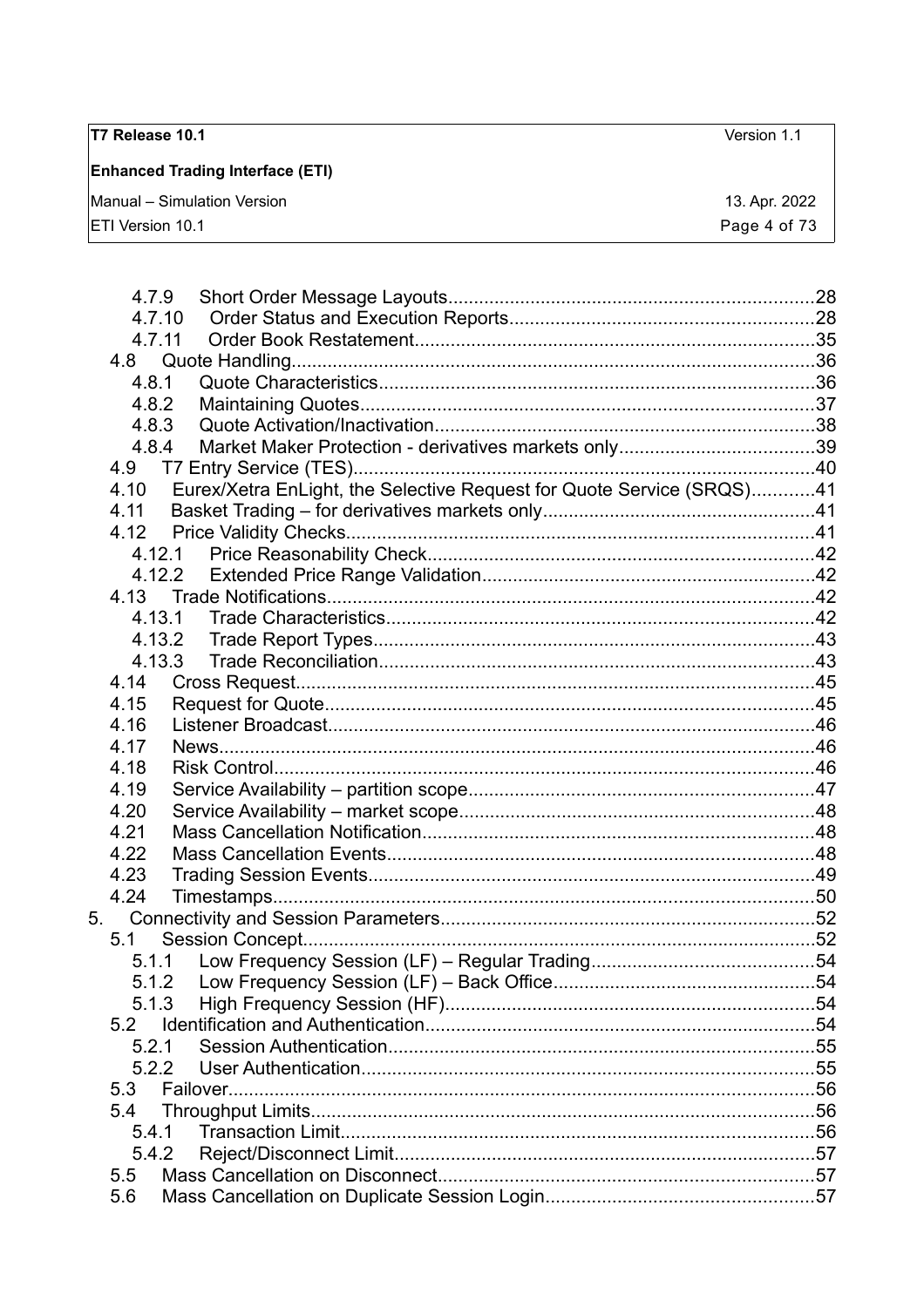- 4.7.9 Short Order Message Layouts......28
- 4.7.10 Order Status and Execution Reports......28
- 4.7.11 Order Book Restatement......35
- 4.8 Quote Handling......36
  - 4.8.1 Quote Characteristics......36
  - 4.8.2 Maintaining Quotes......37
  - 4.8.3 Quote Activation/Inactivation......38
  - 4.8.4 Market Maker Protection - derivatives markets only......39
- 4.9 T7 Entry Service (TES)......40
- 4.10 Eurex/Xetra EnLight, the Selective Request for Quote Service (SRQS)......41
- 4.11 Basket Trading – for derivatives markets only......41
- 4.12 Price Validity Checks......41
  - 4.12.1 Price Reasonability Check......42
  - 4.12.2 Extended Price Range Validation......42
- 4.13 Trade Notifications......42
  - 4.13.1 Trade Characteristics......42
  - 4.13.2 Trade Report Types......43
  - 4.13.3 Trade Reconciliation......43
- 4.14 Cross Request......45
- 4.15 Request for Quote......45
- 4.16 Listener Broadcast......46
- 4.17 News......46
- 4.18 Risk Control......46
- 4.19 Service Availability – partition scope......47
- 4.20 Service Availability – market scope......48
- 4.21 Mass Cancellation Notification......48
- 4.22 Mass Cancellation Events......48
- 4.23 Trading Session Events......49
- 4.24 Timestamps......50

5. Connectivity and Session Parameters......52
- 5.1 Session Concept......52
  - 5.1.1 Low Frequency Session (LF) – Regular Trading......54
  - 5.1.2 Low Frequency Session (LF) – Back Office......54
  - 5.1.3 High Frequency Session (HF)......54
- 5.2 Identification and Authentication......54
  - 5.2.1 Session Authentication......55
  - 5.2.2 User Authentication......55
- 5.3 Failover......56
- 5.4 Throughput Limits......56
  - 5.4.1 Transaction Limit......56
  - 5.4.2 Reject/Disconnect Limit......57
- 5.5 Mass Cancellation on Disconnect......57
- 5.6 Mass Cancellation on Duplicate Session Login......57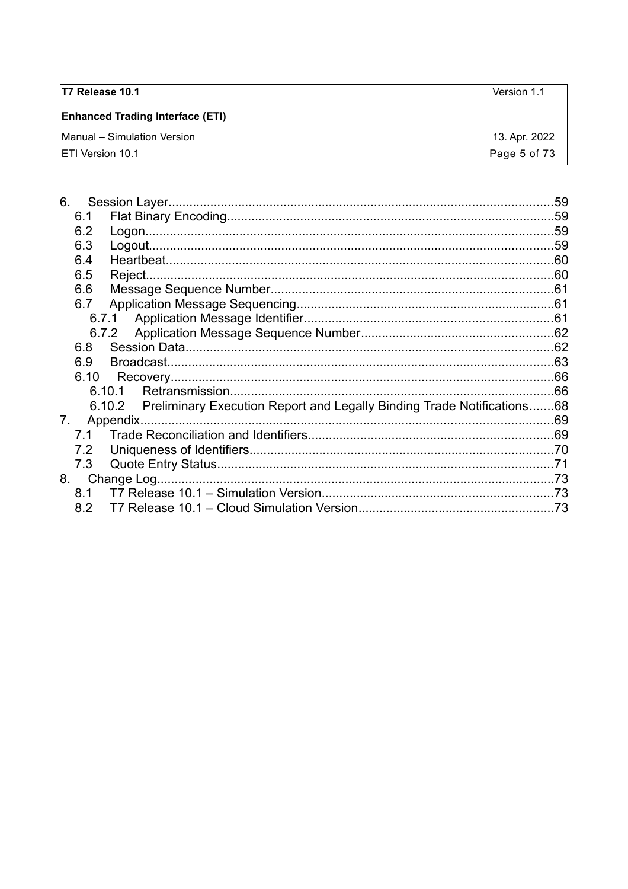6. Session Layer............................................................................................................59
   6.1 Flat Binary Encoding............................................................................................59
   6.2 Logon....................................................................................................................59
   6.3 Logout...................................................................................................................59
   6.4 Heartbeat..............................................................................................................60
   6.5 Reject....................................................................................................................60
   6.6 Message Sequence Number................................................................................61
   6.7 Application Message Sequencing.........................................................................61
      6.7.1 Application Message Identifier.......................................................................61
      6.7.2 Application Message Sequence Number......................................................62
   6.8 Session Data.........................................................................................................62
   6.9 Broadcast..............................................................................................................63
   6.10 Recovery.............................................................................................................66
      6.10.1 Retransmission............................................................................................66
      6.10.2 Preliminary Execution Report and Legally Binding Trade Notifications.......68
7. Appendix.....................................................................................................................69
   7.1 Trade Reconciliation and Identifiers.....................................................................69
   7.2 Uniqueness of Identifiers......................................................................................70
   7.3 Quote Entry Status...............................................................................................71
8. Change Log.................................................................................................................73
   8.1 T7 Release 10.1 – Simulation Version.................................................................73
   8.2 T7 Release 10.1 – Cloud Simulation Version.......................................................73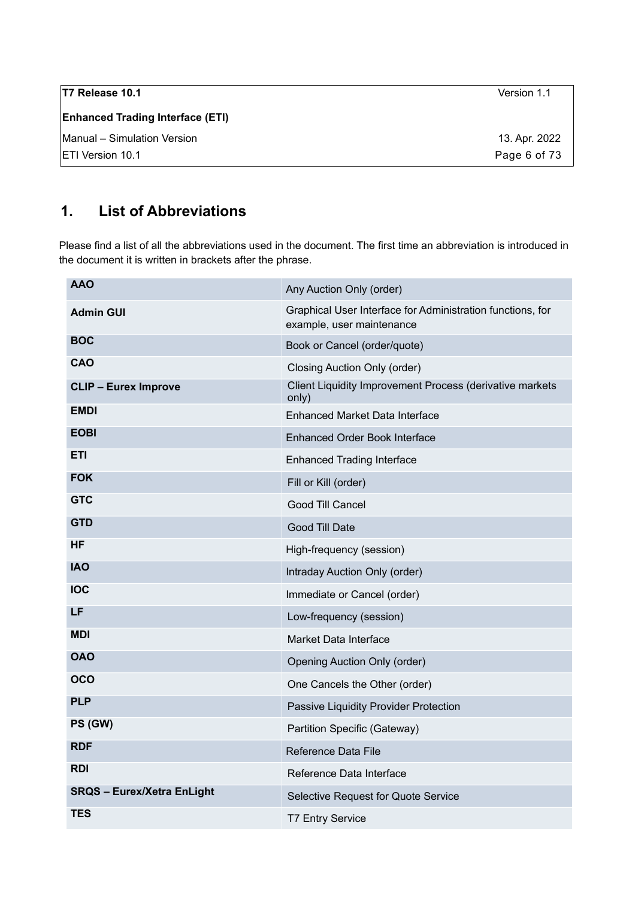# 1. List of Abbreviations

Please find a list of all the abbreviations used in the document. The first time an abbreviation is introduced in the document it is written in brackets after the phrase.

| | |
|---|---|
| **AAO** | Any Auction Only (order) |
| **Admin GUI** | Graphical User Interface for Administration functions, for example, user maintenance |
| **BOC** | Book or Cancel (order/quote) |
| **CAO** | Closing Auction Only (order) |
| **CLIP – Eurex Improve** | Client Liquidity Improvement Process (derivative markets only) |
| **EMDI** | Enhanced Market Data Interface |
| **EOBI** | Enhanced Order Book Interface |
| **ETI** | Enhanced Trading Interface |
| **FOK** | Fill or Kill (order) |
| **GTC** | Good Till Cancel |
| **GTD** | Good Till Date |
| **HF** | High-frequency (session) |
| **IAO** | Intraday Auction Only (order) |
| **IOC** | Immediate or Cancel (order) |
| **LF** | Low-frequency (session) |
| **MDI** | Market Data Interface |
| **OAO** | Opening Auction Only (order) |
| **OCO** | One Cancels the Other (order) |
| **PLP** | Passive Liquidity Provider Protection |
| **PS (GW)** | Partition Specific (Gateway) |
| **RDF** | Reference Data File |
| **RDI** | Reference Data Interface |
| **SRQS – Eurex/Xetra EnLight** | Selective Request for Quote Service |
| **TES** | T7 Entry Service |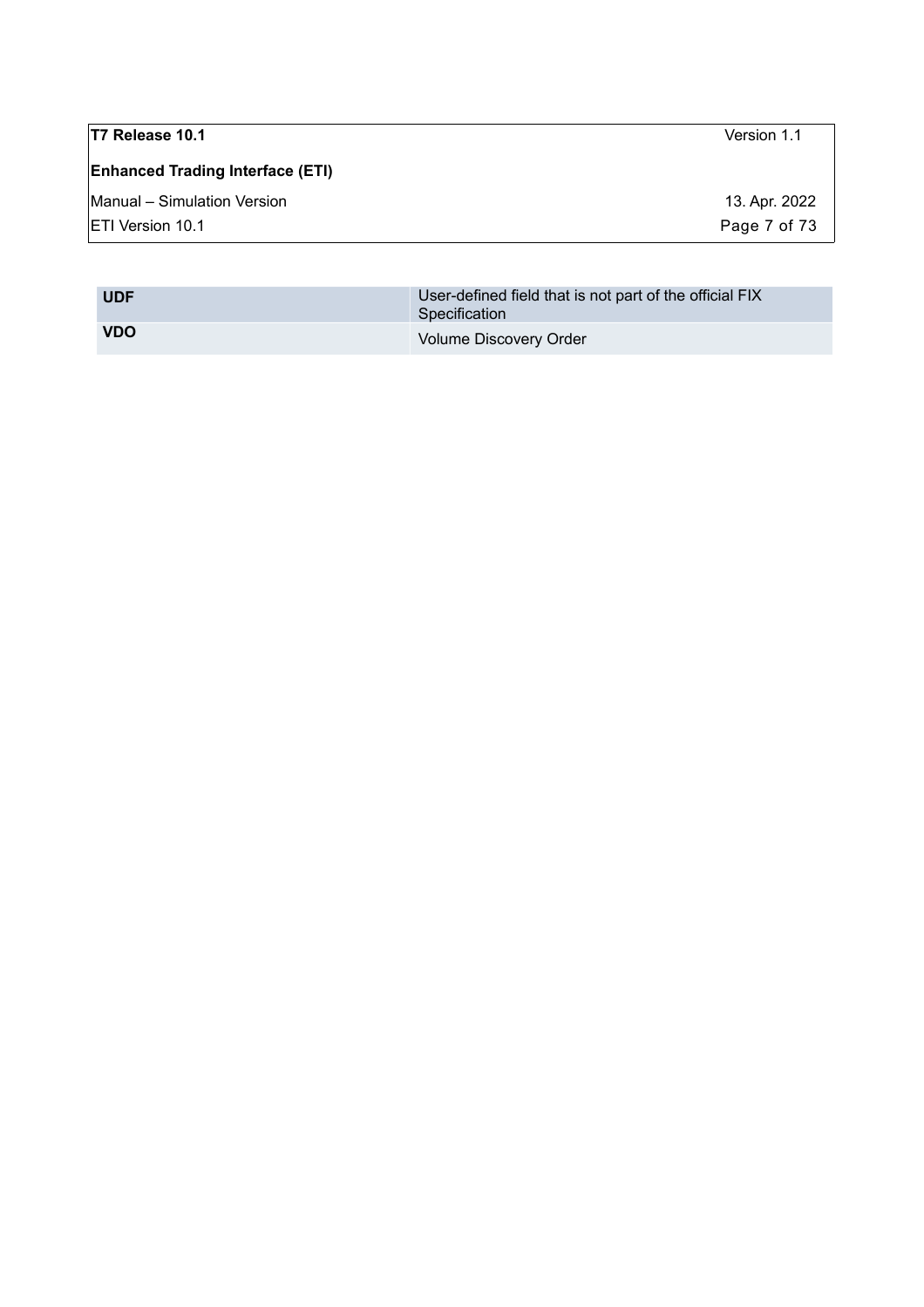| | |
|---|---|
| **UDF** | User-defined field that is not part of the official FIX Specification |
| **VDO** | Volume Discovery Order |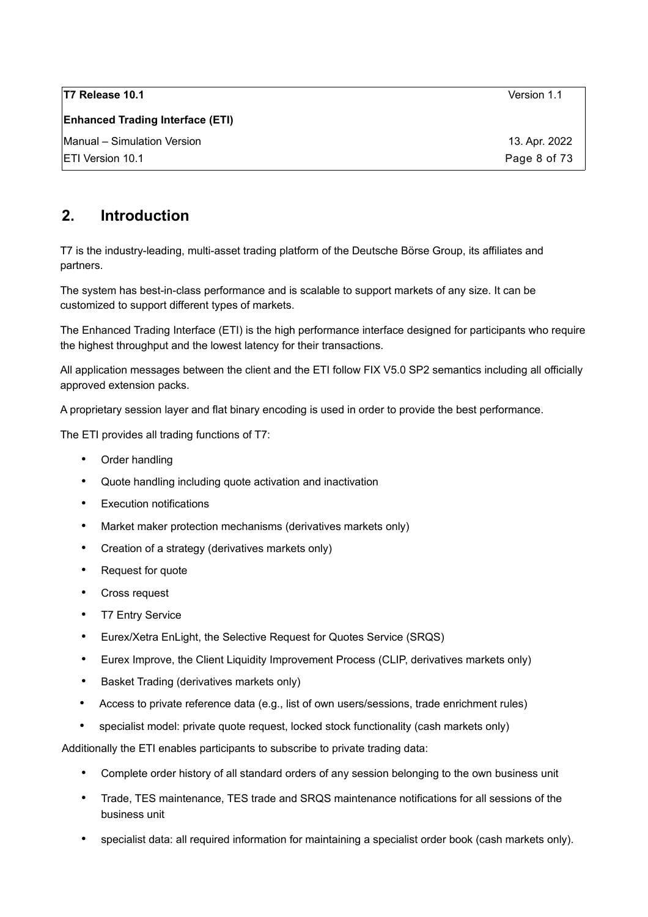# 2. Introduction

T7 is the industry-leading, multi-asset trading platform of the Deutsche Börse Group, its affiliates and partners.

The system has best-in-class performance and is scalable to support markets of any size. It can be customized to support different types of markets.

The Enhanced Trading Interface (ETI) is the high performance interface designed for participants who require the highest throughput and the lowest latency for their transactions.

All application messages between the client and the ETI follow FIX V5.0 SP2 semantics including all officially approved extension packs.

A proprietary session layer and flat binary encoding is used in order to provide the best performance.

The ETI provides all trading functions of T7:

- Order handling
- Quote handling including quote activation and inactivation
- Execution notifications
- Market maker protection mechanisms (derivatives markets only)
- Creation of a strategy (derivatives markets only)
- Request for quote
- Cross request
- T7 Entry Service
- Eurex/Xetra EnLight, the Selective Request for Quotes Service (SRQS)
- Eurex Improve, the Client Liquidity Improvement Process (CLIP, derivatives markets only)
- Basket Trading (derivatives markets only)
- Access to private reference data (e.g., list of own users/sessions, trade enrichment rules)
- specialist model: private quote request, locked stock functionality (cash markets only)

Additionally the ETI enables participants to subscribe to private trading data:

- Complete order history of all standard orders of any session belonging to the own business unit
- Trade, TES maintenance, TES trade and SRQS maintenance notifications for all sessions of the business unit
- specialist data: all required information for maintaining a specialist order book (cash markets only).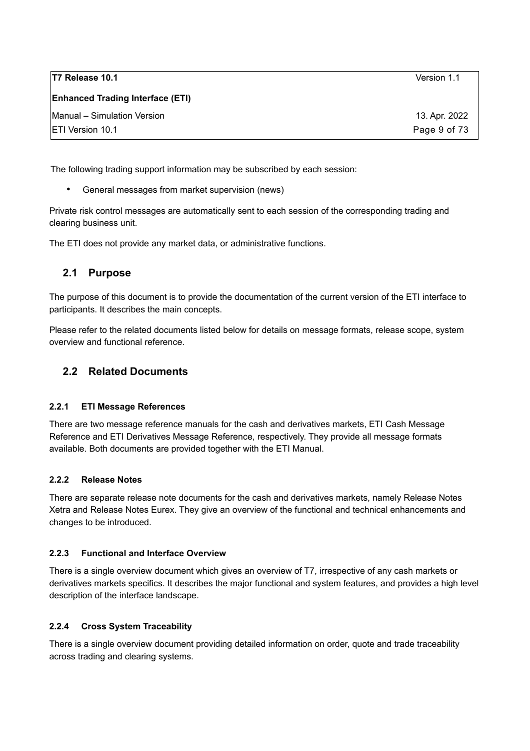The following trading support information may be subscribed by each session:

- General messages from market supervision (news)

Private risk control messages are automatically sent to each session of the corresponding trading and clearing business unit.

The ETI does not provide any market data, or administrative functions.

## 2.1 Purpose

The purpose of this document is to provide the documentation of the current version of the ETI interface to participants. It describes the main concepts.

Please refer to the related documents listed below for details on message formats, release scope, system overview and functional reference.

## 2.2 Related Documents

### 2.2.1 ETI Message References

There are two message reference manuals for the cash and derivatives markets, ETI Cash Message Reference and ETI Derivatives Message Reference, respectively. They provide all message formats available. Both documents are provided together with the ETI Manual.

### 2.2.2 Release Notes

There are separate release note documents for the cash and derivatives markets, namely Release Notes Xetra and Release Notes Eurex. They give an overview of the functional and technical enhancements and changes to be introduced.

### 2.2.3 Functional and Interface Overview

There is a single overview document which gives an overview of T7, irrespective of any cash markets or derivatives markets specifics. It describes the major functional and system features, and provides a high level description of the interface landscape.

### 2.2.4 Cross System Traceability

There is a single overview document providing detailed information on order, quote and trade traceability across trading and clearing systems.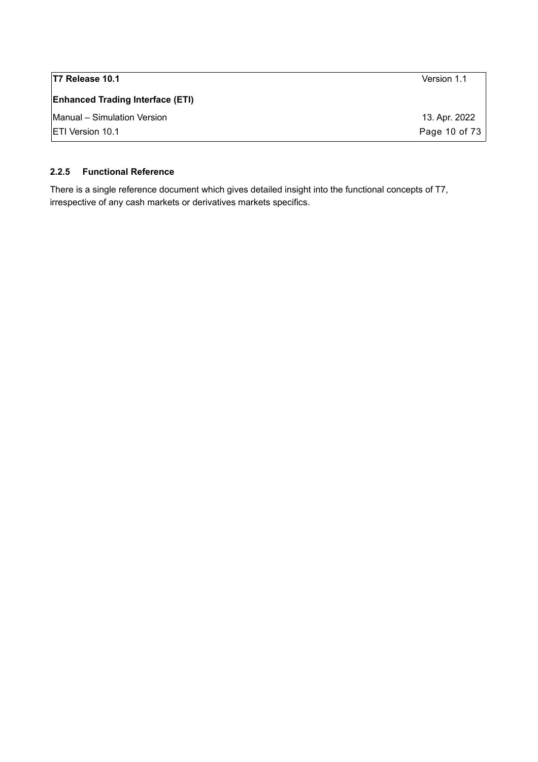### 2.2.5 Functional Reference

There is a single reference document which gives detailed insight into the functional concepts of T7, irrespective of any cash markets or derivatives markets specifics.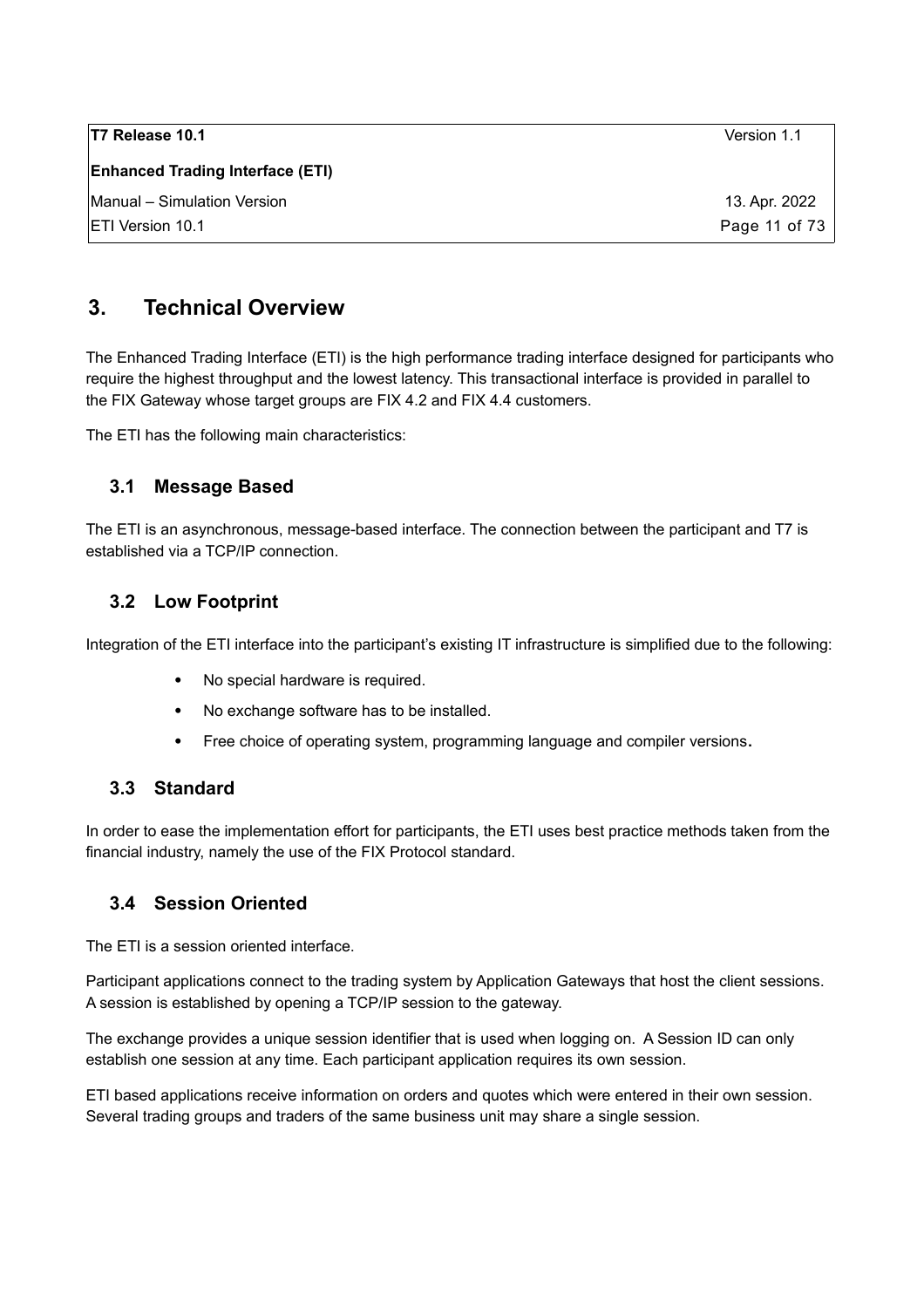# 3. Technical Overview

The Enhanced Trading Interface (ETI) is the high performance trading interface designed for participants who require the highest throughput and the lowest latency. This transactional interface is provided in parallel to the FIX Gateway whose target groups are FIX 4.2 and FIX 4.4 customers.

The ETI has the following main characteristics:

## 3.1 Message Based

The ETI is an asynchronous, message-based interface. The connection between the participant and T7 is established via a TCP/IP connection.

## 3.2 Low Footprint

Integration of the ETI interface into the participant's existing IT infrastructure is simplified due to the following:

- No special hardware is required.
- No exchange software has to be installed.
- Free choice of operating system, programming language and compiler versions.

## 3.3 Standard

In order to ease the implementation effort for participants, the ETI uses best practice methods taken from the financial industry, namely the use of the FIX Protocol standard.

## 3.4 Session Oriented

The ETI is a session oriented interface.

Participant applications connect to the trading system by Application Gateways that host the client sessions. A session is established by opening a TCP/IP session to the gateway.

The exchange provides a unique session identifier that is used when logging on. A Session ID can only establish one session at any time. Each participant application requires its own session.

ETI based applications receive information on orders and quotes which were entered in their own session. Several trading groups and traders of the same business unit may share a single session.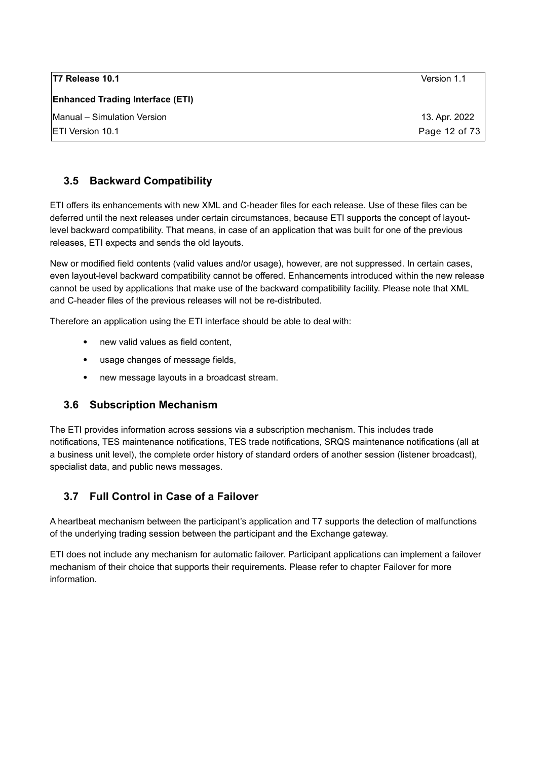## 3.5 Backward Compatibility

ETI offers its enhancements with new XML and C-header files for each release. Use of these files can be deferred until the next releases under certain circumstances, because ETI supports the concept of layout-level backward compatibility. That means, in case of an application that was built for one of the previous releases, ETI expects and sends the old layouts.

New or modified field contents (valid values and/or usage), however, are not suppressed. In certain cases, even layout-level backward compatibility cannot be offered. Enhancements introduced within the new release cannot be used by applications that make use of the backward compatibility facility. Please note that XML and C-header files of the previous releases will not be re-distributed.

Therefore an application using the ETI interface should be able to deal with:

- new valid values as field content,
- usage changes of message fields,
- new message layouts in a broadcast stream.

## 3.6 Subscription Mechanism

The ETI provides information across sessions via a subscription mechanism. This includes trade notifications, TES maintenance notifications, TES trade notifications, SRQS maintenance notifications (all at a business unit level), the complete order history of standard orders of another session (listener broadcast), specialist data, and public news messages.

## 3.7 Full Control in Case of a Failover

A heartbeat mechanism between the participant's application and T7 supports the detection of malfunctions of the underlying trading session between the participant and the Exchange gateway.

ETI does not include any mechanism for automatic failover. Participant applications can implement a failover mechanism of their choice that supports their requirements. Please refer to chapter Failover for more information.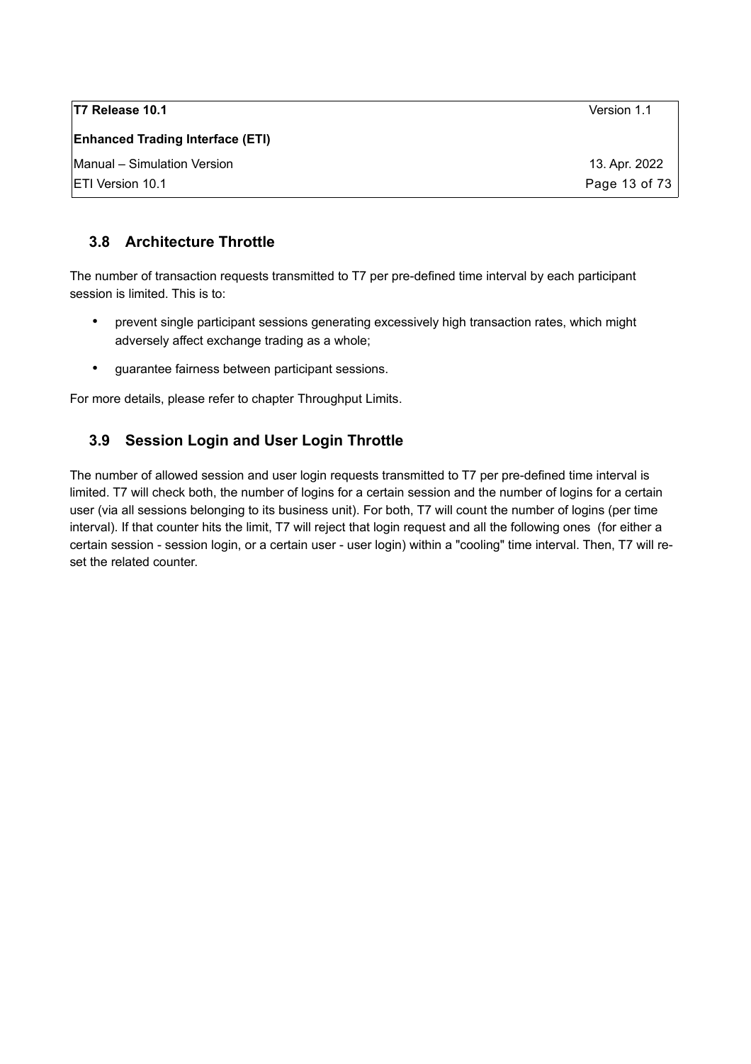## 3.8 Architecture Throttle

The number of transaction requests transmitted to T7 per pre-defined time interval by each participant session is limited. This is to:

- prevent single participant sessions generating excessively high transaction rates, which might adversely affect exchange trading as a whole;
- guarantee fairness between participant sessions.

For more details, please refer to chapter Throughput Limits.

## 3.9 Session Login and User Login Throttle

The number of allowed session and user login requests transmitted to T7 per pre-defined time interval is limited. T7 will check both, the number of logins for a certain session and the number of logins for a certain user (via all sessions belonging to its business unit). For both, T7 will count the number of logins (per time interval). If that counter hits the limit, T7 will reject that login request and all the following ones (for either a certain session - session login, or a certain user - user login) within a "cooling" time interval. Then, T7 will re-set the related counter.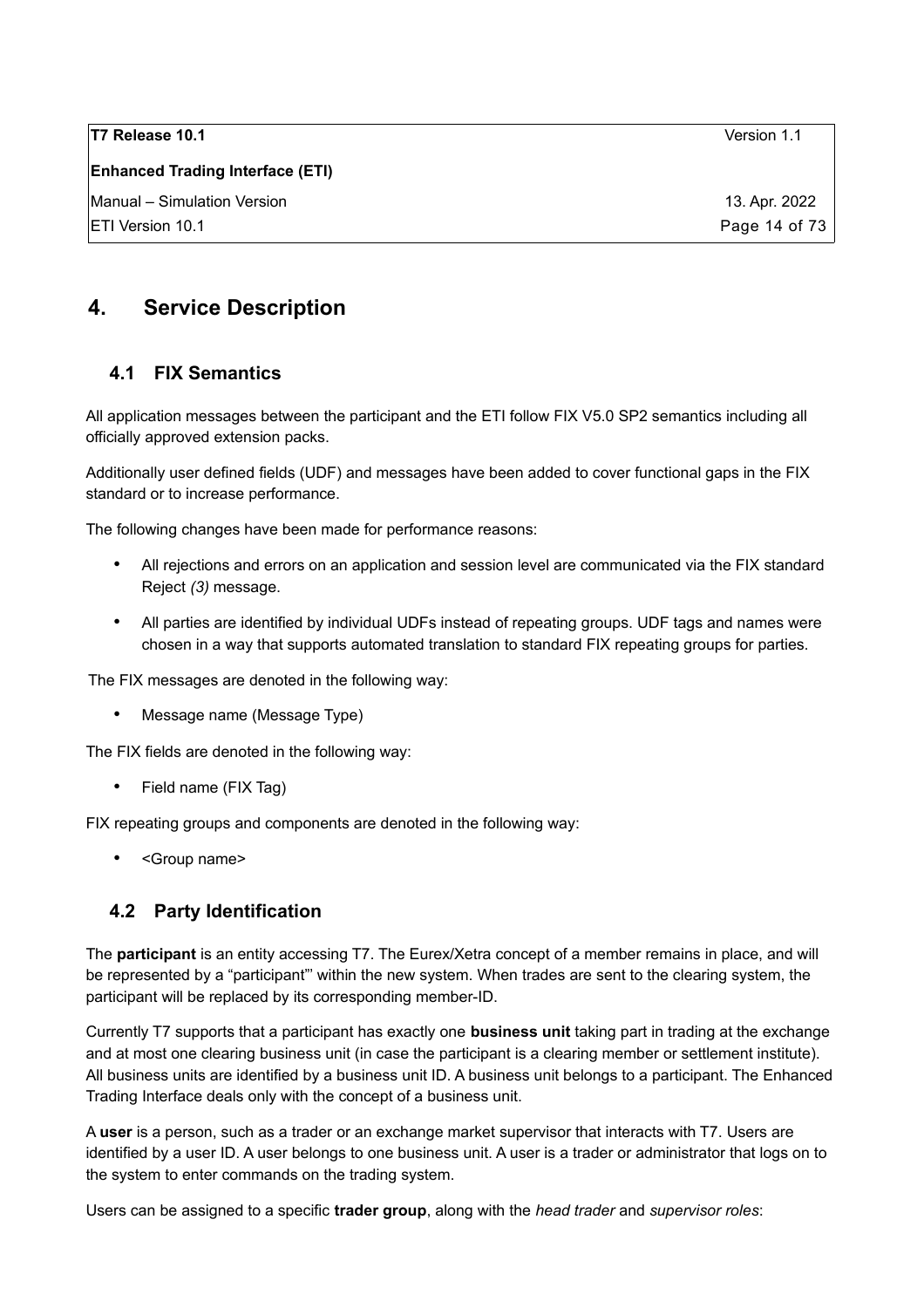# 4. Service Description

## 4.1 FIX Semantics

All application messages between the participant and the ETI follow FIX V5.0 SP2 semantics including all officially approved extension packs.

Additionally user defined fields (UDF) and messages have been added to cover functional gaps in the FIX standard or to increase performance.

The following changes have been made for performance reasons:

- All rejections and errors on an application and session level are communicated via the FIX standard Reject *(3)* message.
- All parties are identified by individual UDFs instead of repeating groups. UDF tags and names were chosen in a way that supports automated translation to standard FIX repeating groups for parties.

The FIX messages are denoted in the following way:

- Message name (Message Type)

The FIX fields are denoted in the following way:

- Field name (FIX Tag)

FIX repeating groups and components are denoted in the following way:

- <Group name>

## 4.2 Party Identification

The **participant** is an entity accessing T7. The Eurex/Xetra concept of a member remains in place, and will be represented by a "participant"' within the new system. When trades are sent to the clearing system, the participant will be replaced by its corresponding member-ID.

Currently T7 supports that a participant has exactly one **business unit** taking part in trading at the exchange and at most one clearing business unit (in case the participant is a clearing member or settlement institute). All business units are identified by a business unit ID. A business unit belongs to a participant. The Enhanced Trading Interface deals only with the concept of a business unit.

A **user** is a person, such as a trader or an exchange market supervisor that interacts with T7. Users are identified by a user ID. A user belongs to one business unit. A user is a trader or administrator that logs on to the system to enter commands on the trading system.

Users can be assigned to a specific **trader group**, along with the *head trader* and *supervisor roles*: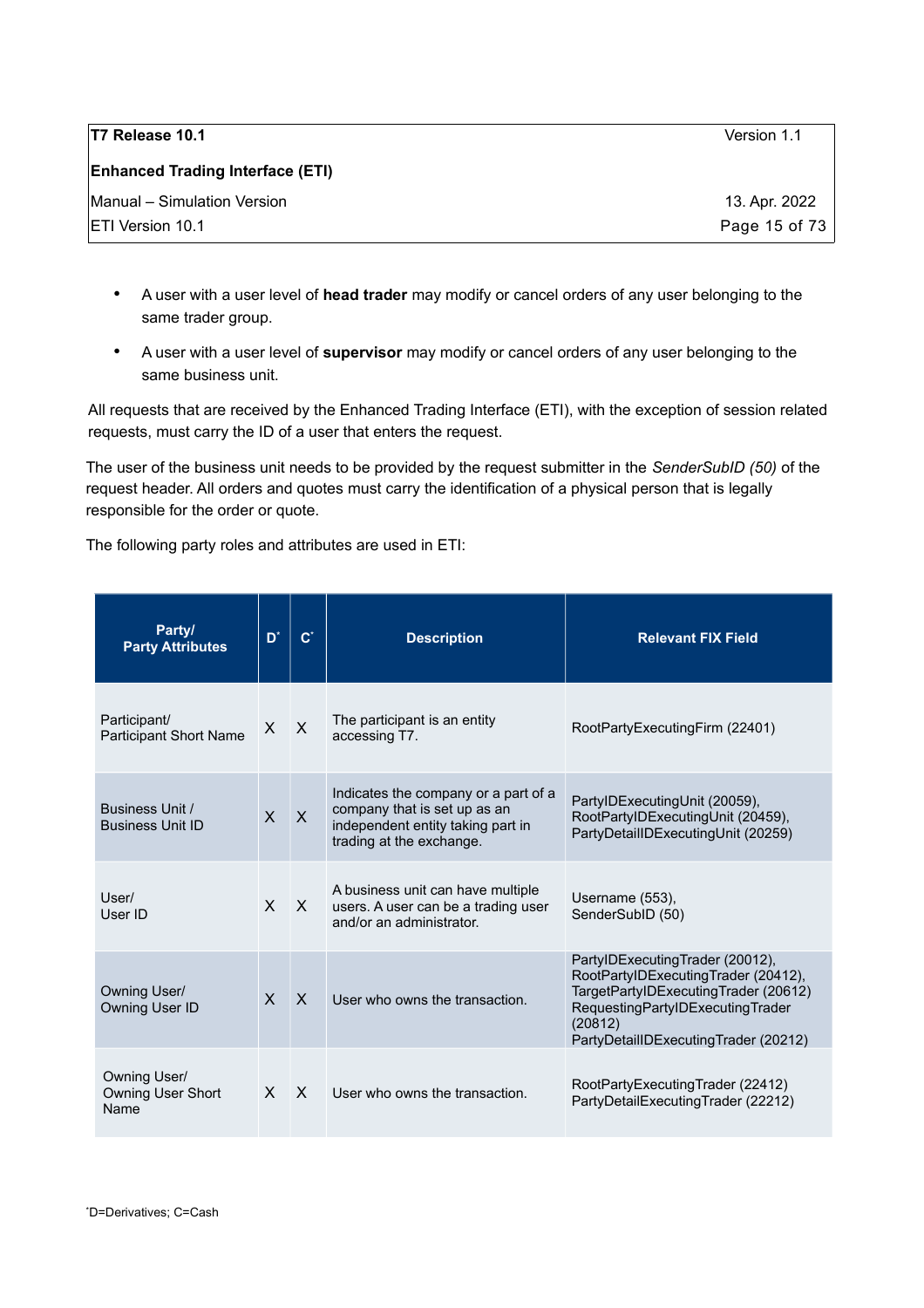- A user with a user level of **head trader** may modify or cancel orders of any user belonging to the same trader group.
- A user with a user level of **supervisor** may modify or cancel orders of any user belonging to the same business unit.

All requests that are received by the Enhanced Trading Interface (ETI), with the exception of session related requests, must carry the ID of a user that enters the request.

The user of the business unit needs to be provided by the request submitter in the *SenderSubID (50)* of the request header. All orders and quotes must carry the identification of a physical person that is legally responsible for the order or quote.

The following party roles and attributes are used in ETI:

| Party/ Party Attributes | D* | C* | Description | Relevant FIX Field |
|---|---|---|---|---|
| Participant/ Participant Short Name | X | X | The participant is an entity accessing T7. | RootPartyExecutingFirm (22401) |
| Business Unit / Business Unit ID | X | X | Indicates the company or a part of a company that is set up as an independent entity taking part in trading at the exchange. | PartyIDExecutingUnit (20059), RootPartyIDExecutingUnit (20459), PartyDetailIDExecutingUnit (20259) |
| User/ User ID | X | X | A business unit can have multiple users. A user can be a trading user and/or an administrator. | Username (553), SenderSubID (50) |
| Owning User/ Owning User ID | X | X | User who owns the transaction. | PartyIDExecutingTrader (20012), RootPartyIDExecutingTrader (20412), TargetPartyIDExecutingTrader (20612) RequestingPartyIDExecutingTrader (20812) PartyDetailIDExecutingTrader (20212) |
| Owning User/ Owning User Short Name | X | X | User who owns the transaction. | RootPartyExecutingTrader (22412) PartyDetailExecutingTrader (22212) |

*D=Derivatives; C=Cash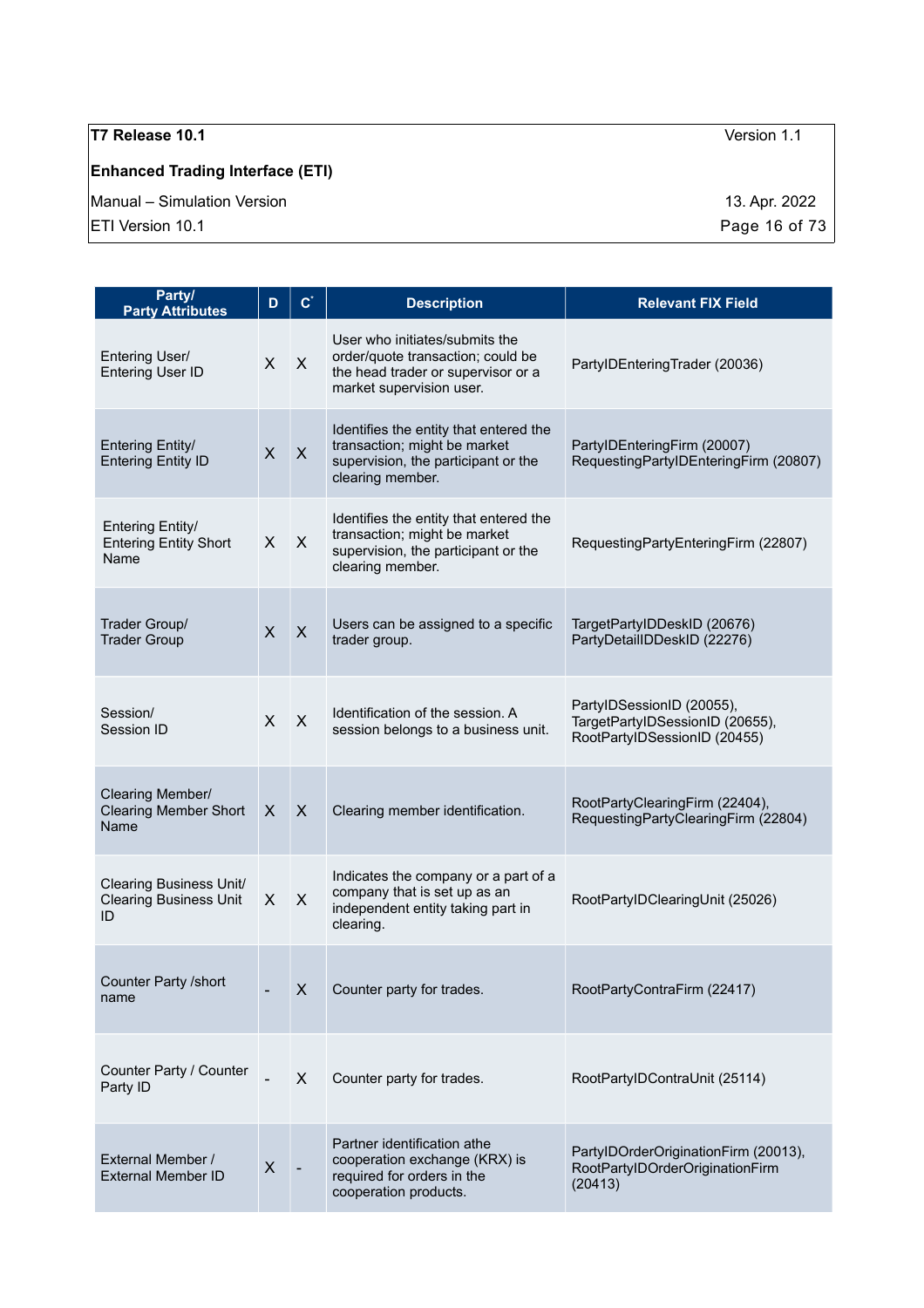| Party/ Party Attributes | D | C* | Description | Relevant FIX Field |
|---|---|---|---|---|
| Entering User/ Entering User ID | X | X | User who initiates/submits the order/quote transaction; could be the head trader or supervisor or a market supervision user. | PartyIDEnteringTrader (20036) |
| Entering Entity/ Entering Entity ID | X | X | Identifies the entity that entered the transaction; might be market supervision, the participant or the clearing member. | PartyIDEnteringFirm (20007) RequestingPartyIDEnteringFirm (20807) |
| Entering Entity/ Entering Entity Short Name | X | X | Identifies the entity that entered the transaction; might be market supervision, the participant or the clearing member. | RequestingPartyEnteringFirm (22807) |
| Trader Group/ Trader Group | X | X | Users can be assigned to a specific trader group. | TargetPartyIDDeskID (20676) PartyDetailIDDeskID (22276) |
| Session/ Session ID | X | X | Identification of the session. A session belongs to a business unit. | PartyIDSessionID (20055), TargetPartyIDSessionID (20655), RootPartyIDSessionID (20455) |
| Clearing Member/ Clearing Member Short Name | X | X | Clearing member identification. | RootPartyClearingFirm (22404), RequestingPartyClearingFirm (22804) |
| Clearing Business Unit/ Clearing Business Unit ID | X | X | Indicates the company or a part of a company that is set up as an independent entity taking part in clearing. | RootPartyIDClearingUnit (25026) |
| Counter Party /short name | - | X | Counter party for trades. | RootPartyContraFirm (22417) |
| Counter Party / Counter Party ID | - | X | Counter party for trades. | RootPartyIDContraUnit (25114) |
| External Member / External Member ID | X | - | Partner identification athe cooperation exchange (KRX) is required for orders in the cooperation products. | PartyIDOrderOriginationFirm (20013), RootPartyIDOrderOriginationFirm (20413) |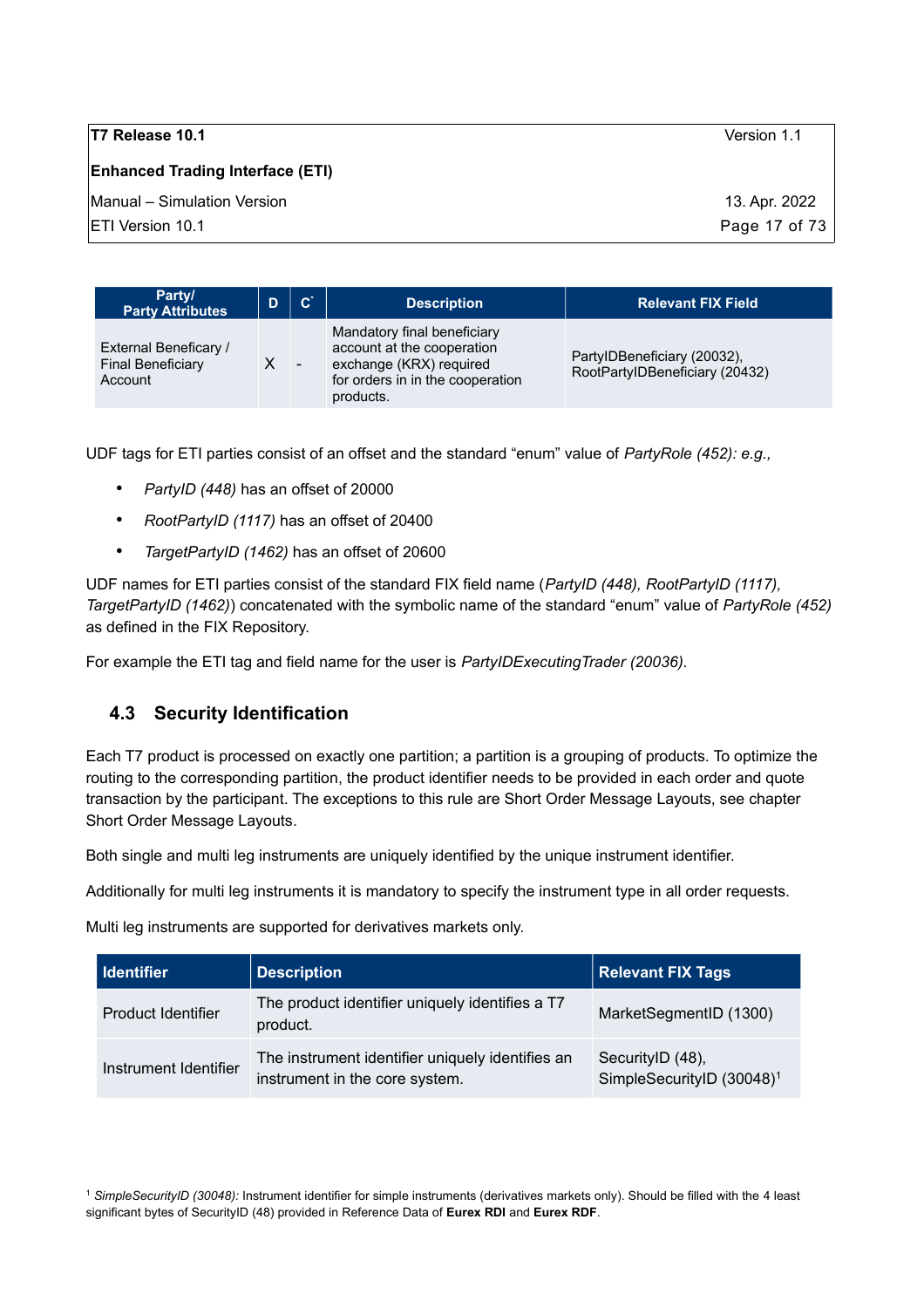| Party/ Party Attributes | D | C* | Description | Relevant FIX Field |
|---|---|---|---|---|
| External Beneficary / Final Beneficiary Account | X | - | Mandatory final beneficiary account at the cooperation exchange (KRX) required for orders in in the cooperation products. | PartyIDBeneficiary (20032), RootPartyIDBeneficiary (20432) |

UDF tags for ETI parties consist of an offset and the standard "enum" value of *PartyRole (452): e.g.,*

- *PartyID (448)* has an offset of 20000
- *RootPartyID (1117)* has an offset of 20400
- *TargetPartyID (1462)* has an offset of 20600

UDF names for ETI parties consist of the standard FIX field name (*PartyID (448), RootPartyID (1117), TargetPartyID (1462)*) concatenated with the symbolic name of the standard "enum" value of *PartyRole (452)* as defined in the FIX Repository.

For example the ETI tag and field name for the user is *PartyIDExecutingTrader (20036).*

## 4.3 Security Identification

Each T7 product is processed on exactly one partition; a partition is a grouping of products. To optimize the routing to the corresponding partition, the product identifier needs to be provided in each order and quote transaction by the participant. The exceptions to this rule are Short Order Message Layouts, see chapter Short Order Message Layouts.

Both single and multi leg instruments are uniquely identified by the unique instrument identifier.

Additionally for multi leg instruments it is mandatory to specify the instrument type in all order requests.

Multi leg instruments are supported for derivatives markets only.

| Identifier | Description | Relevant FIX Tags |
|---|---|---|
| Product Identifier | The product identifier uniquely identifies a T7 product. | MarketSegmentID (1300) |
| Instrument Identifier | The instrument identifier uniquely identifies an instrument in the core system. | SecurityID (48), SimpleSecurityID (30048)[1] |

[1] *SimpleSecurityID (30048):* Instrument identifier for simple instruments (derivatives markets only). Should be filled with the 4 least significant bytes of SecurityID (48) provided in Reference Data of **Eurex RDI** and **Eurex RDF**.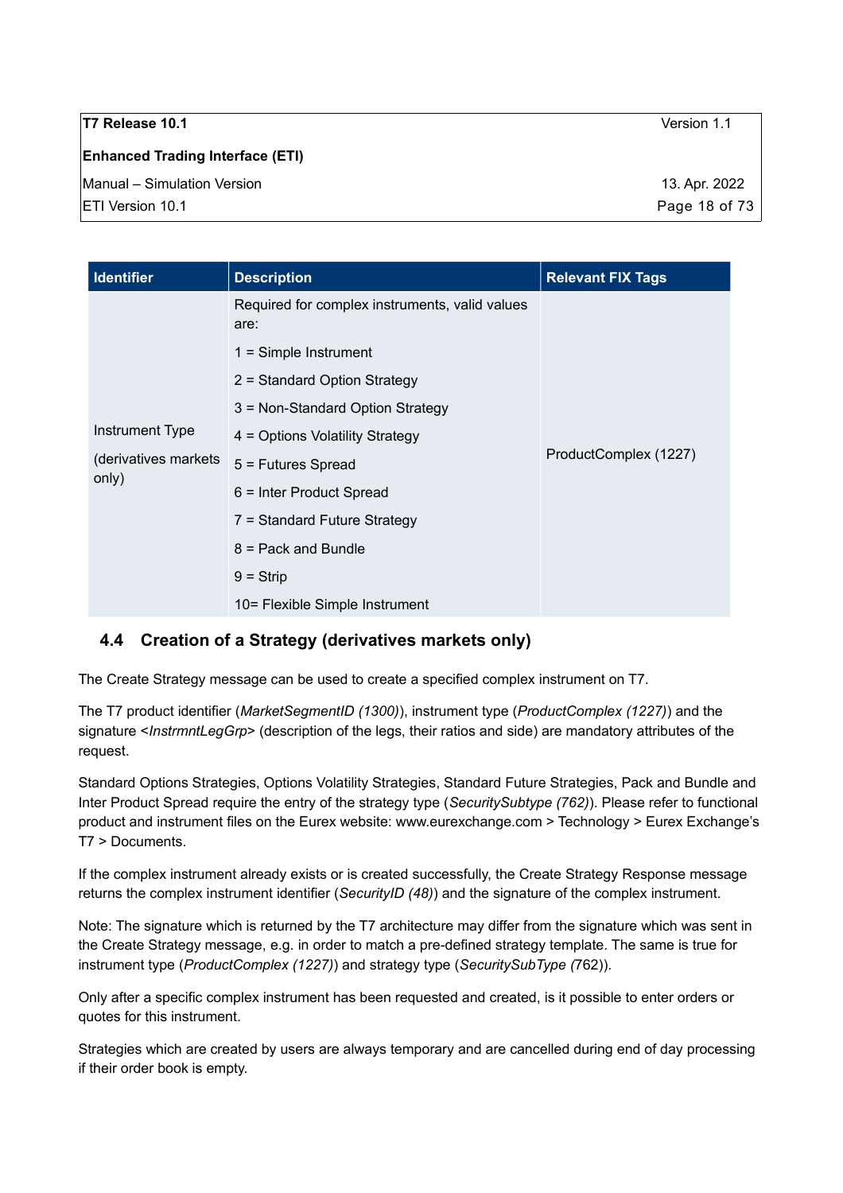| Identifier | Description | Relevant FIX Tags |
|---|---|---|
| Instrument Type (derivatives markets only) | Required for complex instruments, valid values are:<br>1 = Simple Instrument<br>2 = Standard Option Strategy<br>3 = Non-Standard Option Strategy<br>4 = Options Volatility Strategy<br>5 = Futures Spread<br>6 = Inter Product Spread<br>7 = Standard Future Strategy<br>8 = Pack and Bundle<br>9 = Strip<br>10= Flexible Simple Instrument | ProductComplex (1227) |

## 4.4 Creation of a Strategy (derivatives markets only)

The Create Strategy message can be used to create a specified complex instrument on T7.

The T7 product identifier (*MarketSegmentID (1300)*), instrument type (*ProductComplex (1227)*) and the signature <*InstrmntLegGrp*> (description of the legs, their ratios and side) are mandatory attributes of the request.

Standard Options Strategies, Options Volatility Strategies, Standard Future Strategies, Pack and Bundle and Inter Product Spread require the entry of the strategy type (*SecuritySubtype (762)*). Please refer to functional product and instrument files on the Eurex website: www.eurexchange.com > Technology > Eurex Exchange's T7 > Documents.

If the complex instrument already exists or is created successfully, the Create Strategy Response message returns the complex instrument identifier (*SecurityID (48)*) and the signature of the complex instrument.

Note: The signature which is returned by the T7 architecture may differ from the signature which was sent in the Create Strategy message, e.g. in order to match a pre-defined strategy template. The same is true for instrument type (*ProductComplex (1227)*) and strategy type (*SecuritySubType (*762)).

Only after a specific complex instrument has been requested and created, is it possible to enter orders or quotes for this instrument.

Strategies which are created by users are always temporary and are cancelled during end of day processing if their order book is empty.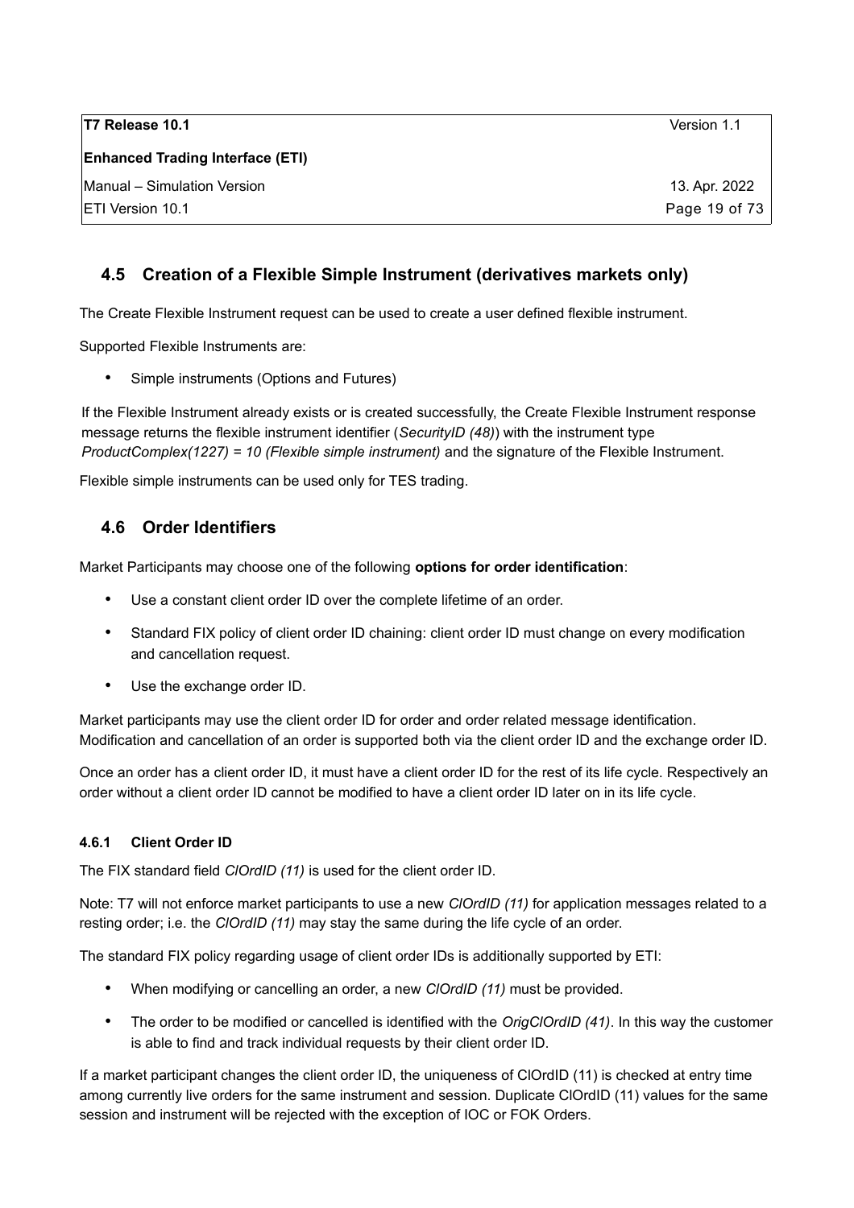## 4.5 Creation of a Flexible Simple Instrument (derivatives markets only)

The Create Flexible Instrument request can be used to create a user defined flexible instrument.

Supported Flexible Instruments are:

- Simple instruments (Options and Futures)

If the Flexible Instrument already exists or is created successfully, the Create Flexible Instrument response message returns the flexible instrument identifier (*SecurityID (48)*) with the instrument type *ProductComplex(1227) = 10 (Flexible simple instrument)* and the signature of the Flexible Instrument.

Flexible simple instruments can be used only for TES trading.

## 4.6 Order Identifiers

Market Participants may choose one of the following **options for order identification**:

- Use a constant client order ID over the complete lifetime of an order.
- Standard FIX policy of client order ID chaining: client order ID must change on every modification and cancellation request.
- Use the exchange order ID.

Market participants may use the client order ID for order and order related message identification. Modification and cancellation of an order is supported both via the client order ID and the exchange order ID.

Once an order has a client order ID, it must have a client order ID for the rest of its life cycle. Respectively an order without a client order ID cannot be modified to have a client order ID later on in its life cycle.

### 4.6.1 Client Order ID

The FIX standard field *ClOrdID (11)* is used for the client order ID.

Note: T7 will not enforce market participants to use a new *ClOrdID (11)* for application messages related to a resting order; i.e. the *ClOrdID (11)* may stay the same during the life cycle of an order.

The standard FIX policy regarding usage of client order IDs is additionally supported by ETI:

- When modifying or cancelling an order, a new *ClOrdID (11)* must be provided.
- The order to be modified or cancelled is identified with the *OrigClOrdID (41)*. In this way the customer is able to find and track individual requests by their client order ID.

If a market participant changes the client order ID, the uniqueness of ClOrdID (11) is checked at entry time among currently live orders for the same instrument and session. Duplicate ClOrdID (11) values for the same session and instrument will be rejected with the exception of IOC or FOK Orders.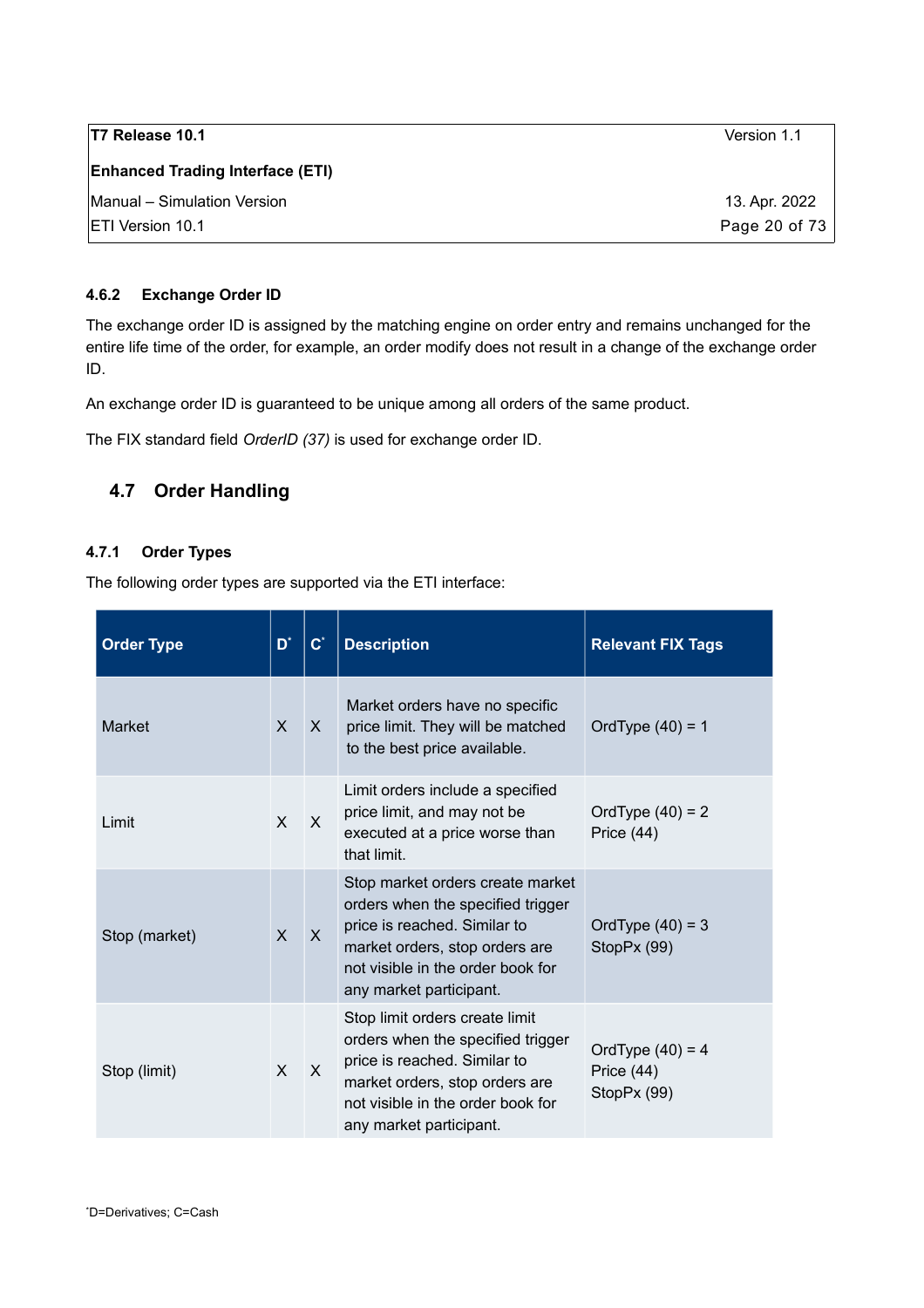#### 4.6.2 Exchange Order ID

The exchange order ID is assigned by the matching engine on order entry and remains unchanged for the entire life time of the order, for example, an order modify does not result in a change of the exchange order ID.

An exchange order ID is guaranteed to be unique among all orders of the same product.

The FIX standard field *OrderID (37)* is used for exchange order ID.

### 4.7 Order Handling

#### 4.7.1 Order Types

The following order types are supported via the ETI interface:

| Order Type | D* | C* | Description | Relevant FIX Tags |
|---|---|---|---|---|
| Market | X | X | Market orders have no specific price limit. They will be matched to the best price available. | OrdType (40) = 1 |
| Limit | X | X | Limit orders include a specified price limit, and may not be executed at a price worse than that limit. | OrdType (40) = 2<br>Price (44) |
| Stop (market) | X | X | Stop market orders create market orders when the specified trigger price is reached. Similar to market orders, stop orders are not visible in the order book for any market participant. | OrdType (40) = 3<br>StopPx (99) |
| Stop (limit) | X | X | Stop limit orders create limit orders when the specified trigger price is reached. Similar to market orders, stop orders are not visible in the order book for any market participant. | OrdType (40) = 4<br>Price (44)<br>StopPx (99) |

*D=Derivatives; C=Cash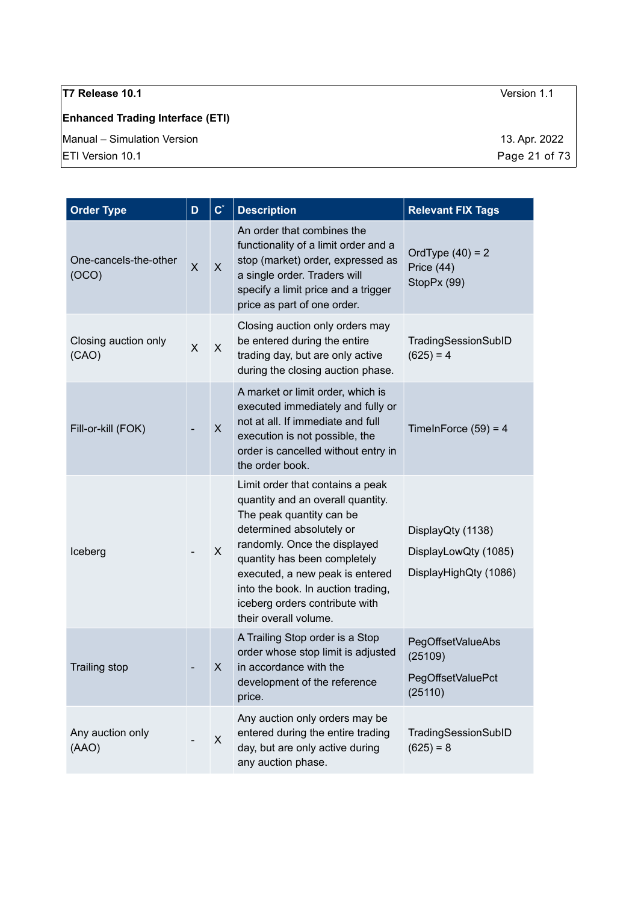| Order Type | D | C* | Description | Relevant FIX Tags |
|---|---|---|---|---|
| One-cancels-the-other (OCO) | X | X | An order that combines the functionality of a limit order and a stop (market) order, expressed as a single order. Traders will specify a limit price and a trigger price as part of one order. | OrdType (40) = 2<br>Price (44)<br>StopPx (99) |
| Closing auction only (CAO) | X | X | Closing auction only orders may be entered during the entire trading day, but are only active during the closing auction phase. | TradingSessionSubID (625) = 4 |
| Fill-or-kill (FOK) | - | X | A market or limit order, which is executed immediately and fully or not at all. If immediate and full execution is not possible, the order is cancelled without entry in the order book. | TimeInForce (59) = 4 |
| Iceberg | - | X | Limit order that contains a peak quantity and an overall quantity. The peak quantity can be determined absolutely or randomly. Once the displayed quantity has been completely executed, a new peak is entered into the book. In auction trading, iceberg orders contribute with their overall volume. | DisplayQty (1138)<br>DisplayLowQty (1085)<br>DisplayHighQty (1086) |
| Trailing stop | - | X | A Trailing Stop order is a Stop order whose stop limit is adjusted in accordance with the development of the reference price. | PegOffsetValueAbs (25109)<br>PegOffsetValuePct (25110) |
| Any auction only (AAO) | - | X | Any auction only orders may be entered during the entire trading day, but are only active during any auction phase. | TradingSessionSubID (625) = 8 |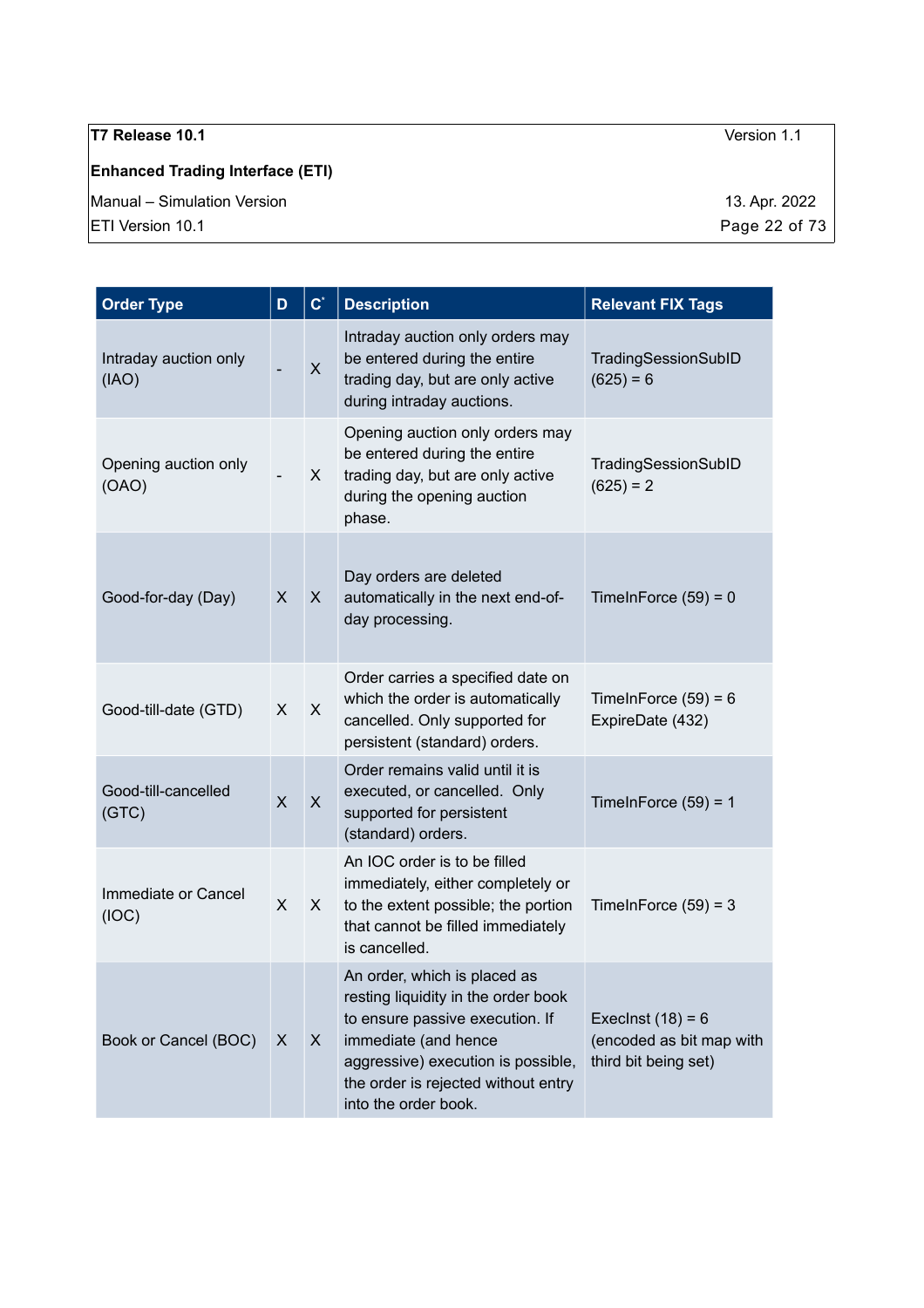| Order Type | D | C* | Description | Relevant FIX Tags |
|---|---|---|---|---|
| Intraday auction only (IAO) | - | X | Intraday auction only orders may be entered during the entire trading day, but are only active during intraday auctions. | TradingSessionSubID (625) = 6 |
| Opening auction only (OAO) | - | X | Opening auction only orders may be entered during the entire trading day, but are only active during the opening auction phase. | TradingSessionSubID (625) = 2 |
| Good-for-day (Day) | X | X | Day orders are deleted automatically in the next end-of-day processing. | TimeInForce (59) = 0 |
| Good-till-date (GTD) | X | X | Order carries a specified date on which the order is automatically cancelled. Only supported for persistent (standard) orders. | TimeInForce (59) = 6 ExpireDate (432) |
| Good-till-cancelled (GTC) | X | X | Order remains valid until it is executed, or cancelled. Only supported for persistent (standard) orders. | TimeInForce (59) = 1 |
| Immediate or Cancel (IOC) | X | X | An IOC order is to be filled immediately, either completely or to the extent possible; the portion that cannot be filled immediately is cancelled. | TimeInForce (59) = 3 |
| Book or Cancel (BOC) | X | X | An order, which is placed as resting liquidity in the order book to ensure passive execution. If immediate (and hence aggressive) execution is possible, the order is rejected without entry into the order book. | ExecInst (18) = 6 (encoded as bit map with third bit being set) |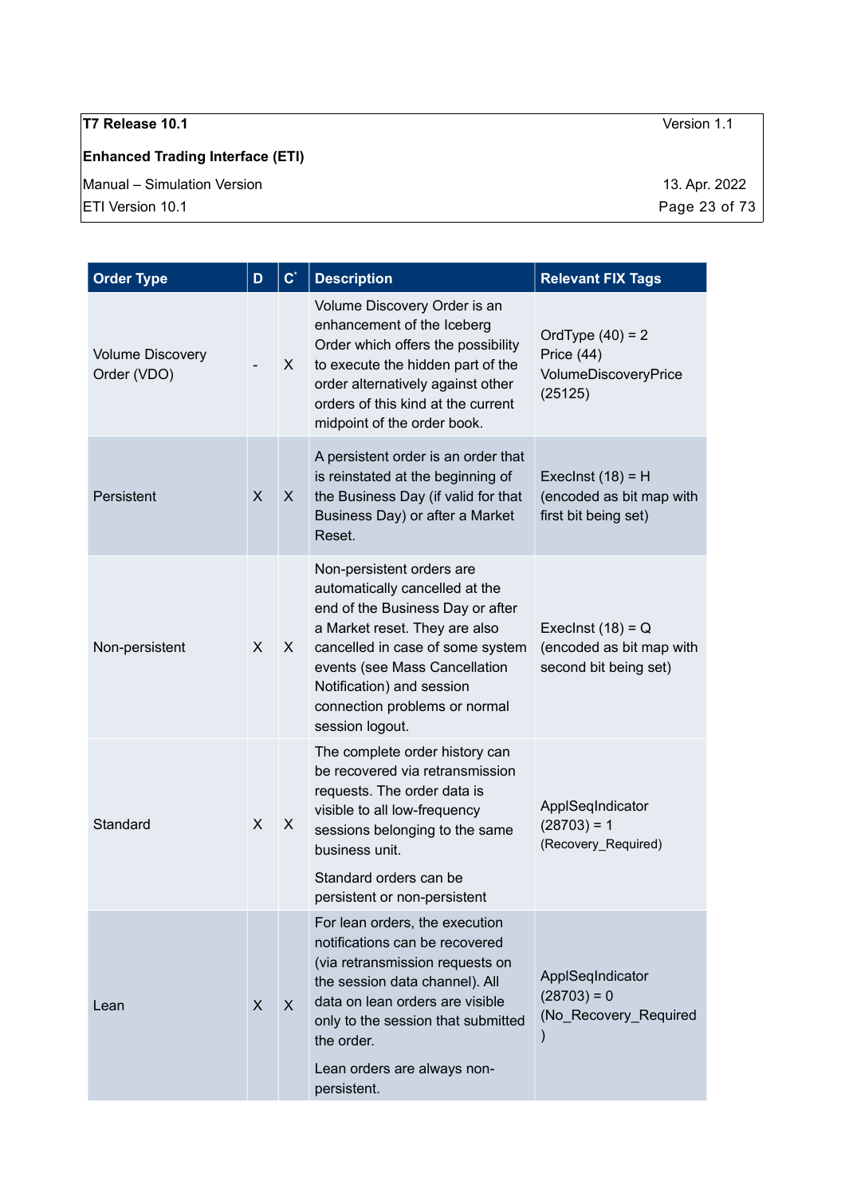| Order Type | D | C* | Description | Relevant FIX Tags |
|---|---|---|---|---|
| Volume Discovery Order (VDO) | - | X | Volume Discovery Order is an enhancement of the Iceberg Order which offers the possibility to execute the hidden part of the order alternatively against other orders of this kind at the current midpoint of the order book. | OrdType (40) = 2<br>Price (44)<br>VolumeDiscoveryPrice (25125) |
| Persistent | X | X | A persistent order is an order that is reinstated at the beginning of the Business Day (if valid for that Business Day) or after a Market Reset. | ExecInst (18) = H (encoded as bit map with first bit being set) |
| Non-persistent | X | X | Non-persistent orders are automatically cancelled at the end of the Business Day or after a Market reset. They are also cancelled in case of some system events (see Mass Cancellation Notification) and session connection problems or normal session logout. | ExecInst (18) = Q (encoded as bit map with second bit being set) |
| Standard | X | X | The complete order history can be recovered via retransmission requests. The order data is visible to all low-frequency sessions belonging to the same business unit.<br><br>Standard orders can be persistent or non-persistent | ApplSeqIndicator (28703) = 1 (Recovery_Required) |
| Lean | X | X | For lean orders, the execution notifications can be recovered (via retransmission requests on the session data channel). All data on lean orders are visible only to the session that submitted the order.<br><br>Lean orders are always non-persistent. | ApplSeqIndicator (28703) = 0 (No_Recovery_Required) |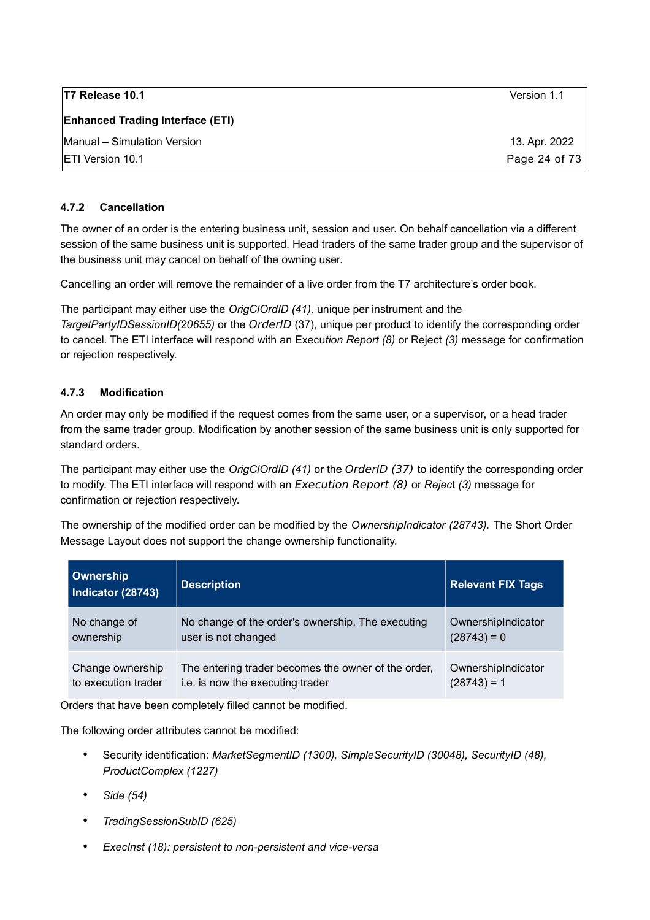### 4.7.2 Cancellation

The owner of an order is the entering business unit, session and user. On behalf cancellation via a different session of the same business unit is supported. Head traders of the same trader group and the supervisor of the business unit may cancel on behalf of the owning user.

Cancelling an order will remove the remainder of a live order from the T7 architecture's order book.

The participant may either use the *OrigClOrdID (41),* unique per instrument and the *TargetPartyIDSessionID(20655)* or the *OrderID* (37), unique per product to identify the corresponding order to cancel. The ETI interface will respond with an Execu*tion Report (8)* or Reject *(3)* message for confirmation or rejection respectively.

### 4.7.3 Modification

An order may only be modified if the request comes from the same user, or a supervisor, or a head trader from the same trader group. Modification by another session of the same business unit is only supported for standard orders.

The participant may either use the *OrigClOrdID (41)* or the *OrderID (37)* to identify the corresponding order to modify. The ETI interface will respond with an *Execution Report (8)* or *Reject (3)* message for confirmation or rejection respectively.

The ownership of the modified order can be modified by the *OwnershipIndicator (28743).* The Short Order Message Layout does not support the change ownership functionality.

| Ownership Indicator (28743) | Description | Relevant FIX Tags |
|---|---|---|
| No change of ownership | No change of the order's ownership. The executing user is not changed | OwnershipIndicator (28743) = 0 |
| Change ownership to execution trader | The entering trader becomes the owner of the order, i.e. is now the executing trader | OwnershipIndicator (28743) = 1 |

Orders that have been completely filled cannot be modified.

The following order attributes cannot be modified:

- Security identification: *MarketSegmentID (1300), SimpleSecurityID (30048), SecurityID (48), ProductComplex (1227)*
- *Side (54)*
- *TradingSessionSubID (625)*
- *ExecInst (18): persistent to non-persistent and vice-versa*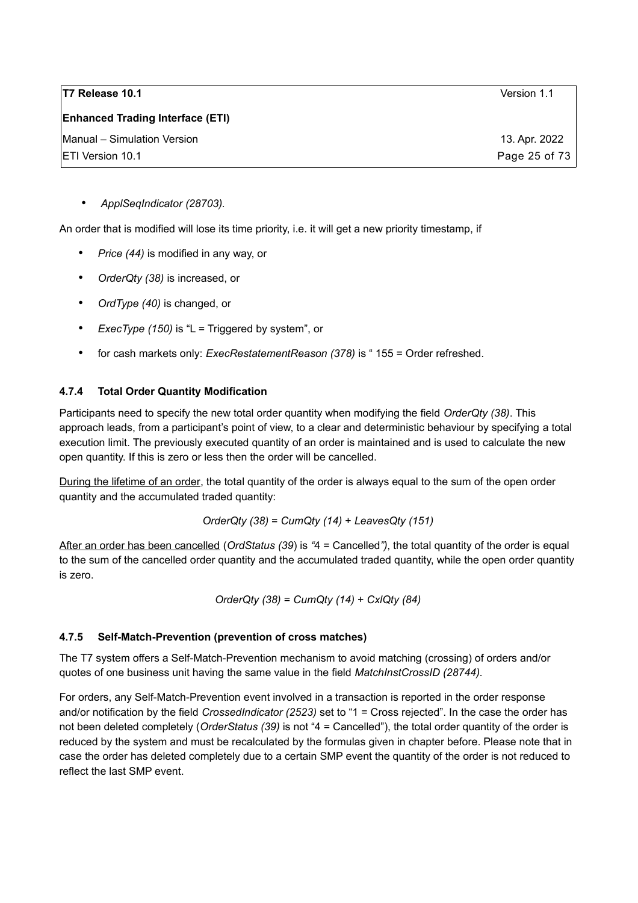- *ApplSeqIndicator (28703).*

An order that is modified will lose its time priority, i.e. it will get a new priority timestamp, if

- *Price (44)* is modified in any way, or
- *OrderQty (38)* is increased, or
- *OrdType (40)* is changed, or
- *ExecType (150)* is "L = Triggered by system", or
- for cash markets only: *ExecRestatementReason (378)* is " 155 = Order refreshed.

### 4.7.4 Total Order Quantity Modification

Participants need to specify the new total order quantity when modifying the field *OrderQty (38)*. This approach leads, from a participant's point of view, to a clear and deterministic behaviour by specifying a total execution limit. The previously executed quantity of an order is maintained and is used to calculate the new open quantity. If this is zero or less then the order will be cancelled.

<u>During the lifetime of an order</u>, the total quantity of the order is always equal to the sum of the open order quantity and the accumulated traded quantity:

*OrderQty (38) = CumQty (14) + LeavesQty (151)*

<u>After an order has been cancelled</u> (*OrdStatus (39)* is "4 = Cancelled"), the total quantity of the order is equal to the sum of the cancelled order quantity and the accumulated traded quantity, while the open order quantity is zero.

*OrderQty (38) = CumQty (14) + CxlQty (84)*

### 4.7.5 Self-Match-Prevention (prevention of cross matches)

The T7 system offers a Self-Match-Prevention mechanism to avoid matching (crossing) of orders and/or quotes of one business unit having the same value in the field *MatchInstCrossID (28744).*

For orders, any Self-Match-Prevention event involved in a transaction is reported in the order response and/or notification by the field *CrossedIndicator (2523)* set to "1 = Cross rejected". In the case the order has not been deleted completely (*OrderStatus (39)* is not "4 = Cancelled"), the total order quantity of the order is reduced by the system and must be recalculated by the formulas given in chapter before. Please note that in case the order has deleted completely due to a certain SMP event the quantity of the order is not reduced to reflect the last SMP event.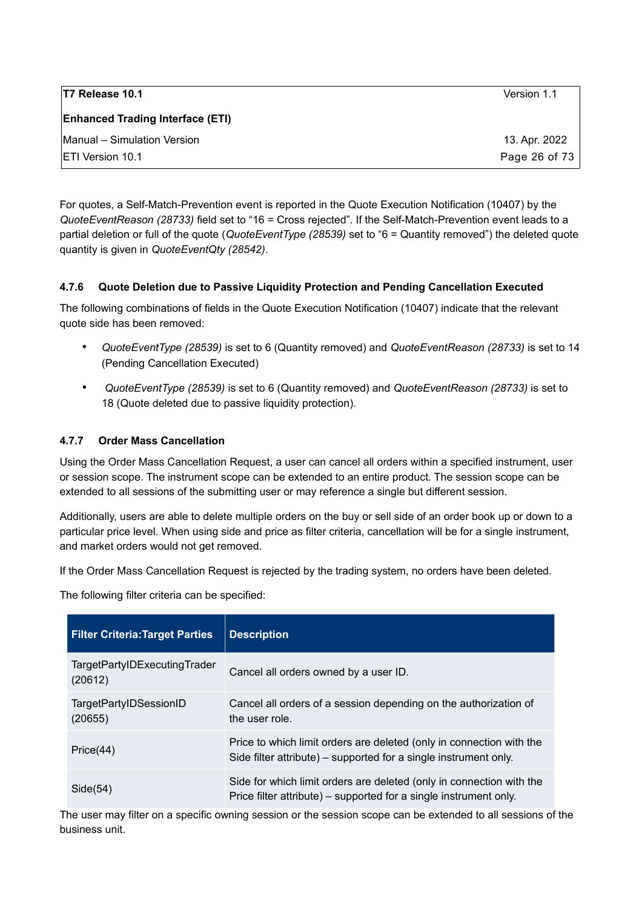For quotes, a Self-Match-Prevention event is reported in the Quote Execution Notification (10407) by the *QuoteEventReason (28733)* field set to "16 = Cross rejected". If the Self-Match-Prevention event leads to a partial deletion or full of the quote (*QuoteEventType (28539)* set to "6 = Quantity removed") the deleted quote quantity is given in *QuoteEventQty (28542)*.

### 4.7.6 Quote Deletion due to Passive Liquidity Protection and Pending Cancellation Executed

The following combinations of fields in the Quote Execution Notification (10407) indicate that the relevant quote side has been removed:

- *QuoteEventType (28539)* is set to 6 (Quantity removed) and *QuoteEventReason (28733)* is set to 14 (Pending Cancellation Executed)
- *QuoteEventType (28539)* is set to 6 (Quantity removed) and *QuoteEventReason (28733)* is set to 18 (Quote deleted due to passive liquidity protection).

### 4.7.7 Order Mass Cancellation

Using the Order Mass Cancellation Request, a user can cancel all orders within a specified instrument, user or session scope. The instrument scope can be extended to an entire product. The session scope can be extended to all sessions of the submitting user or may reference a single but different session.

Additionally, users are able to delete multiple orders on the buy or sell side of an order book up or down to a particular price level. When using side and price as filter criteria, cancellation will be for a single instrument, and market orders would not get removed.

If the Order Mass Cancellation Request is rejected by the trading system, no orders have been deleted.

The following filter criteria can be specified:

| Filter Criteria:Target Parties | Description |
|---|---|
| TargetPartyIDExecutingTrader (20612) | Cancel all orders owned by a user ID. |
| TargetPartyIDSessionID (20655) | Cancel all orders of a session depending on the authorization of the user role. |
| Price(44) | Price to which limit orders are deleted (only in connection with the Side filter attribute) – supported for a single instrument only. |
| Side(54) | Side for which limit orders are deleted (only in connection with the Price filter attribute) – supported for a single instrument only. |

The user may filter on a specific owning session or the session scope can be extended to all sessions of the business unit.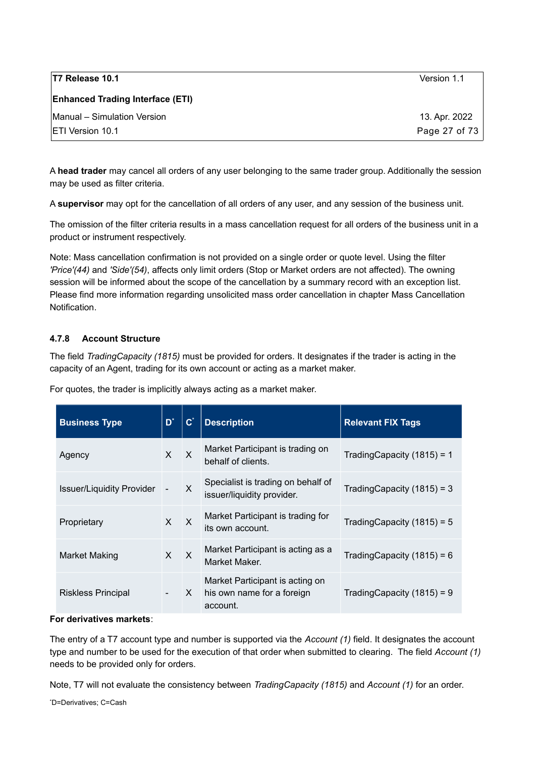A **head trader** may cancel all orders of any user belonging to the same trader group. Additionally the session may be used as filter criteria.

A **supervisor** may opt for the cancellation of all orders of any user, and any session of the business unit.

The omission of the filter criteria results in a mass cancellation request for all orders of the business unit in a product or instrument respectively.

Note: Mass cancellation confirmation is not provided on a single order or quote level. Using the filter *'Price'(44)* and *'Side'(54)*, affects only limit orders (Stop or Market orders are not affected). The owning session will be informed about the scope of the cancellation by a summary record with an exception list. Please find more information regarding unsolicited mass order cancellation in chapter Mass Cancellation Notification.

### 4.7.8 Account Structure

The field *TradingCapacity (1815)* must be provided for orders. It designates if the trader is acting in the capacity of an Agent, trading for its own account or acting as a market maker.

For quotes, the trader is implicitly always acting as a market maker.

| Business Type | D* | C* | Description | Relevant FIX Tags |
|---|---|---|---|---|
| Agency | X | X | Market Participant is trading on behalf of clients. | TradingCapacity (1815) = 1 |
| Issuer/Liquidity Provider | - | X | Specialist is trading on behalf of issuer/liquidity provider. | TradingCapacity (1815) = 3 |
| Proprietary | X | X | Market Participant is trading for its own account. | TradingCapacity (1815) = 5 |
| Market Making | X | X | Market Participant is acting as a Market Maker. | TradingCapacity (1815) = 6 |
| Riskless Principal | - | X | Market Participant is acting on his own name for a foreign account. | TradingCapacity (1815) = 9 |

**For derivatives markets**:

The entry of a T7 account type and number is supported via the *Account (1)* field. It designates the account type and number to be used for the execution of that order when submitted to clearing. The field *Account (1)* needs to be provided only for orders.

Note, T7 will not evaluate the consistency between *TradingCapacity (1815)* and *Account (1)* for an order.

*D=Derivatives; C=Cash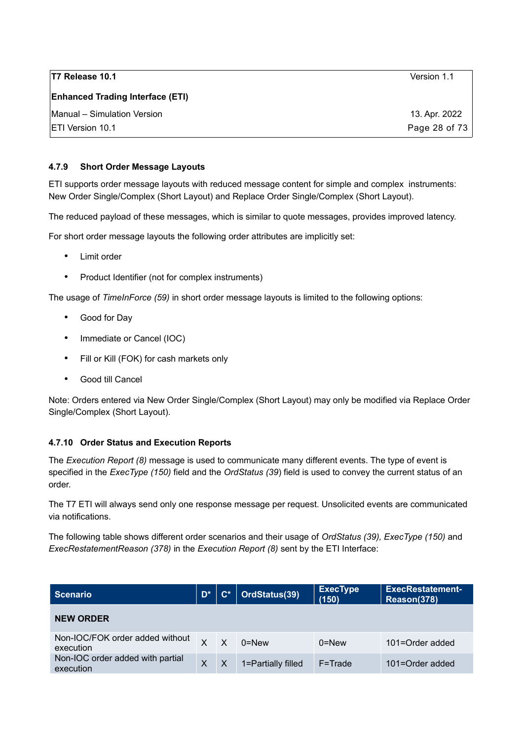#### 4.7.9 Short Order Message Layouts

ETI supports order message layouts with reduced message content for simple and complex instruments: New Order Single/Complex (Short Layout) and Replace Order Single/Complex (Short Layout).

The reduced payload of these messages, which is similar to quote messages, provides improved latency.

For short order message layouts the following order attributes are implicitly set:

- Limit order
- Product Identifier (not for complex instruments)

The usage of *TimeInForce (59)* in short order message layouts is limited to the following options:

- Good for Day
- Immediate or Cancel (IOC)
- Fill or Kill (FOK) for cash markets only
- Good till Cancel

Note: Orders entered via New Order Single/Complex (Short Layout) may only be modified via Replace Order Single/Complex (Short Layout).

#### 4.7.10 Order Status and Execution Reports

The *Execution Report (8)* message is used to communicate many different events. The type of event is specified in the *ExecType (150)* field and the *OrdStatus (39*) field is used to convey the current status of an order.

The T7 ETI will always send only one response message per request. Unsolicited events are communicated via notifications.

The following table shows different order scenarios and their usage of *OrdStatus (39), ExecType (150)* and *ExecRestatementReason (378)* in the *Execution Report (8)* sent by the ETI Interface:

| Scenario | D* | C* | OrdStatus(39) | ExecType (150) | ExecRestatement-Reason(378) |
|---|---|---|---|---|---|
| **NEW ORDER** | | | | | |
| Non-IOC/FOK order added without execution | X | X | 0=New | 0=New | 101=Order added |
| Non-IOC order added with partial execution | X | X | 1=Partially filled | F=Trade | 101=Order added |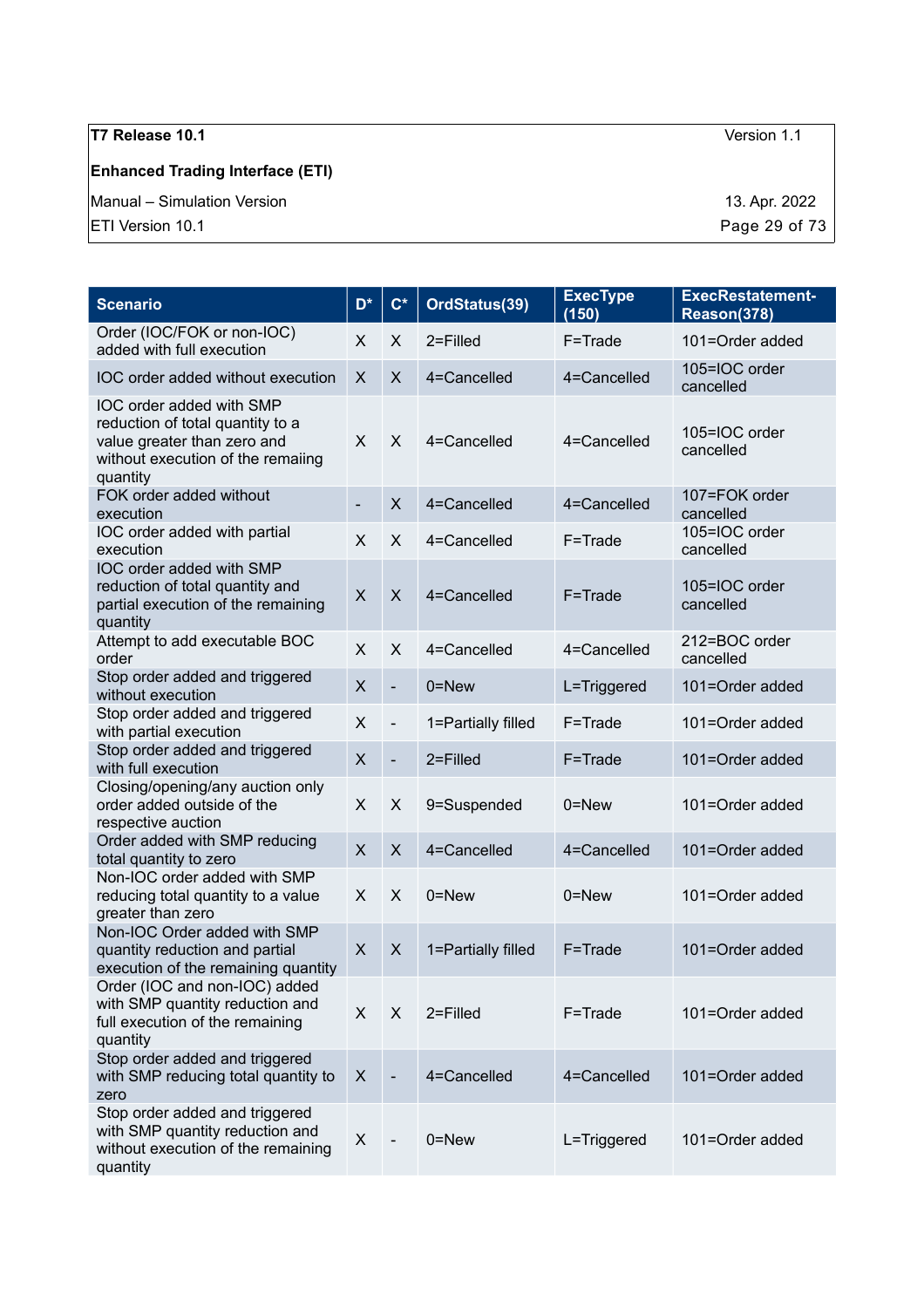| Scenario | D* | C* | OrdStatus(39) | ExecType (150) | ExecRestatement-Reason(378) |
|---|---|---|---|---|---|
| Order (IOC/FOK or non-IOC) added with full execution | X | X | 2=Filled | F=Trade | 101=Order added |
| IOC order added without execution | X | X | 4=Cancelled | 4=Cancelled | 105=IOC order cancelled |
| IOC order added with SMP reduction of total quantity to a value greater than zero and without execution of the remaiing quantity | X | X | 4=Cancelled | 4=Cancelled | 105=IOC order cancelled |
| FOK order added without execution | - | X | 4=Cancelled | 4=Cancelled | 107=FOK order cancelled |
| IOC order added with partial execution | X | X | 4=Cancelled | F=Trade | 105=IOC order cancelled |
| IOC order added with SMP reduction of total quantity and partial execution of the remaining quantity | X | X | 4=Cancelled | F=Trade | 105=IOC order cancelled |
| Attempt to add executable BOC order | X | X | 4=Cancelled | 4=Cancelled | 212=BOC order cancelled |
| Stop order added and triggered without execution | X | - | 0=New | L=Triggered | 101=Order added |
| Stop order added and triggered with partial execution | X | - | 1=Partially filled | F=Trade | 101=Order added |
| Stop order added and triggered with full execution | X | - | 2=Filled | F=Trade | 101=Order added |
| Closing/opening/any auction only order added outside of the respective auction | X | X | 9=Suspended | 0=New | 101=Order added |
| Order added with SMP reducing total quantity to zero | X | X | 4=Cancelled | 4=Cancelled | 101=Order added |
| Non-IOC order added with SMP reducing total quantity to a value greater than zero | X | X | 0=New | 0=New | 101=Order added |
| Non-IOC Order added with SMP quantity reduction and partial execution of the remaining quantity | X | X | 1=Partially filled | F=Trade | 101=Order added |
| Order (IOC and non-IOC) added with SMP quantity reduction and full execution of the remaining quantity | X | X | 2=Filled | F=Trade | 101=Order added |
| Stop order added and triggered with SMP reducing total quantity to zero | X | - | 4=Cancelled | 4=Cancelled | 101=Order added |
| Stop order added and triggered with SMP quantity reduction and without execution of the remaining quantity | X | - | 0=New | L=Triggered | 101=Order added |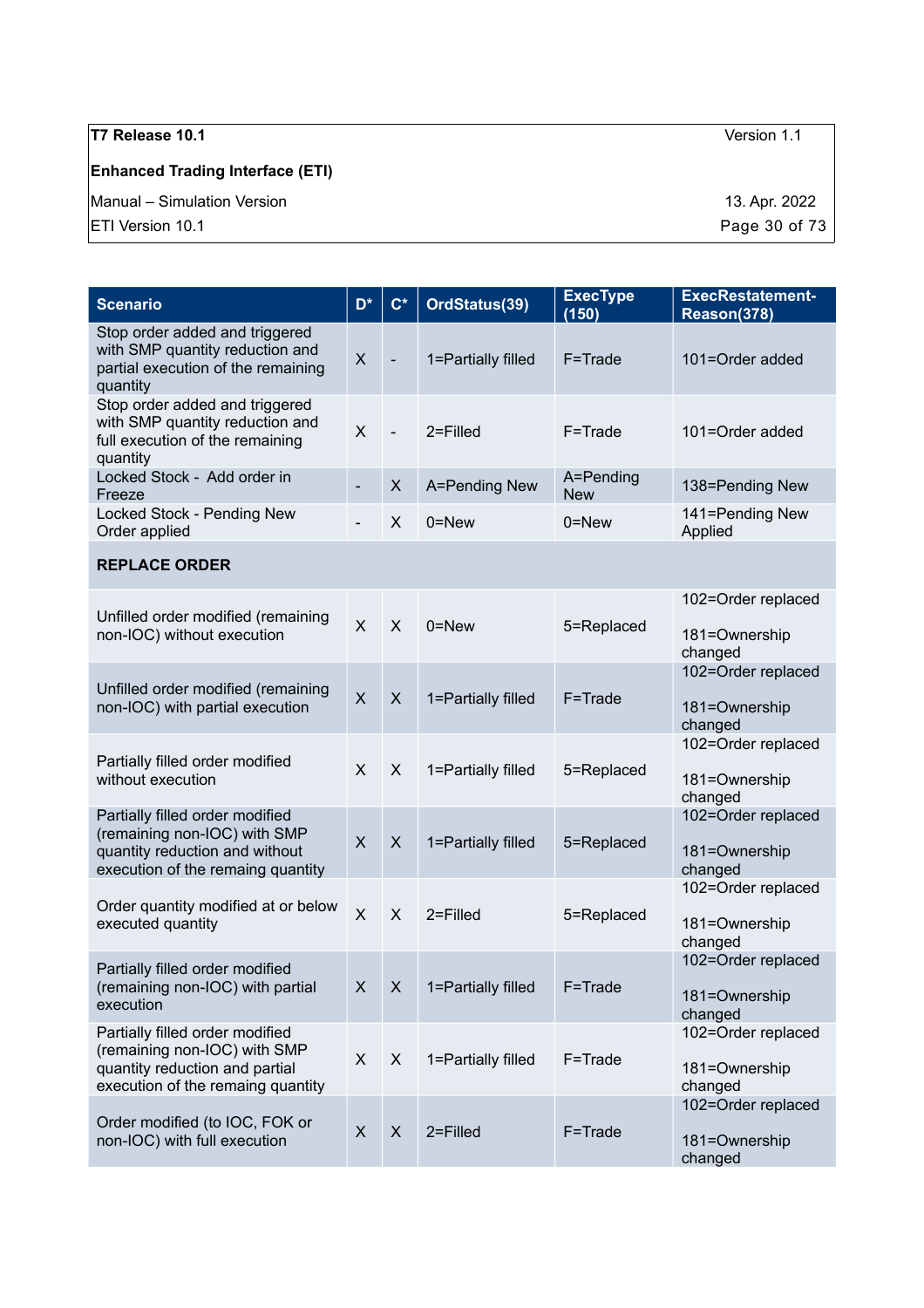| Scenario | D* | C* | OrdStatus(39) | ExecType (150) | ExecRestatement-Reason(378) |
| --- | --- | --- | --- | --- | --- |
| Stop order added and triggered with SMP quantity reduction and partial execution of the remaining quantity | X | - | 1=Partially filled | F=Trade | 101=Order added |
| Stop order added and triggered with SMP quantity reduction and full execution of the remaining quantity | X | - | 2=Filled | F=Trade | 101=Order added |
| Locked Stock - Add order in Freeze | - | X | A=Pending New | A=Pending New | 138=Pending New |
| Locked Stock - Pending New Order applied | - | X | 0=New | 0=New | 141=Pending New Applied |
| **REPLACE ORDER** | | | | | |
| Unfilled order modified (remaining non-IOC) without execution | X | X | 0=New | 5=Replaced | 102=Order replaced<br><br>181=Ownership changed |
| Unfilled order modified (remaining non-IOC) with partial execution | X | X | 1=Partially filled | F=Trade | 102=Order replaced<br><br>181=Ownership changed |
| Partially filled order modified without execution | X | X | 1=Partially filled | 5=Replaced | 102=Order replaced<br><br>181=Ownership changed |
| Partially filled order modified (remaining non-IOC) with SMP quantity reduction and without execution of the remaing quantity | X | X | 1=Partially filled | 5=Replaced | 102=Order replaced<br><br>181=Ownership changed |
| Order quantity modified at or below executed quantity | X | X | 2=Filled | 5=Replaced | 102=Order replaced<br><br>181=Ownership changed |
| Partially filled order modified (remaining non-IOC) with partial execution | X | X | 1=Partially filled | F=Trade | 102=Order replaced<br><br>181=Ownership changed |
| Partially filled order modified (remaining non-IOC) with SMP quantity reduction and partial execution of the remaing quantity | X | X | 1=Partially filled | F=Trade | 102=Order replaced<br><br>181=Ownership changed |
| Order modified (to IOC, FOK or non-IOC) with full execution | X | X | 2=Filled | F=Trade | 102=Order replaced<br><br>181=Ownership changed |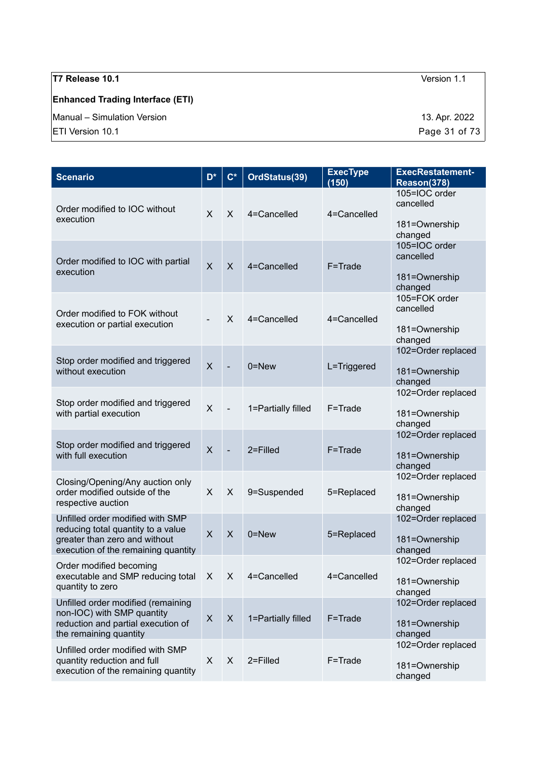| Scenario | D* | C* | OrdStatus(39) | ExecType (150) | ExecRestatement-Reason(378) |
|---|---|---|---|---|---|
| Order modified to IOC without execution | X | X | 4=Cancelled | 4=Cancelled | 105=IOC order cancelled<br><br>181=Ownership changed |
| Order modified to IOC with partial execution | X | X | 4=Cancelled | F=Trade | 105=IOC order cancelled<br><br>181=Ownership changed |
| Order modified to FOK without execution or partial execution | - | X | 4=Cancelled | 4=Cancelled | 105=FOK order cancelled<br><br>181=Ownership changed |
| Stop order modified and triggered without execution | X | - | 0=New | L=Triggered | 102=Order replaced<br><br>181=Ownership changed |
| Stop order modified and triggered with partial execution | X | - | 1=Partially filled | F=Trade | 102=Order replaced<br><br>181=Ownership changed |
| Stop order modified and triggered with full execution | X | - | 2=Filled | F=Trade | 102=Order replaced<br><br>181=Ownership changed |
| Closing/Opening/Any auction only order modified outside of the respective auction | X | X | 9=Suspended | 5=Replaced | 102=Order replaced<br><br>181=Ownership changed |
| Unfilled order modified with SMP reducing total quantity to a value greater than zero and without execution of the remaining quantity | X | X | 0=New | 5=Replaced | 102=Order replaced<br><br>181=Ownership changed |
| Order modified becoming executable and SMP reducing total quantity to zero | X | X | 4=Cancelled | 4=Cancelled | 102=Order replaced<br><br>181=Ownership changed |
| Unfilled order modified (remaining non-IOC) with SMP quantity reduction and partial execution of the remaining quantity | X | X | 1=Partially filled | F=Trade | 102=Order replaced<br><br>181=Ownership changed |
| Unfilled order modified with SMP quantity reduction and full execution of the remaining quantity | X | X | 2=Filled | F=Trade | 102=Order replaced<br><br>181=Ownership changed |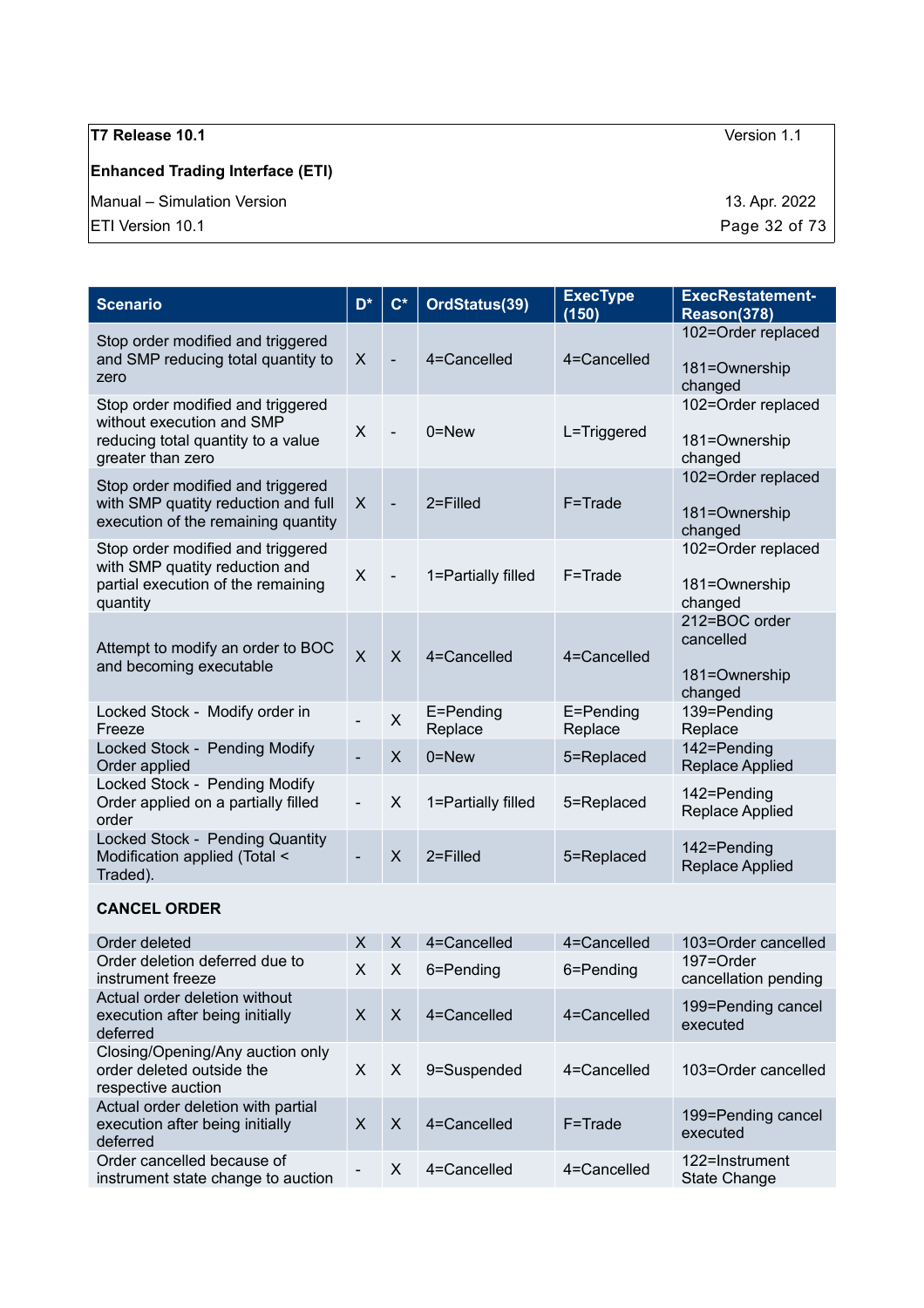| Scenario | D* | C* | OrdStatus(39) | ExecType (150) | ExecRestatement-Reason(378) |
|---|---|---|---|---|---|
| Stop order modified and triggered and SMP reducing total quantity to zero | X | - | 4=Cancelled | 4=Cancelled | 102=Order replaced<br><br>181=Ownership changed |
| Stop order modified and triggered without execution and SMP reducing total quantity to a value greater than zero | X | - | 0=New | L=Triggered | 102=Order replaced<br><br>181=Ownership changed |
| Stop order modified and triggered with SMP quatity reduction and full execution of the remaining quantity | X | - | 2=Filled | F=Trade | 102=Order replaced<br><br>181=Ownership changed |
| Stop order modified and triggered with SMP quatity reduction and partial execution of the remaining quantity | X | - | 1=Partially filled | F=Trade | 102=Order replaced<br><br>181=Ownership changed |
| Attempt to modify an order to BOC and becoming executable | X | X | 4=Cancelled | 4=Cancelled | 212=BOC order cancelled<br><br>181=Ownership changed |
| Locked Stock - Modify order in Freeze | - | X | E=Pending Replace | E=Pending Replace | 139=Pending Replace |
| Locked Stock - Pending Modify Order applied | - | X | 0=New | 5=Replaced | 142=Pending Replace Applied |
| Locked Stock - Pending Modify Order applied on a partially filled order | - | X | 1=Partially filled | 5=Replaced | 142=Pending Replace Applied |
| Locked Stock - Pending Quantity Modification applied (Total < Traded). | - | X | 2=Filled | 5=Replaced | 142=Pending Replace Applied |
| **CANCEL ORDER** | | | | | |
| Order deleted | X | X | 4=Cancelled | 4=Cancelled | 103=Order cancelled |
| Order deletion deferred due to instrument freeze | X | X | 6=Pending | 6=Pending | 197=Order cancellation pending |
| Actual order deletion without execution after being initially deferred | X | X | 4=Cancelled | 4=Cancelled | 199=Pending cancel executed |
| Closing/Opening/Any auction only order deleted outside the respective auction | X | X | 9=Suspended | 4=Cancelled | 103=Order cancelled |
| Actual order deletion with partial execution after being initially deferred | X | X | 4=Cancelled | F=Trade | 199=Pending cancel executed |
| Order cancelled because of instrument state change to auction | - | X | 4=Cancelled | 4=Cancelled | 122=Instrument State Change |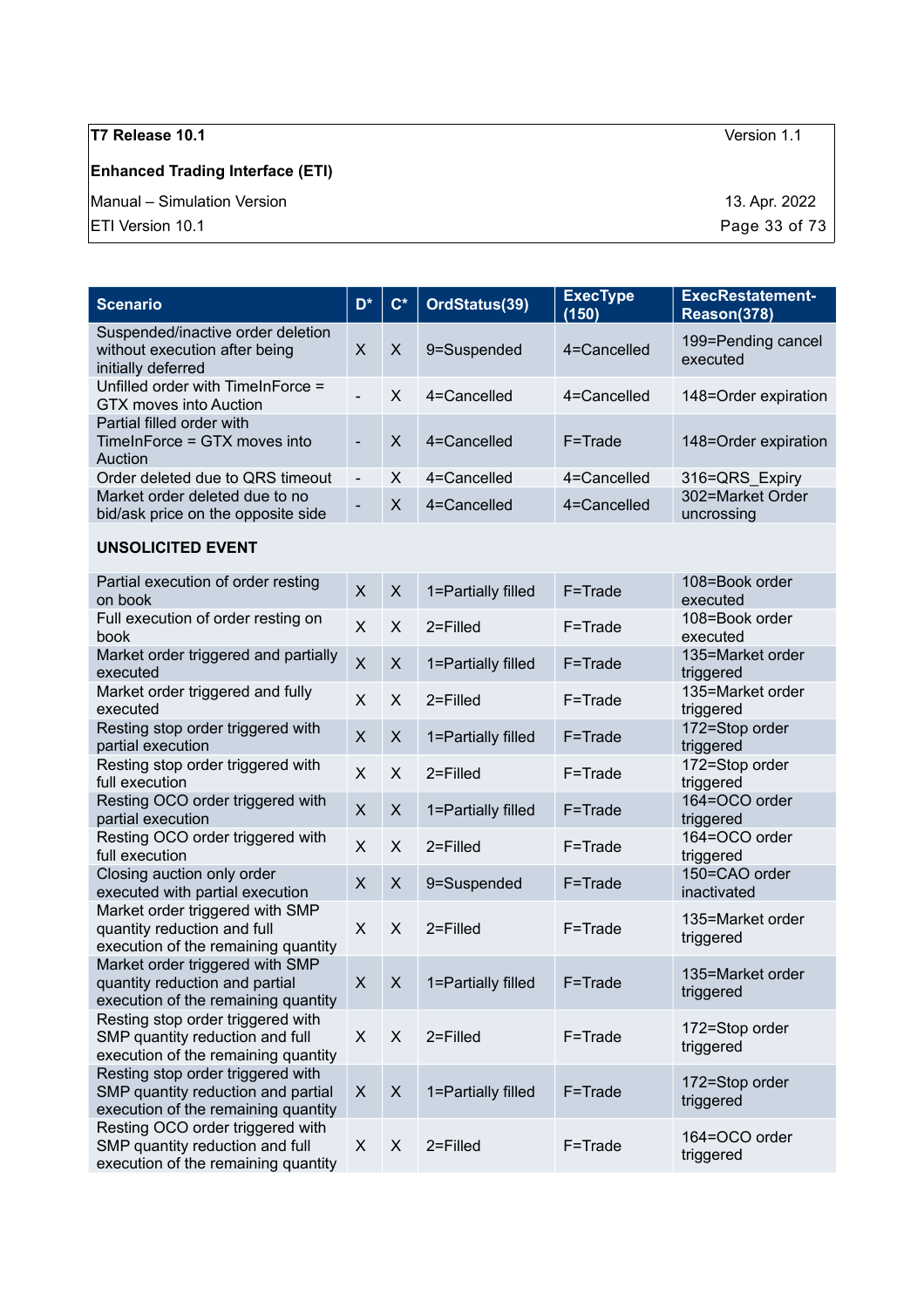| Scenario | D* | C* | OrdStatus(39) | ExecType (150) | ExecRestatement-Reason(378) |
|---|---|---|---|---|---|
| Suspended/inactive order deletion without execution after being initially deferred | X | X | 9=Suspended | 4=Cancelled | 199=Pending cancel executed |
| Unfilled order with TimeInForce = GTX moves into Auction | - | X | 4=Cancelled | 4=Cancelled | 148=Order expiration |
| Partial filled order with TimeInForce = GTX moves into Auction | - | X | 4=Cancelled | F=Trade | 148=Order expiration |
| Order deleted due to QRS timeout | - | X | 4=Cancelled | 4=Cancelled | 316=QRS_Expiry |
| Market order deleted due to no bid/ask price on the opposite side | - | X | 4=Cancelled | 4=Cancelled | 302=Market Order uncrossing |
| **UNSOLICITED EVENT** | | | | | |
| Partial execution of order resting on book | X | X | 1=Partially filled | F=Trade | 108=Book order executed |
| Full execution of order resting on book | X | X | 2=Filled | F=Trade | 108=Book order executed |
| Market order triggered and partially executed | X | X | 1=Partially filled | F=Trade | 135=Market order triggered |
| Market order triggered and fully executed | X | X | 2=Filled | F=Trade | 135=Market order triggered |
| Resting stop order triggered with partial execution | X | X | 1=Partially filled | F=Trade | 172=Stop order triggered |
| Resting stop order triggered with full execution | X | X | 2=Filled | F=Trade | 172=Stop order triggered |
| Resting OCO order triggered with partial execution | X | X | 1=Partially filled | F=Trade | 164=OCO order triggered |
| Resting OCO order triggered with full execution | X | X | 2=Filled | F=Trade | 164=OCO order triggered |
| Closing auction only order executed with partial execution | X | X | 9=Suspended | F=Trade | 150=CAO order inactivated |
| Market order triggered with SMP quantity reduction and full execution of the remaining quantity | X | X | 2=Filled | F=Trade | 135=Market order triggered |
| Market order triggered with SMP quantity reduction and partial execution of the remaining quantity | X | X | 1=Partially filled | F=Trade | 135=Market order triggered |
| Resting stop order triggered with SMP quantity reduction and full execution of the remaining quantity | X | X | 2=Filled | F=Trade | 172=Stop order triggered |
| Resting stop order triggered with SMP quantity reduction and partial execution of the remaining quantity | X | X | 1=Partially filled | F=Trade | 172=Stop order triggered |
| Resting OCO order triggered with SMP quantity reduction and full execution of the remaining quantity | X | X | 2=Filled | F=Trade | 164=OCO order triggered |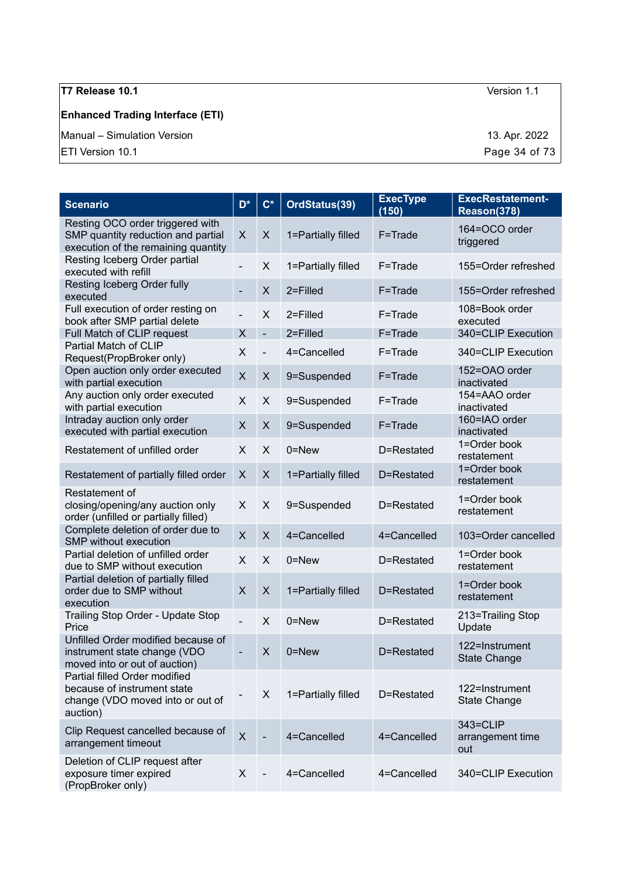| Scenario | D* | C* | OrdStatus(39) | ExecType (150) | ExecRestatement-Reason(378) |
|---|---|---|---|---|---|
| Resting OCO order triggered with SMP quantity reduction and partial execution of the remaining quantity | X | X | 1=Partially filled | F=Trade | 164=OCO order triggered |
| Resting Iceberg Order partial executed with refill | - | X | 1=Partially filled | F=Trade | 155=Order refreshed |
| Resting Iceberg Order fully executed | - | X | 2=Filled | F=Trade | 155=Order refreshed |
| Full execution of order resting on book after SMP partial delete | - | X | 2=Filled | F=Trade | 108=Book order executed |
| Full Match of CLIP request | X | - | 2=Filled | F=Trade | 340=CLIP Execution |
| Partial Match of CLIP Request(PropBroker only) | X | - | 4=Cancelled | F=Trade | 340=CLIP Execution |
| Open auction only order executed with partial execution | X | X | 9=Suspended | F=Trade | 152=OAO order inactivated |
| Any auction only order executed with partial execution | X | X | 9=Suspended | F=Trade | 154=AAO order inactivated |
| Intraday auction only order executed with partial execution | X | X | 9=Suspended | F=Trade | 160=IAO order inactivated |
| Restatement of unfilled order | X | X | 0=New | D=Restated | 1=Order book restatement |
| Restatement of partially filled order | X | X | 1=Partially filled | D=Restated | 1=Order book restatement |
| Restatement of closing/opening/any auction only order (unfilled or partially filled) | X | X | 9=Suspended | D=Restated | 1=Order book restatement |
| Complete deletion of order due to SMP without execution | X | X | 4=Cancelled | 4=Cancelled | 103=Order cancelled |
| Partial deletion of unfilled order due to SMP without execution | X | X | 0=New | D=Restated | 1=Order book restatement |
| Partial deletion of partially filled order due to SMP without execution | X | X | 1=Partially filled | D=Restated | 1=Order book restatement |
| Trailing Stop Order - Update Stop Price | - | X | 0=New | D=Restated | 213=Trailing Stop Update |
| Unfilled Order modified because of instrument state change (VDO moved into or out of auction) | - | X | 0=New | D=Restated | 122=Instrument State Change |
| Partial filled Order modified because of instrument state change (VDO moved into or out of auction) | - | X | 1=Partially filled | D=Restated | 122=Instrument State Change |
| Clip Request cancelled because of arrangement timeout | X | - | 4=Cancelled | 4=Cancelled | 343=CLIP arrangement time out |
| Deletion of CLIP request after exposure timer expired (PropBroker only) | X | - | 4=Cancelled | 4=Cancelled | 340=CLIP Execution |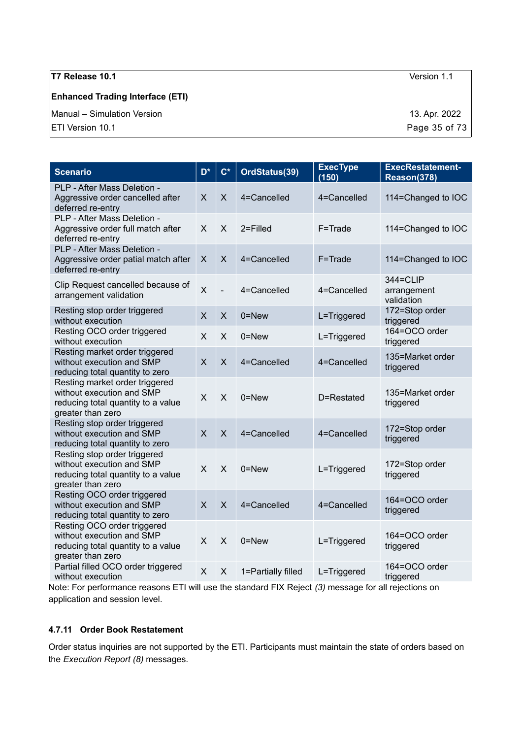| Scenario | D* | C* | OrdStatus(39) | ExecType (150) | ExecRestatement-Reason(378) |
|---|---|---|---|---|---|
| PLP - After Mass Deletion - Aggressive order cancelled after deferred re-entry | X | X | 4=Cancelled | 4=Cancelled | 114=Changed to IOC |
| PLP - After Mass Deletion - Aggressive order full match after deferred re-entry | X | X | 2=Filled | F=Trade | 114=Changed to IOC |
| PLP - After Mass Deletion - Aggressive order patial match after deferred re-entry | X | X | 4=Cancelled | F=Trade | 114=Changed to IOC |
| Clip Request cancelled because of arrangement validation | X | - | 4=Cancelled | 4=Cancelled | 344=CLIP arrangement validation |
| Resting stop order triggered without execution | X | X | 0=New | L=Triggered | 172=Stop order triggered |
| Resting OCO order triggered without execution | X | X | 0=New | L=Triggered | 164=OCO order triggered |
| Resting market order triggered without execution and SMP reducing total quantity to zero | X | X | 4=Cancelled | 4=Cancelled | 135=Market order triggered |
| Resting market order triggered without execution and SMP reducing total quantity to a value greater than zero | X | X | 0=New | D=Restated | 135=Market order triggered |
| Resting stop order triggered without execution and SMP reducing total quantity to zero | X | X | 4=Cancelled | 4=Cancelled | 172=Stop order triggered |
| Resting stop order triggered without execution and SMP reducing total quantity to a value greater than zero | X | X | 0=New | L=Triggered | 172=Stop order triggered |
| Resting OCO order triggered without execution and SMP reducing total quantity to zero | X | X | 4=Cancelled | 4=Cancelled | 164=OCO order triggered |
| Resting OCO order triggered without execution and SMP reducing total quantity to a value greater than zero | X | X | 0=New | L=Triggered | 164=OCO order triggered |
| Partial filled OCO order triggered without execution | X | X | 1=Partially filled | L=Triggered | 164=OCO order triggered |

Note: For performance reasons ETI will use the standard FIX Reject *(3)* message for all rejections on application and session level.

#### 4.7.11 Order Book Restatement

Order status inquiries are not supported by the ETI. Participants must maintain the state of orders based on the *Execution Report (8)* messages.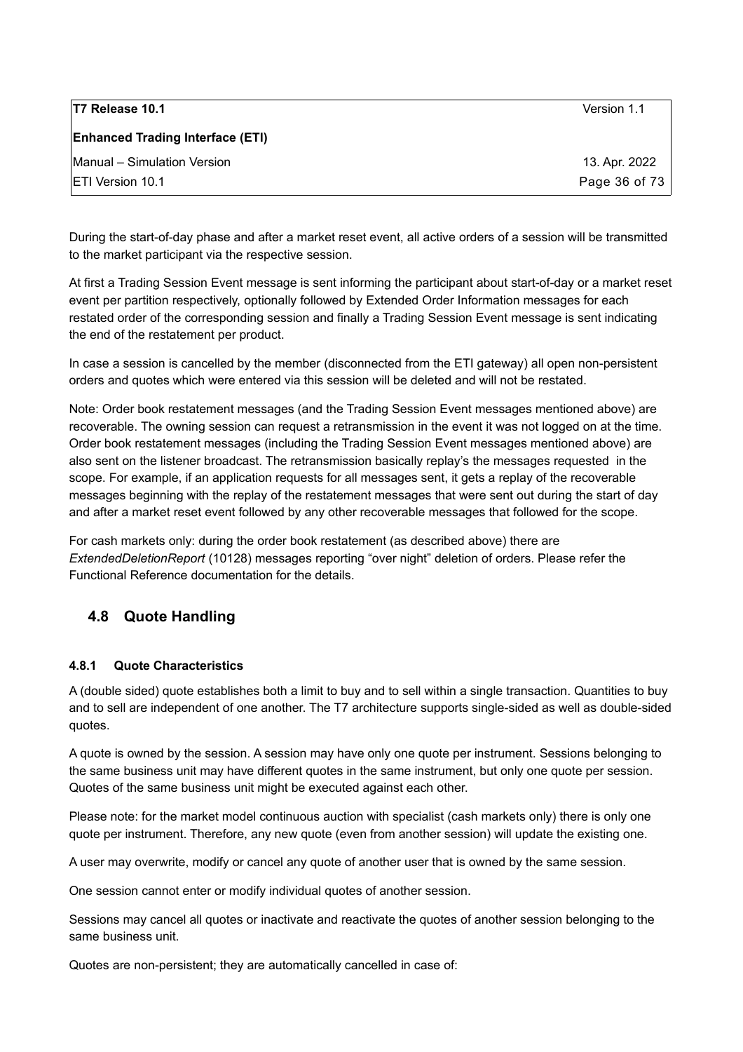During the start-of-day phase and after a market reset event, all active orders of a session will be transmitted to the market participant via the respective session.

At first a Trading Session Event message is sent informing the participant about start-of-day or a market reset event per partition respectively, optionally followed by Extended Order Information messages for each restated order of the corresponding session and finally a Trading Session Event message is sent indicating the end of the restatement per product.

In case a session is cancelled by the member (disconnected from the ETI gateway) all open non-persistent orders and quotes which were entered via this session will be deleted and will not be restated.

Note: Order book restatement messages (and the Trading Session Event messages mentioned above) are recoverable. The owning session can request a retransmission in the event it was not logged on at the time. Order book restatement messages (including the Trading Session Event messages mentioned above) are also sent on the listener broadcast. The retransmission basically replay's the messages requested in the scope. For example, if an application requests for all messages sent, it gets a replay of the recoverable messages beginning with the replay of the restatement messages that were sent out during the start of day and after a market reset event followed by any other recoverable messages that followed for the scope.

For cash markets only: during the order book restatement (as described above) there are *ExtendedDeletionReport* (10128) messages reporting "over night" deletion of orders. Please refer the Functional Reference documentation for the details.

## 4.8 Quote Handling

### 4.8.1 Quote Characteristics

A (double sided) quote establishes both a limit to buy and to sell within a single transaction. Quantities to buy and to sell are independent of one another. The T7 architecture supports single-sided as well as double-sided quotes.

A quote is owned by the session. A session may have only one quote per instrument. Sessions belonging to the same business unit may have different quotes in the same instrument, but only one quote per session. Quotes of the same business unit might be executed against each other.

Please note: for the market model continuous auction with specialist (cash markets only) there is only one quote per instrument. Therefore, any new quote (even from another session) will update the existing one.

A user may overwrite, modify or cancel any quote of another user that is owned by the same session.

One session cannot enter or modify individual quotes of another session.

Sessions may cancel all quotes or inactivate and reactivate the quotes of another session belonging to the same business unit.

Quotes are non-persistent; they are automatically cancelled in case of: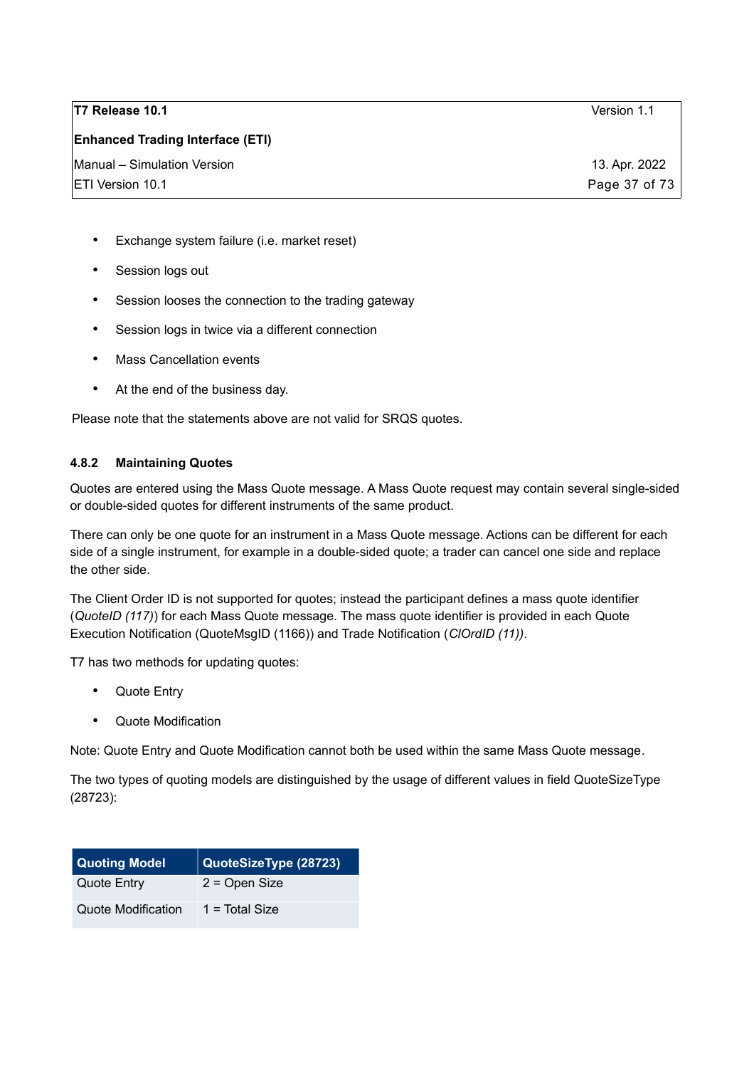- Exchange system failure (i.e. market reset)
- Session logs out
- Session looses the connection to the trading gateway
- Session logs in twice via a different connection
- Mass Cancellation events
- At the end of the business day.

Please note that the statements above are not valid for SRQS quotes.

### 4.8.2 Maintaining Quotes

Quotes are entered using the Mass Quote message. A Mass Quote request may contain several single-sided or double-sided quotes for different instruments of the same product.

There can only be one quote for an instrument in a Mass Quote message. Actions can be different for each side of a single instrument, for example in a double-sided quote; a trader can cancel one side and replace the other side.

The Client Order ID is not supported for quotes; instead the participant defines a mass quote identifier (*QuoteID (117)*) for each Mass Quote message. The mass quote identifier is provided in each Quote Execution Notification (QuoteMsgID (1166)) and Trade Notification (*ClOrdID (11))*.

T7 has two methods for updating quotes:

- Quote Entry
- Quote Modification

Note: Quote Entry and Quote Modification cannot both be used within the same Mass Quote message.

The two types of quoting models are distinguished by the usage of different values in field QuoteSizeType (28723):

| Quoting Model | QuoteSizeType (28723) |
|---|---|
| Quote Entry | 2 = Open Size |
| Quote Modification | 1 = Total Size |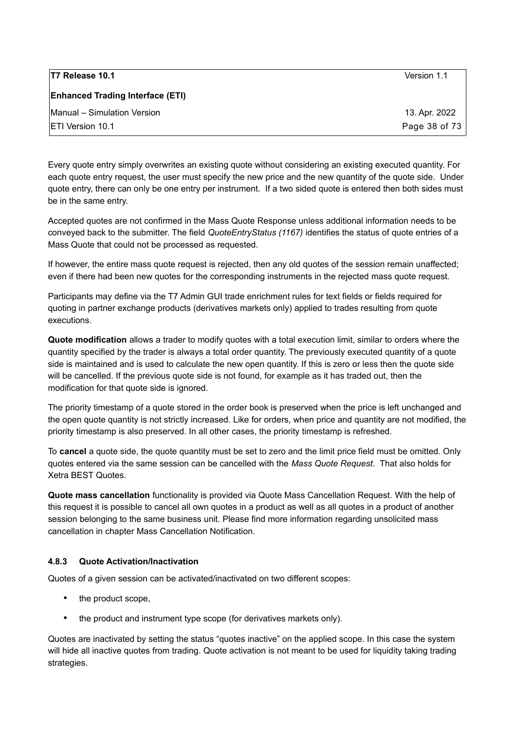Every quote entry simply overwrites an existing quote without considering an existing executed quantity. For each quote entry request, the user must specify the new price and the new quantity of the quote side. Under quote entry, there can only be one entry per instrument. If a two sided quote is entered then both sides must be in the same entry.

Accepted quotes are not confirmed in the Mass Quote Response unless additional information needs to be conveyed back to the submitter. The field *QuoteEntryStatus (1167)* identifies the status of quote entries of a Mass Quote that could not be processed as requested.

If however, the entire mass quote request is rejected, then any old quotes of the session remain unaffected; even if there had been new quotes for the corresponding instruments in the rejected mass quote request.

Participants may define via the T7 Admin GUI trade enrichment rules for text fields or fields required for quoting in partner exchange products (derivatives markets only) applied to trades resulting from quote executions.

**Quote modification** allows a trader to modify quotes with a total execution limit, similar to orders where the quantity specified by the trader is always a total order quantity. The previously executed quantity of a quote side is maintained and is used to calculate the new open quantity. If this is zero or less then the quote side will be cancelled. If the previous quote side is not found, for example as it has traded out, then the modification for that quote side is ignored.

The priority timestamp of a quote stored in the order book is preserved when the price is left unchanged and the open quote quantity is not strictly increased. Like for orders, when price and quantity are not modified, the priority timestamp is also preserved. In all other cases, the priority timestamp is refreshed.

To **cancel** a quote side, the quote quantity must be set to zero and the limit price field must be omitted. Only quotes entered via the same session can be cancelled with the *Mass Quote Request*. That also holds for Xetra BEST Quotes.

**Quote mass cancellation** functionality is provided via Quote Mass Cancellation Request. With the help of this request it is possible to cancel all own quotes in a product as well as all quotes in a product of another session belonging to the same business unit. Please find more information regarding unsolicited mass cancellation in chapter Mass Cancellation Notification.

### 4.8.3 Quote Activation/Inactivation

Quotes of a given session can be activated/inactivated on two different scopes:

- the product scope,
- the product and instrument type scope (for derivatives markets only).

Quotes are inactivated by setting the status "quotes inactive" on the applied scope. In this case the system will hide all inactive quotes from trading. Quote activation is not meant to be used for liquidity taking trading strategies.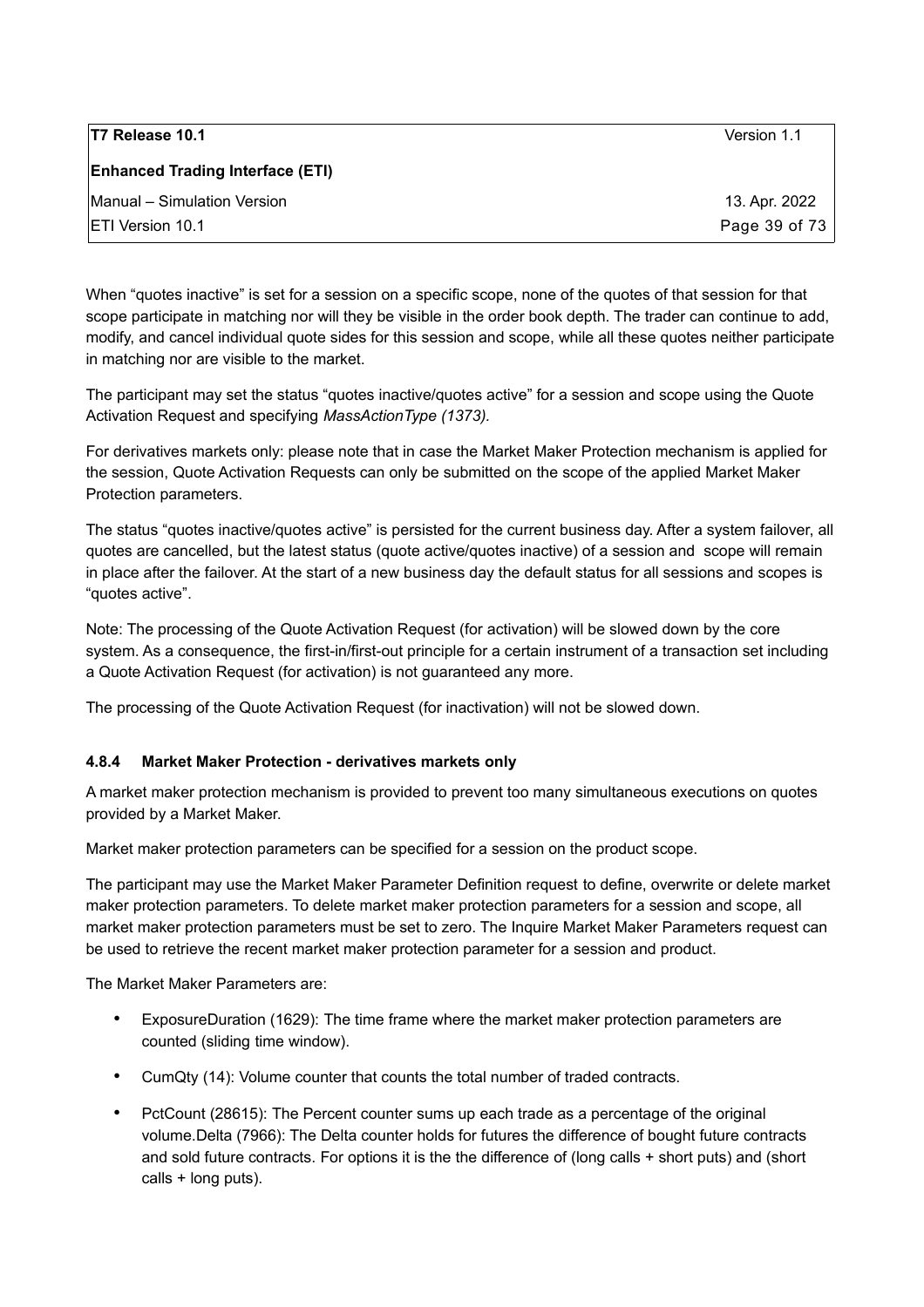When “quotes inactive” is set for a session on a specific scope, none of the quotes of that session for that scope participate in matching nor will they be visible in the order book depth. The trader can continue to add, modify, and cancel individual quote sides for this session and scope, while all these quotes neither participate in matching nor are visible to the market.

The participant may set the status “quotes inactive/quotes active” for a session and scope using the Quote Activation Request and specifying *MassActionType (1373).*

For derivatives markets only: please note that in case the Market Maker Protection mechanism is applied for the session, Quote Activation Requests can only be submitted on the scope of the applied Market Maker Protection parameters.

The status “quotes inactive/quotes active” is persisted for the current business day. After a system failover, all quotes are cancelled, but the latest status (quote active/quotes inactive) of a session and scope will remain in place after the failover. At the start of a new business day the default status for all sessions and scopes is “quotes active”.

Note: The processing of the Quote Activation Request (for activation) will be slowed down by the core system. As a consequence, the first-in/first-out principle for a certain instrument of a transaction set including a Quote Activation Request (for activation) is not guaranteed any more.

The processing of the Quote Activation Request (for inactivation) will not be slowed down.

#### 4.8.4 Market Maker Protection - derivatives markets only

A market maker protection mechanism is provided to prevent too many simultaneous executions on quotes provided by a Market Maker.

Market maker protection parameters can be specified for a session on the product scope.

The participant may use the Market Maker Parameter Definition request to define, overwrite or delete market maker protection parameters. To delete market maker protection parameters for a session and scope, all market maker protection parameters must be set to zero. The Inquire Market Maker Parameters request can be used to retrieve the recent market maker protection parameter for a session and product.

The Market Maker Parameters are:

- ExposureDuration (1629): The time frame where the market maker protection parameters are counted (sliding time window).
- CumQty (14): Volume counter that counts the total number of traded contracts.
- PctCount (28615): The Percent counter sums up each trade as a percentage of the original volume.Delta (7966): The Delta counter holds for futures the difference of bought future contracts and sold future contracts. For options it is the the difference of (long calls + short puts) and (short calls + long puts).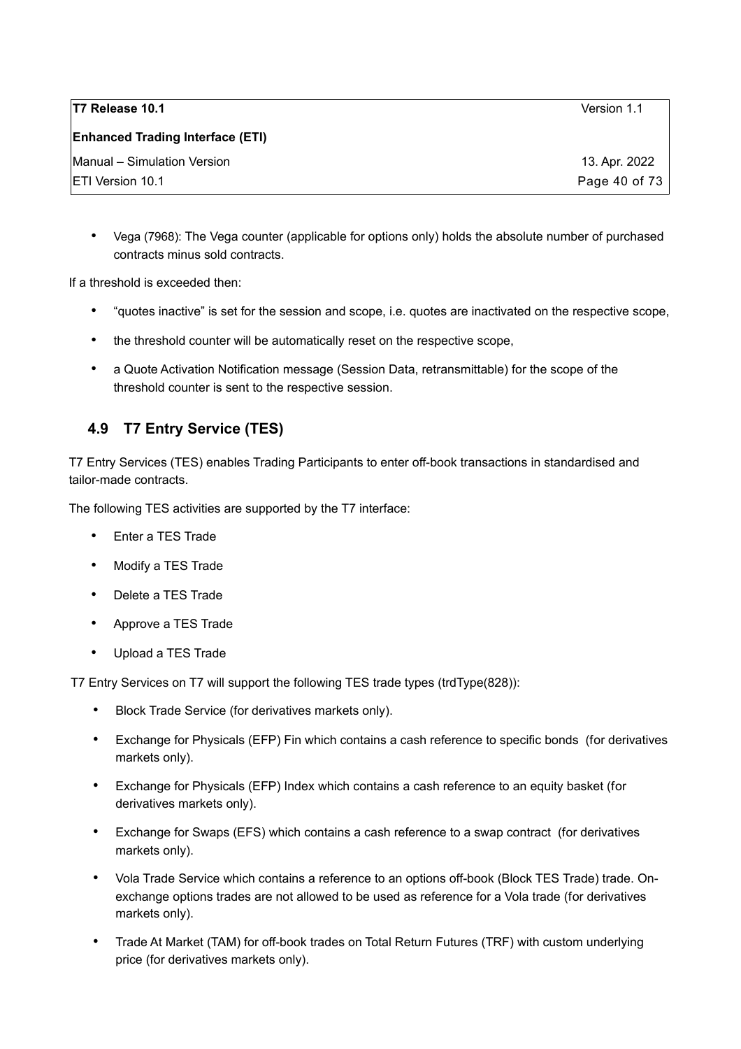- Vega (7968): The Vega counter (applicable for options only) holds the absolute number of purchased contracts minus sold contracts.

If a threshold is exceeded then:

- “quotes inactive” is set for the session and scope, i.e. quotes are inactivated on the respective scope,
- the threshold counter will be automatically reset on the respective scope,
- a Quote Activation Notification message (Session Data, retransmittable) for the scope of the threshold counter is sent to the respective session.

## 4.9 T7 Entry Service (TES)

T7 Entry Services (TES) enables Trading Participants to enter off-book transactions in standardised and tailor-made contracts.

The following TES activities are supported by the T7 interface:

- Enter a TES Trade
- Modify a TES Trade
- Delete a TES Trade
- Approve a TES Trade
- Upload a TES Trade

T7 Entry Services on T7 will support the following TES trade types (trdType(828)):

- Block Trade Service (for derivatives markets only).
- Exchange for Physicals (EFP) Fin which contains a cash reference to specific bonds (for derivatives markets only).
- Exchange for Physicals (EFP) Index which contains a cash reference to an equity basket (for derivatives markets only).
- Exchange for Swaps (EFS) which contains a cash reference to a swap contract (for derivatives markets only).
- Vola Trade Service which contains a reference to an options off-book (Block TES Trade) trade. On-exchange options trades are not allowed to be used as reference for a Vola trade (for derivatives markets only).
- Trade At Market (TAM) for off-book trades on Total Return Futures (TRF) with custom underlying price (for derivatives markets only).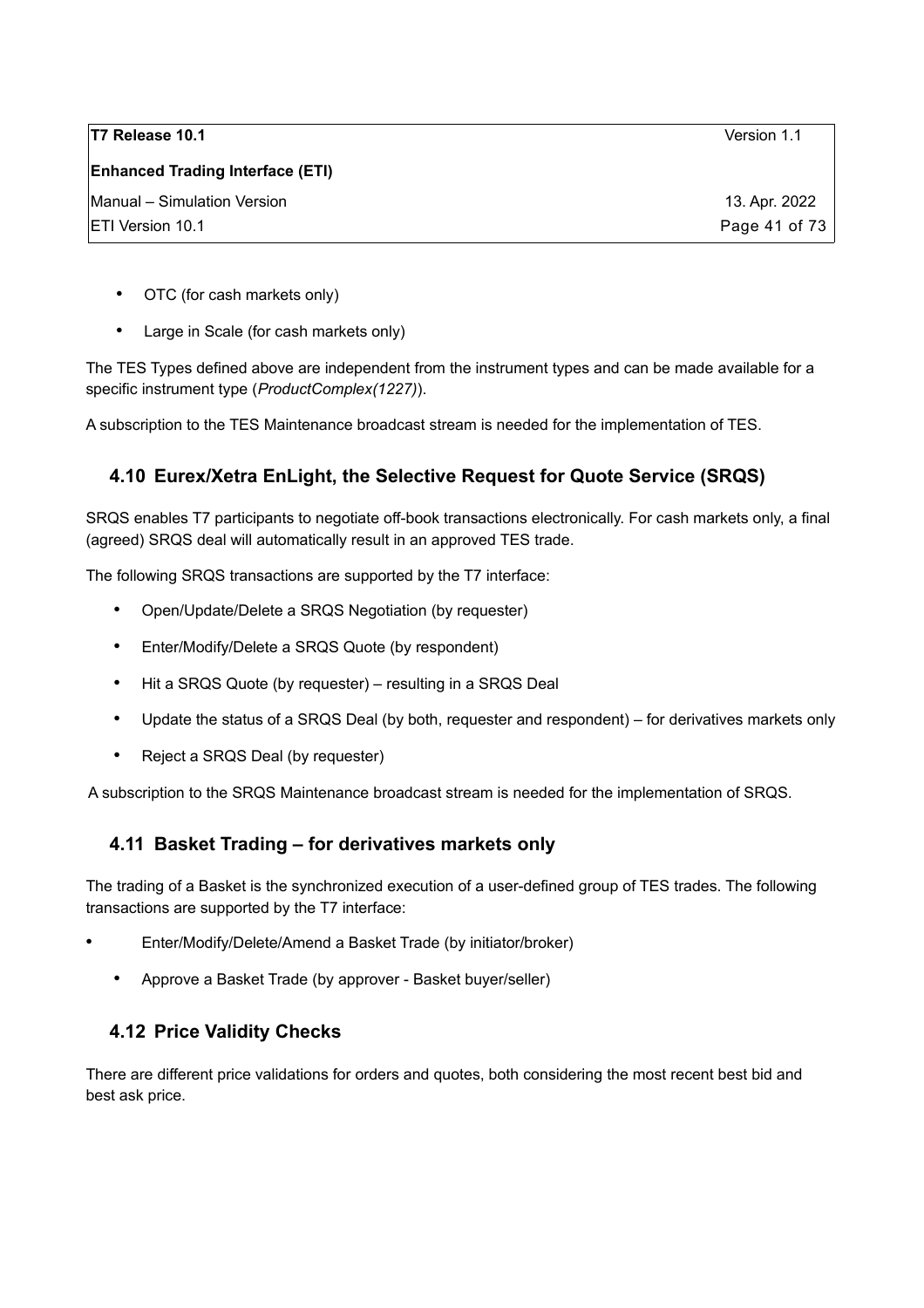- OTC (for cash markets only)
- Large in Scale (for cash markets only)

The TES Types defined above are independent from the instrument types and can be made available for a specific instrument type (*ProductComplex(1227)*).

A subscription to the TES Maintenance broadcast stream is needed for the implementation of TES.

## 4.10 Eurex/Xetra EnLight, the Selective Request for Quote Service (SRQS)

SRQS enables T7 participants to negotiate off-book transactions electronically. For cash markets only, a final (agreed) SRQS deal will automatically result in an approved TES trade.

The following SRQS transactions are supported by the T7 interface:

- Open/Update/Delete a SRQS Negotiation (by requester)
- Enter/Modify/Delete a SRQS Quote (by respondent)
- Hit a SRQS Quote (by requester) – resulting in a SRQS Deal
- Update the status of a SRQS Deal (by both, requester and respondent) – for derivatives markets only
- Reject a SRQS Deal (by requester)

A subscription to the SRQS Maintenance broadcast stream is needed for the implementation of SRQS.

## 4.11 Basket Trading – for derivatives markets only

The trading of a Basket is the synchronized execution of a user-defined group of TES trades. The following transactions are supported by the T7 interface:

- Enter/Modify/Delete/Amend a Basket Trade (by initiator/broker)
- Approve a Basket Trade (by approver - Basket buyer/seller)

## 4.12 Price Validity Checks

There are different price validations for orders and quotes, both considering the most recent best bid and best ask price.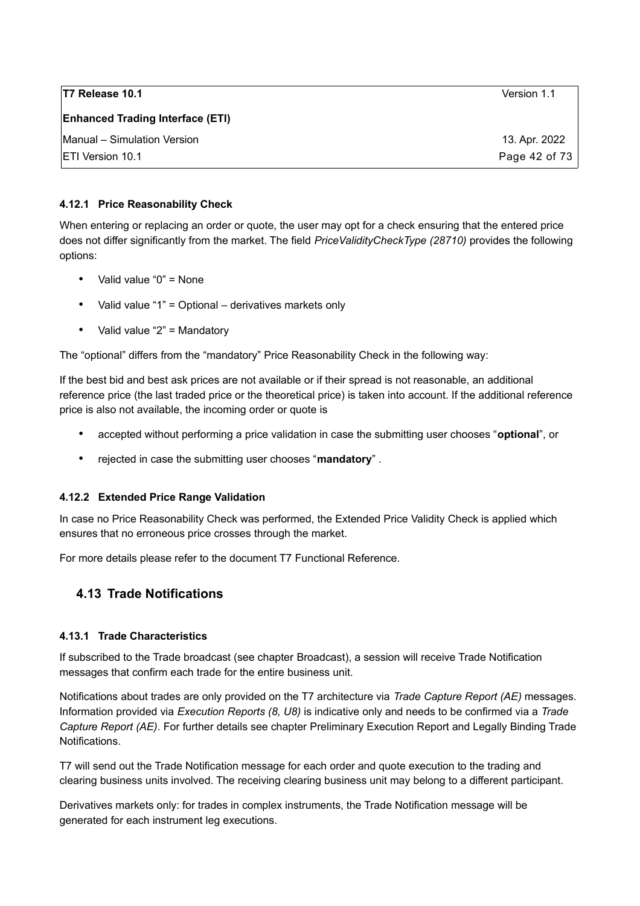#### 4.12.1 Price Reasonability Check

When entering or replacing an order or quote, the user may opt for a check ensuring that the entered price does not differ significantly from the market. The field *PriceValidityCheckType (28710)* provides the following options:

- Valid value "0" = None
- Valid value "1" = Optional – derivatives markets only
- Valid value "2" = Mandatory

The "optional" differs from the "mandatory" Price Reasonability Check in the following way:

If the best bid and best ask prices are not available or if their spread is not reasonable, an additional reference price (the last traded price or the theoretical price) is taken into account. If the additional reference price is also not available, the incoming order or quote is

- accepted without performing a price validation in case the submitting user chooses "**optional**", or
- rejected in case the submitting user chooses "**mandatory**" .

#### 4.12.2 Extended Price Range Validation

In case no Price Reasonability Check was performed, the Extended Price Validity Check is applied which ensures that no erroneous price crosses through the market.

For more details please refer to the document T7 Functional Reference.

### 4.13 Trade Notifications

#### 4.13.1 Trade Characteristics

If subscribed to the Trade broadcast (see chapter Broadcast), a session will receive Trade Notification messages that confirm each trade for the entire business unit.

Notifications about trades are only provided on the T7 architecture via *Trade Capture Report (AE)* messages. Information provided via *Execution Reports (8, U8)* is indicative only and needs to be confirmed via a *Trade Capture Report (AE)*. For further details see chapter Preliminary Execution Report and Legally Binding Trade Notifications.

T7 will send out the Trade Notification message for each order and quote execution to the trading and clearing business units involved. The receiving clearing business unit may belong to a different participant.

Derivatives markets only: for trades in complex instruments, the Trade Notification message will be generated for each instrument leg executions.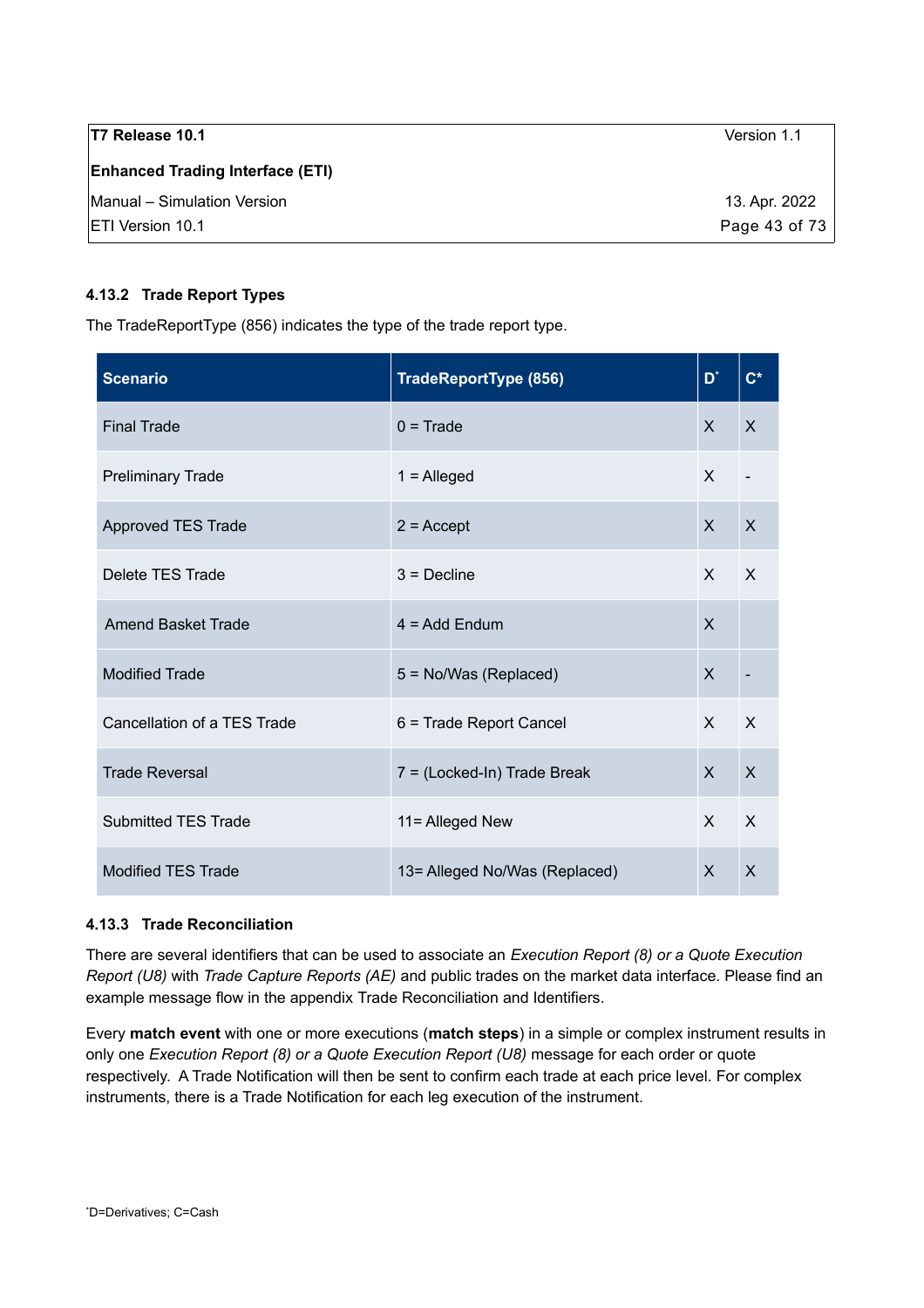### 4.13.2 Trade Report Types

The TradeReportType (856) indicates the type of the trade report type.

| Scenario | TradeReportType (856) | D* | C* |
|---|---|---|---|
| Final Trade | 0 = Trade | X | X |
| Preliminary Trade | 1 = Alleged | X | - |
| Approved TES Trade | 2 = Accept | X | X |
| Delete TES Trade | 3 = Decline | X | X |
| Amend Basket Trade | 4 = Add Endum | X | |
| Modified Trade | 5 = No/Was (Replaced) | X | - |
| Cancellation of a TES Trade | 6 = Trade Report Cancel | X | X |
| Trade Reversal | 7 = (Locked-In) Trade Break | X | X |
| Submitted TES Trade | 11= Alleged New | X | X |
| Modified TES Trade | 13= Alleged No/Was (Replaced) | X | X |

### 4.13.3 Trade Reconciliation

There are several identifiers that can be used to associate an *Execution Report (8) or a Quote Execution Report (U8)* with *Trade Capture Reports (AE)* and public trades on the market data interface. Please find an example message flow in the appendix Trade Reconciliation and Identifiers.

Every **match event** with one or more executions (**match steps**) in a simple or complex instrument results in only one *Execution Report (8) or a Quote Execution Report (U8)* message for each order or quote respectively. A Trade Notification will then be sent to confirm each trade at each price level. For complex instruments, there is a Trade Notification for each leg execution of the instrument.

*D=Derivatives; C=Cash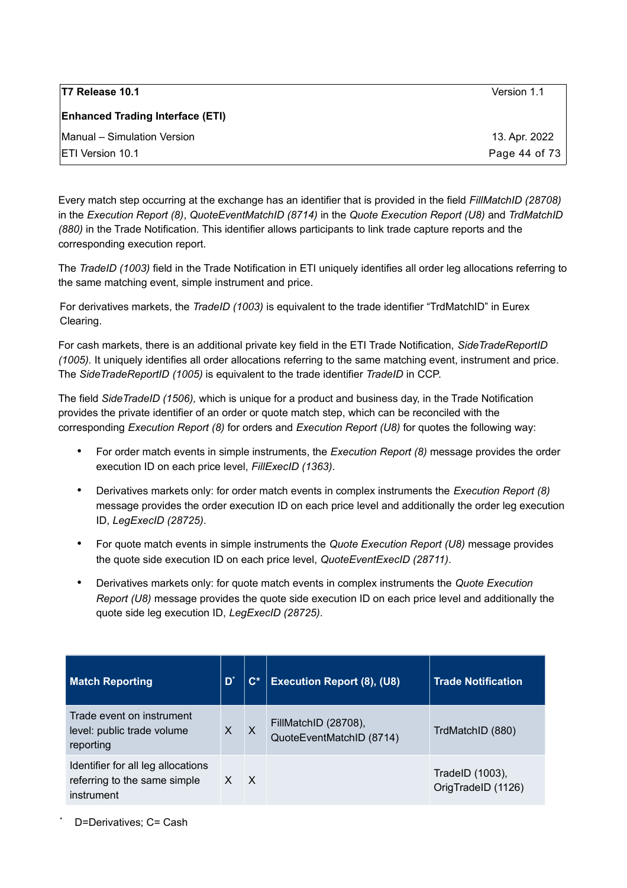Every match step occurring at the exchange has an identifier that is provided in the field *FillMatchID (28708)* in the *Execution Report (8)*, *QuoteEventMatchID (8714)* in the *Quote Execution Report (U8)* and *TrdMatchID (880)* in the Trade Notification. This identifier allows participants to link trade capture reports and the corresponding execution report.

The *TradeID (1003)* field in the Trade Notification in ETI uniquely identifies all order leg allocations referring to the same matching event, simple instrument and price.

For derivatives markets, the *TradeID (1003)* is equivalent to the trade identifier "TrdMatchID" in Eurex Clearing.

For cash markets, there is an additional private key field in the ETI Trade Notification, *SideTradeReportID (1005)*. It uniquely identifies all order allocations referring to the same matching event, instrument and price. The *SideTradeReportID (1005)* is equivalent to the trade identifier *TradeID* in CCP.

The field *SideTradeID (1506),* which is unique for a product and business day, in the Trade Notification provides the private identifier of an order or quote match step, which can be reconciled with the corresponding *Execution Report (8)* for orders and *Execution Report (U8)* for quotes the following way:

- For order match events in simple instruments, the *Execution Report (8)* message provides the order execution ID on each price level, *FillExecID (1363)*.
- Derivatives markets only: for order match events in complex instruments the *Execution Report (8)* message provides the order execution ID on each price level and additionally the order leg execution ID, *LegExecID (28725)*.
- For quote match events in simple instruments the *Quote Execution Report (U8)* message provides the quote side execution ID on each price level, *QuoteEventExecID (28711)*.
- Derivatives markets only: for quote match events in complex instruments the *Quote Execution Report (U8)* message provides the quote side execution ID on each price level and additionally the quote side leg execution ID, *LegExecID (28725)*.

| Match Reporting | D* | C* | Execution Report (8), (U8) | Trade Notification |
|---|---|---|---|---|
| Trade event on instrument level: public trade volume reporting | X | X | FillMatchID (28708), QuoteEventMatchID (8714) | TrdMatchID (880) |
| Identifier for all leg allocations referring to the same simple instrument | X | X | | TradeID (1003), OrigTradeID (1126) |

\* D=Derivatives; C= Cash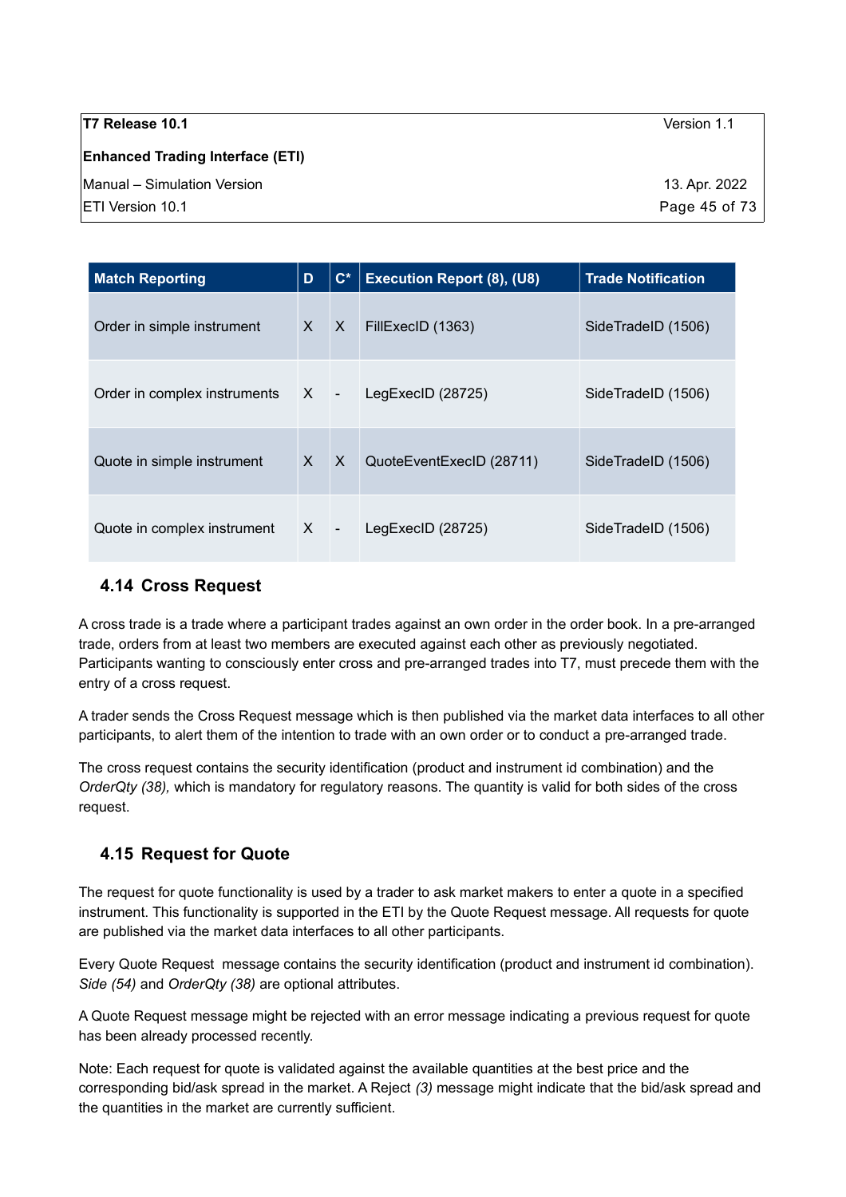| Match Reporting | D | C* | Execution Report (8), (U8) | Trade Notification |
|---|---|---|---|---|
| Order in simple instrument | X | X | FillExecID (1363) | SideTradeID (1506) |
| Order in complex instruments | X | - | LegExecID (28725) | SideTradeID (1506) |
| Quote in simple instrument | X | X | QuoteEventExecID (28711) | SideTradeID (1506) |
| Quote in complex instrument | X | - | LegExecID (28725) | SideTradeID (1506) |

## 4.14 Cross Request

A cross trade is a trade where a participant trades against an own order in the order book. In a pre-arranged trade, orders from at least two members are executed against each other as previously negotiated. Participants wanting to consciously enter cross and pre-arranged trades into T7, must precede them with the entry of a cross request.

A trader sends the Cross Request message which is then published via the market data interfaces to all other participants, to alert them of the intention to trade with an own order or to conduct a pre-arranged trade.

The cross request contains the security identification (product and instrument id combination) and the *OrderQty (38),* which is mandatory for regulatory reasons. The quantity is valid for both sides of the cross request.

## 4.15 Request for Quote

The request for quote functionality is used by a trader to ask market makers to enter a quote in a specified instrument. This functionality is supported in the ETI by the Quote Request message. All requests for quote are published via the market data interfaces to all other participants.

Every Quote Request message contains the security identification (product and instrument id combination). *Side (54)* and *OrderQty (38)* are optional attributes.

A Quote Request message might be rejected with an error message indicating a previous request for quote has been already processed recently.

Note: Each request for quote is validated against the available quantities at the best price and the corresponding bid/ask spread in the market. A Reject *(3)* message might indicate that the bid/ask spread and the quantities in the market are currently sufficient.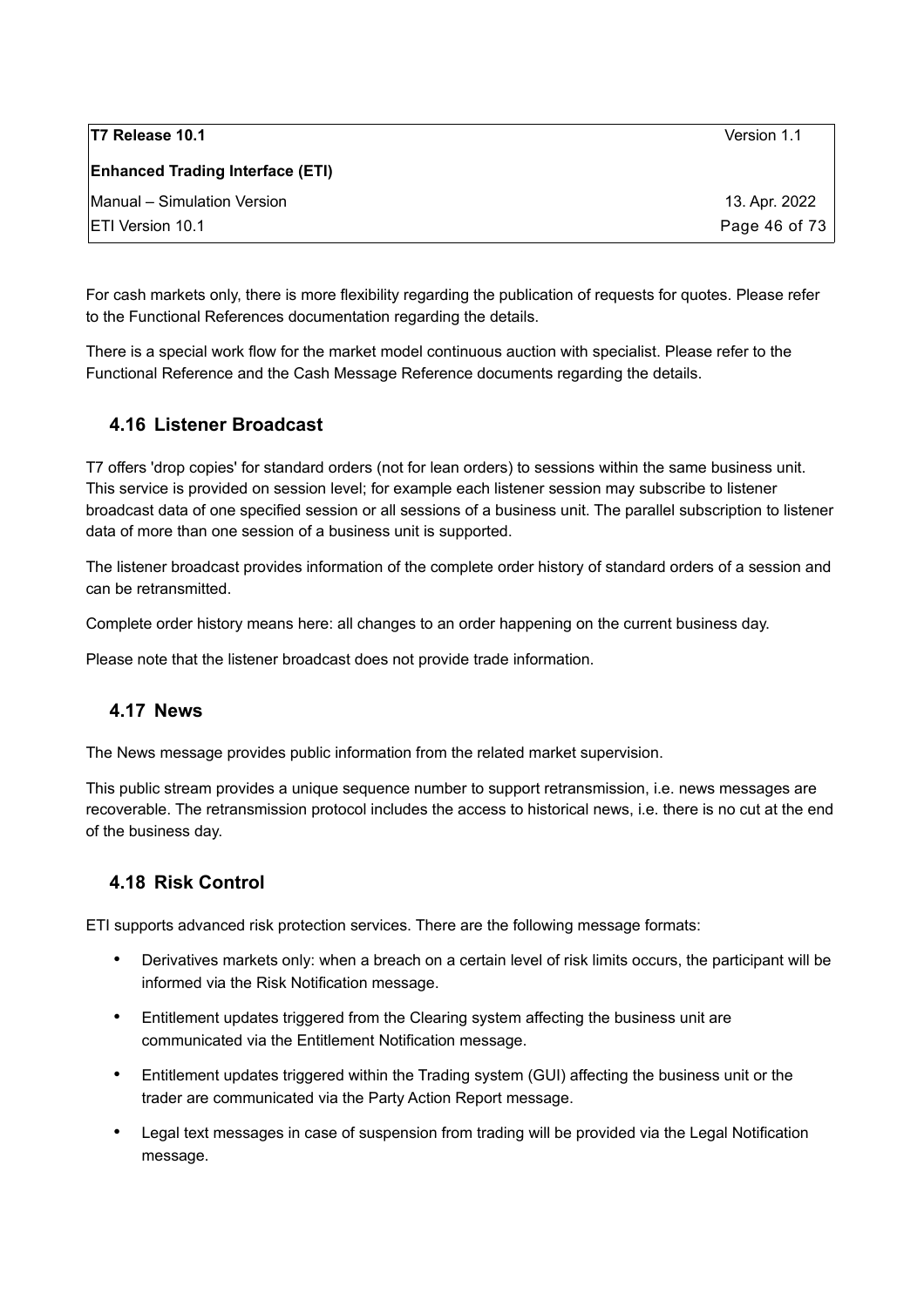For cash markets only, there is more flexibility regarding the publication of requests for quotes. Please refer to the Functional References documentation regarding the details.

There is a special work flow for the market model continuous auction with specialist. Please refer to the Functional Reference and the Cash Message Reference documents regarding the details.

## 4.16 Listener Broadcast

T7 offers 'drop copies' for standard orders (not for lean orders) to sessions within the same business unit. This service is provided on session level; for example each listener session may subscribe to listener broadcast data of one specified session or all sessions of a business unit. The parallel subscription to listener data of more than one session of a business unit is supported.

The listener broadcast provides information of the complete order history of standard orders of a session and can be retransmitted.

Complete order history means here: all changes to an order happening on the current business day.

Please note that the listener broadcast does not provide trade information.

## 4.17 News

The News message provides public information from the related market supervision.

This public stream provides a unique sequence number to support retransmission, i.e. news messages are recoverable. The retransmission protocol includes the access to historical news, i.e. there is no cut at the end of the business day.

## 4.18 Risk Control

ETI supports advanced risk protection services. There are the following message formats:

- Derivatives markets only: when a breach on a certain level of risk limits occurs, the participant will be informed via the Risk Notification message.
- Entitlement updates triggered from the Clearing system affecting the business unit are communicated via the Entitlement Notification message.
- Entitlement updates triggered within the Trading system (GUI) affecting the business unit or the trader are communicated via the Party Action Report message.
- Legal text messages in case of suspension from trading will be provided via the Legal Notification message.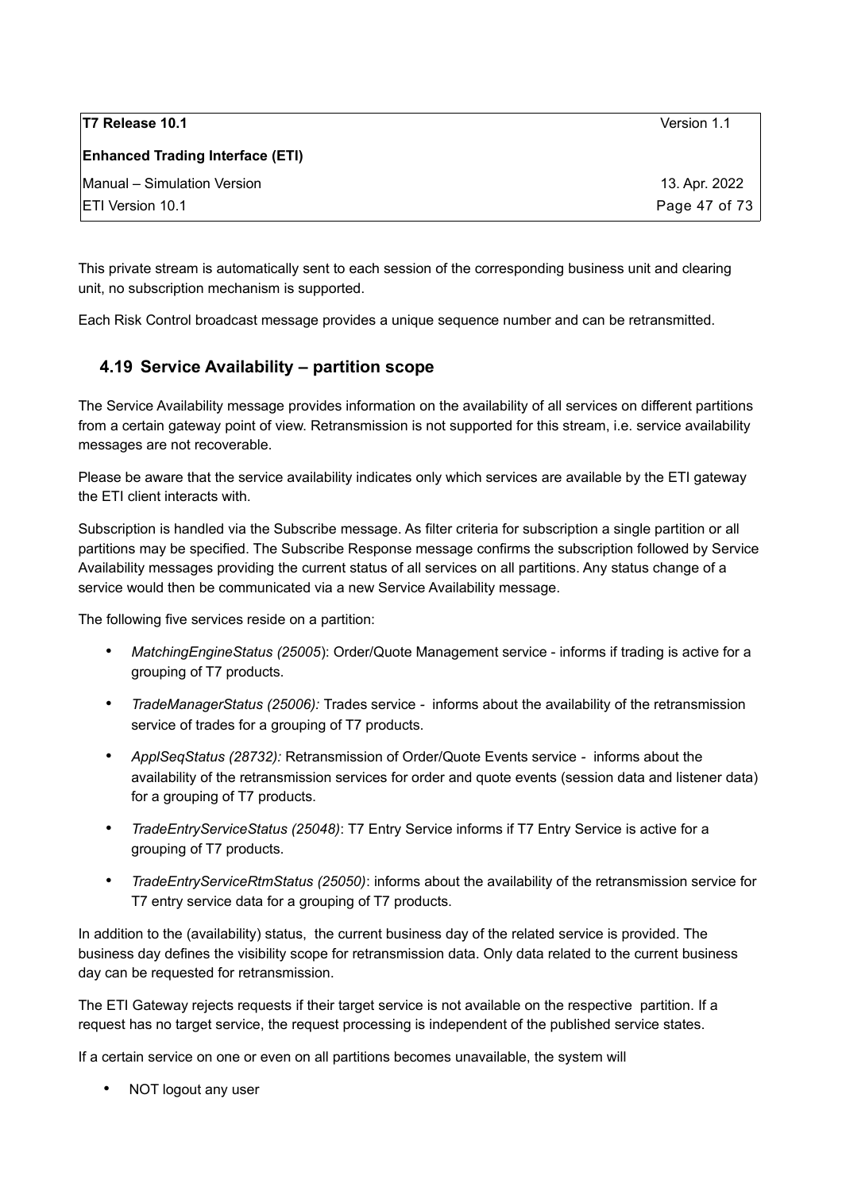This private stream is automatically sent to each session of the corresponding business unit and clearing unit, no subscription mechanism is supported.

Each Risk Control broadcast message provides a unique sequence number and can be retransmitted.

## 4.19 Service Availability – partition scope

The Service Availability message provides information on the availability of all services on different partitions from a certain gateway point of view. Retransmission is not supported for this stream, i.e. service availability messages are not recoverable.

Please be aware that the service availability indicates only which services are available by the ETI gateway the ETI client interacts with.

Subscription is handled via the Subscribe message. As filter criteria for subscription a single partition or all partitions may be specified. The Subscribe Response message confirms the subscription followed by Service Availability messages providing the current status of all services on all partitions. Any status change of a service would then be communicated via a new Service Availability message.

The following five services reside on a partition:

- *MatchingEngineStatus (25005*): Order/Quote Management service - informs if trading is active for a grouping of T7 products.
- *TradeManagerStatus (25006):* Trades service - informs about the availability of the retransmission service of trades for a grouping of T7 products.
- *ApplSeqStatus (28732):* Retransmission of Order/Quote Events service - informs about the availability of the retransmission services for order and quote events (session data and listener data) for a grouping of T7 products.
- *TradeEntryServiceStatus (25048)*: T7 Entry Service informs if T7 Entry Service is active for a grouping of T7 products.
- *TradeEntryServiceRtmStatus (25050)*: informs about the availability of the retransmission service for T7 entry service data for a grouping of T7 products.

In addition to the (availability) status, the current business day of the related service is provided. The business day defines the visibility scope for retransmission data. Only data related to the current business day can be requested for retransmission.

The ETI Gateway rejects requests if their target service is not available on the respective partition. If a request has no target service, the request processing is independent of the published service states.

If a certain service on one or even on all partitions becomes unavailable, the system will

- NOT logout any user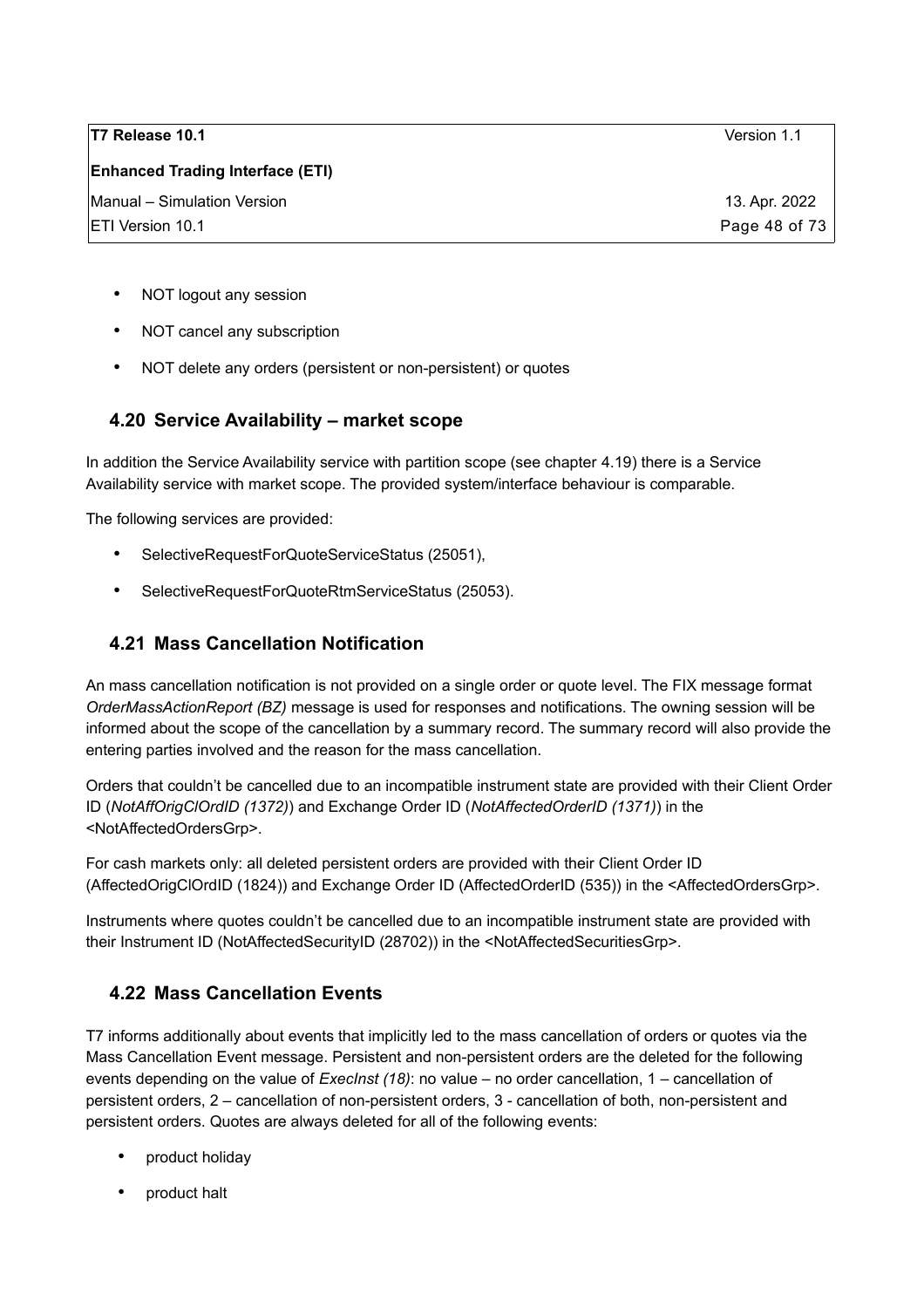- NOT logout any session
- NOT cancel any subscription
- NOT delete any orders (persistent or non-persistent) or quotes

## 4.20 Service Availability – market scope

In addition the Service Availability service with partition scope (see chapter 4.19) there is a Service Availability service with market scope. The provided system/interface behaviour is comparable.

The following services are provided:

- SelectiveRequestForQuoteServiceStatus (25051),
- SelectiveRequestForQuoteRtmServiceStatus (25053).

## 4.21 Mass Cancellation Notification

An mass cancellation notification is not provided on a single order or quote level. The FIX message format *OrderMassActionReport (BZ)* message is used for responses and notifications. The owning session will be informed about the scope of the cancellation by a summary record. The summary record will also provide the entering parties involved and the reason for the mass cancellation.

Orders that couldn't be cancelled due to an incompatible instrument state are provided with their Client Order ID (*NotAffOrigClOrdID (1372)*) and Exchange Order ID (*NotAffectedOrderID (1371)*) in the <NotAffectedOrdersGrp>.

For cash markets only: all deleted persistent orders are provided with their Client Order ID (AffectedOrigClOrdID (1824)) and Exchange Order ID (AffectedOrderID (535)) in the <AffectedOrdersGrp>.

Instruments where quotes couldn't be cancelled due to an incompatible instrument state are provided with their Instrument ID (NotAffectedSecurityID (28702)) in the <NotAffectedSecuritiesGrp>.

## 4.22 Mass Cancellation Events

T7 informs additionally about events that implicitly led to the mass cancellation of orders or quotes via the Mass Cancellation Event message. Persistent and non-persistent orders are the deleted for the following events depending on the value of *ExecInst (18)*: no value – no order cancellation, 1 – cancellation of persistent orders, 2 – cancellation of non-persistent orders, 3 - cancellation of both, non-persistent and persistent orders. Quotes are always deleted for all of the following events:

- product holiday
- product halt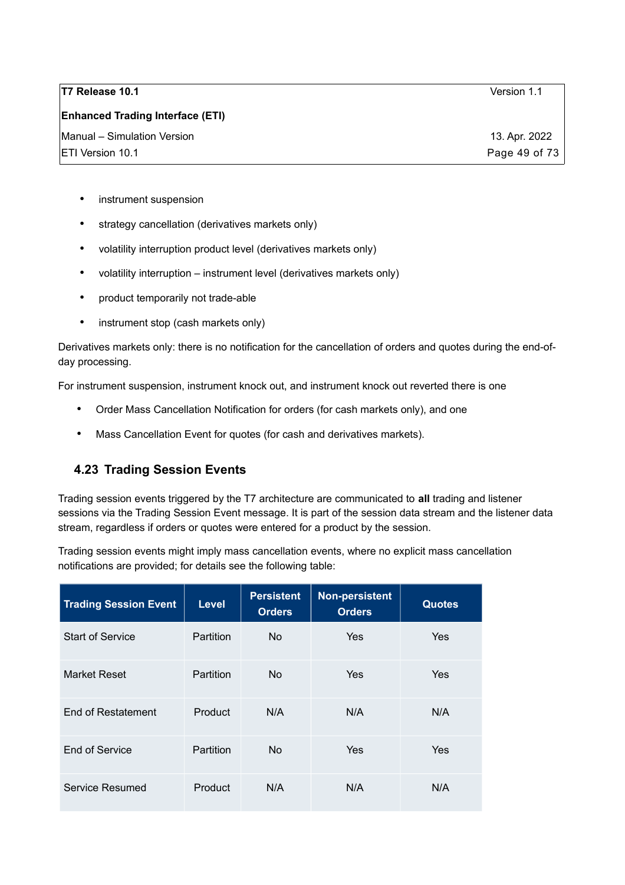- instrument suspension
- strategy cancellation (derivatives markets only)
- volatility interruption product level (derivatives markets only)
- volatility interruption – instrument level (derivatives markets only)
- product temporarily not trade-able
- instrument stop (cash markets only)

Derivatives markets only: there is no notification for the cancellation of orders and quotes during the end-of-day processing.

For instrument suspension, instrument knock out, and instrument knock out reverted there is one

- Order Mass Cancellation Notification for orders (for cash markets only), and one
- Mass Cancellation Event for quotes (for cash and derivatives markets).

## 4.23 Trading Session Events

Trading session events triggered by the T7 architecture are communicated to **all** trading and listener sessions via the Trading Session Event message. It is part of the session data stream and the listener data stream, regardless if orders or quotes were entered for a product by the session.

Trading session events might imply mass cancellation events, where no explicit mass cancellation notifications are provided; for details see the following table:

| Trading Session Event | Level | Persistent Orders | Non-persistent Orders | Quotes |
|---|---|---|---|---|
| Start of Service | Partition | No | Yes | Yes |
| Market Reset | Partition | No | Yes | Yes |
| End of Restatement | Product | N/A | N/A | N/A |
| End of Service | Partition | No | Yes | Yes |
| Service Resumed | Product | N/A | N/A | N/A |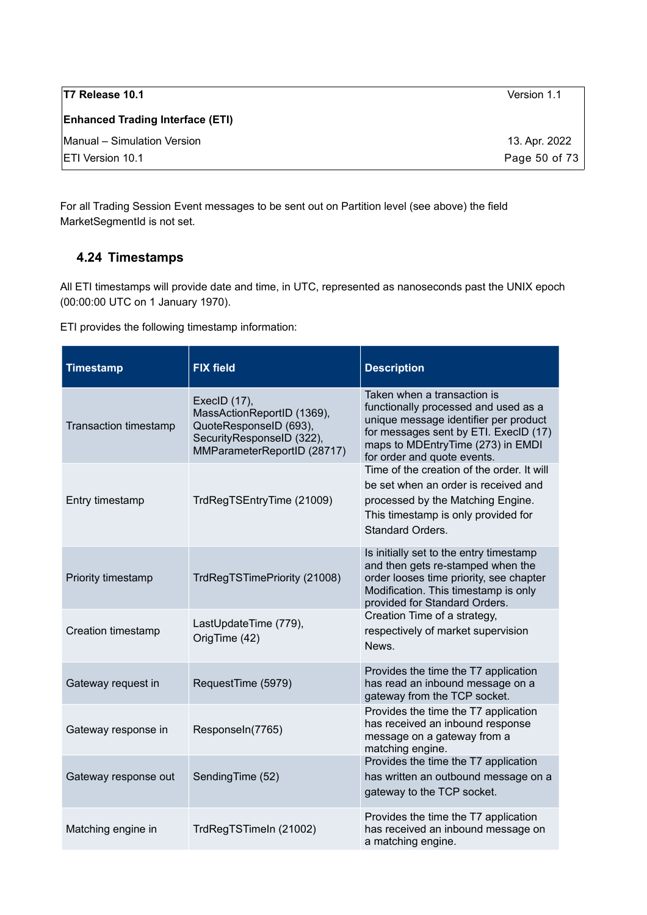For all Trading Session Event messages to be sent out on Partition level (see above) the field MarketSegmentId is not set.

## 4.24 Timestamps

All ETI timestamps will provide date and time, in UTC, represented as nanoseconds past the UNIX epoch (00:00:00 UTC on 1 January 1970).

ETI provides the following timestamp information:

| Timestamp | FIX field | Description |
|---|---|---|
| Transaction timestamp | ExecID (17), MassActionReportID (1369), QuoteResponseID (693), SecurityResponseID (322), MMParameterReportID (28717) | Taken when a transaction is functionally processed and used as a unique message identifier per product for messages sent by ETI. ExecID (17) maps to MDEntryTime (273) in EMDI for order and quote events. |
| Entry timestamp | TrdRegTSEntryTime (21009) | Time of the creation of the order. It will be set when an order is received and processed by the Matching Engine. This timestamp is only provided for Standard Orders. |
| Priority timestamp | TrdRegTSTimePriority (21008) | Is initially set to the entry timestamp and then gets re-stamped when the order looses time priority, see chapter Modification. This timestamp is only provided for Standard Orders. |
| Creation timestamp | LastUpdateTime (779), OrigTime (42) | Creation Time of a strategy, respectively of market supervision News. |
| Gateway request in | RequestTime (5979) | Provides the time the T7 application has read an inbound message on a gateway from the TCP socket. |
| Gateway response in | ResponseIn(7765) | Provides the time the T7 application has received an inbound response message on a gateway from a matching engine. |
| Gateway response out | SendingTime (52) | Provides the time the T7 application has written an outbound message on a gateway to the TCP socket. |
| Matching engine in | TrdRegTSTimeIn (21002) | Provides the time the T7 application has received an inbound message on a matching engine. |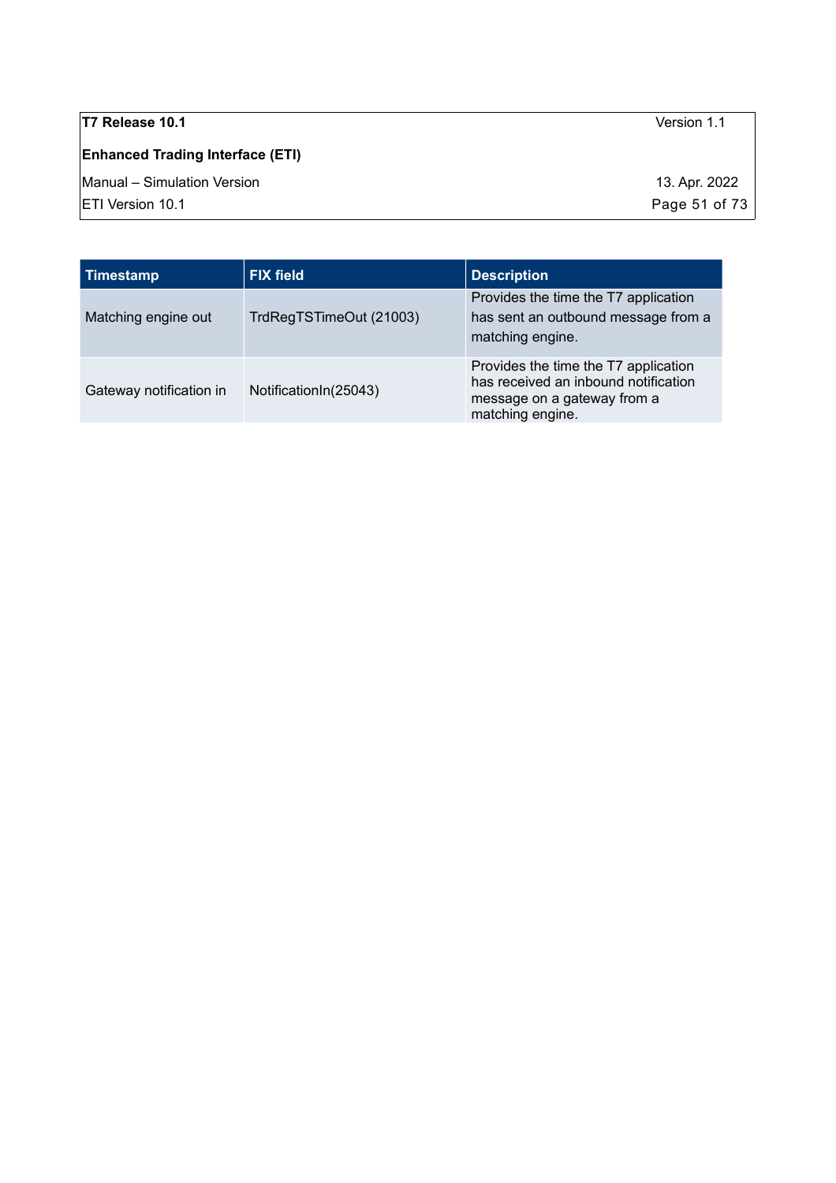| Timestamp | FIX field | Description |
|---|---|---|
| Matching engine out | TrdRegTSTimeOut (21003) | Provides the time the T7 application has sent an outbound message from a matching engine. |
| Gateway notification in | NotificationIn(25043) | Provides the time the T7 application has received an inbound notification message on a gateway from a matching engine. |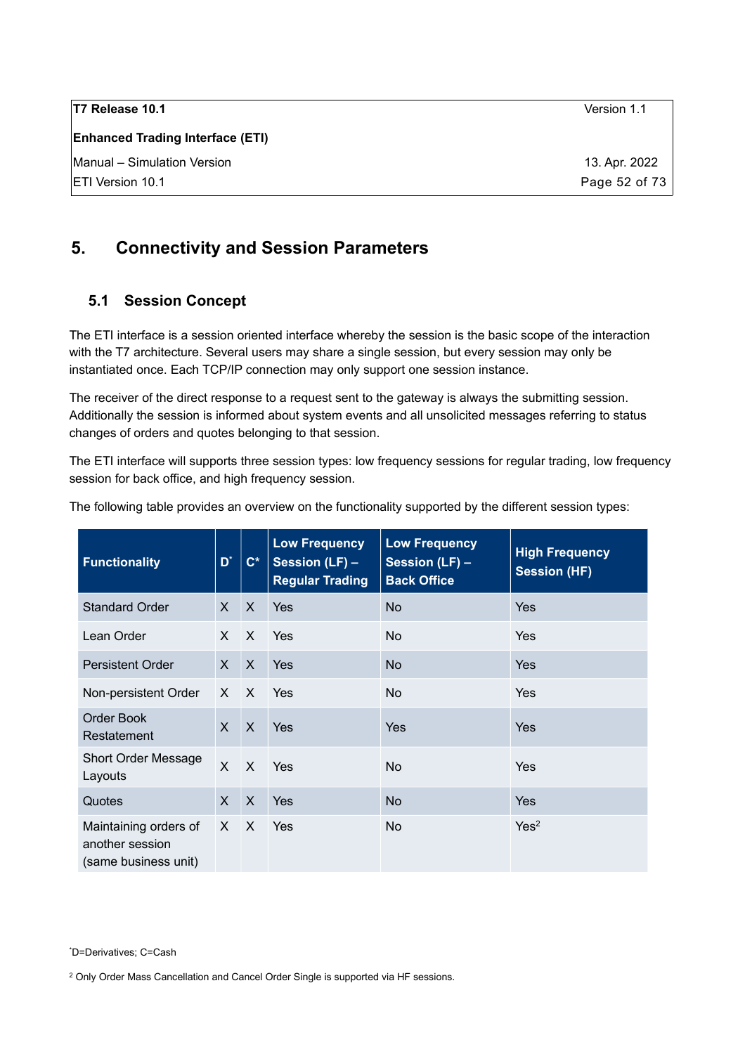# 5. Connectivity and Session Parameters

## 5.1 Session Concept

The ETI interface is a session oriented interface whereby the session is the basic scope of the interaction with the T7 architecture. Several users may share a single session, but every session may only be instantiated once. Each TCP/IP connection may only support one session instance.

The receiver of the direct response to a request sent to the gateway is always the submitting session. Additionally the session is informed about system events and all unsolicited messages referring to status changes of orders and quotes belonging to that session.

The ETI interface will supports three session types: low frequency sessions for regular trading, low frequency session for back office, and high frequency session.

The following table provides an overview on the functionality supported by the different session types:

| Functionality | D* | C* | Low Frequency Session (LF) – Regular Trading | Low Frequency Session (LF) – Back Office | High Frequency Session (HF) |
|---|---|---|---|---|---|
| Standard Order | X | X | Yes | No | Yes |
| Lean Order | X | X | Yes | No | Yes |
| Persistent Order | X | X | Yes | No | Yes |
| Non-persistent Order | X | X | Yes | No | Yes |
| Order Book Restatement | X | X | Yes | Yes | Yes |
| Short Order Message Layouts | X | X | Yes | No | Yes |
| Quotes | X | X | Yes | No | Yes |
| Maintaining orders of another session (same business unit) | X | X | Yes | No | Yes[2] |

*D=Derivatives; C=Cash

[2] Only Order Mass Cancellation and Cancel Order Single is supported via HF sessions.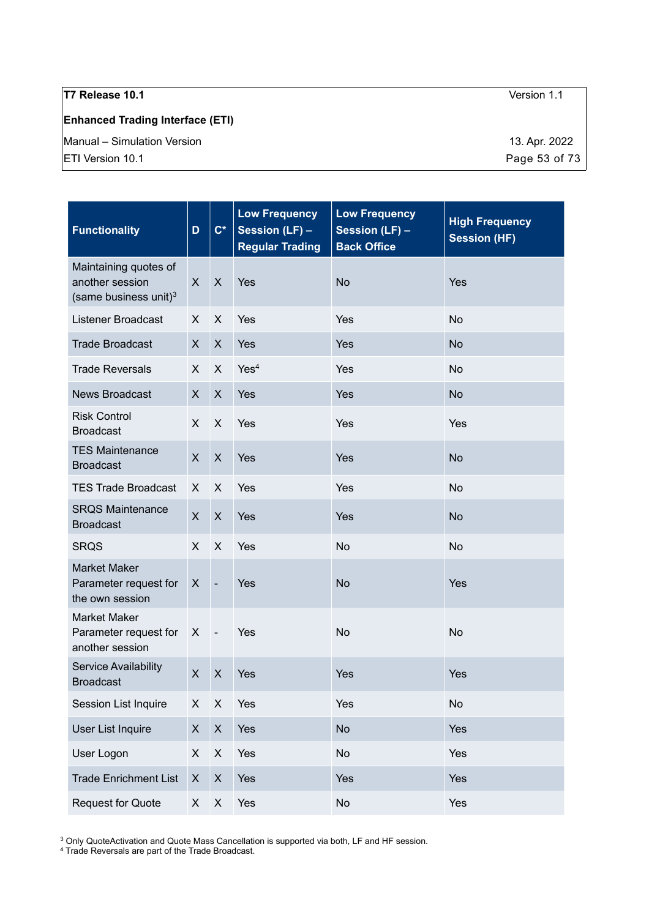| Functionality | D | C* | Low Frequency Session (LF) – Regular Trading | Low Frequency Session (LF) – Back Office | High Frequency Session (HF) |
|---|---|---|---|---|---|
| Maintaining quotes of another session (same business unit)[3] | X | X | Yes | No | Yes |
| Listener Broadcast | X | X | Yes | Yes | No |
| Trade Broadcast | X | X | Yes | Yes | No |
| Trade Reversals | X | X | Yes[4] | Yes | No |
| News Broadcast | X | X | Yes | Yes | No |
| Risk Control Broadcast | X | X | Yes | Yes | Yes |
| TES Maintenance Broadcast | X | X | Yes | Yes | No |
| TES Trade Broadcast | X | X | Yes | Yes | No |
| SRQS Maintenance Broadcast | X | X | Yes | Yes | No |
| SRQS | X | X | Yes | No | No |
| Market Maker Parameter request for the own session | X | - | Yes | No | Yes |
| Market Maker Parameter request for another session | X | - | Yes | No | No |
| Service Availability Broadcast | X | X | Yes | Yes | Yes |
| Session List Inquire | X | X | Yes | Yes | No |
| User List Inquire | X | X | Yes | No | Yes |
| User Logon | X | X | Yes | No | Yes |
| Trade Enrichment List | X | X | Yes | Yes | Yes |
| Request for Quote | X | X | Yes | No | Yes |

[3] Only QuoteActivation and Quote Mass Cancellation is supported via both, LF and HF session.
[4] Trade Reversals are part of the Trade Broadcast.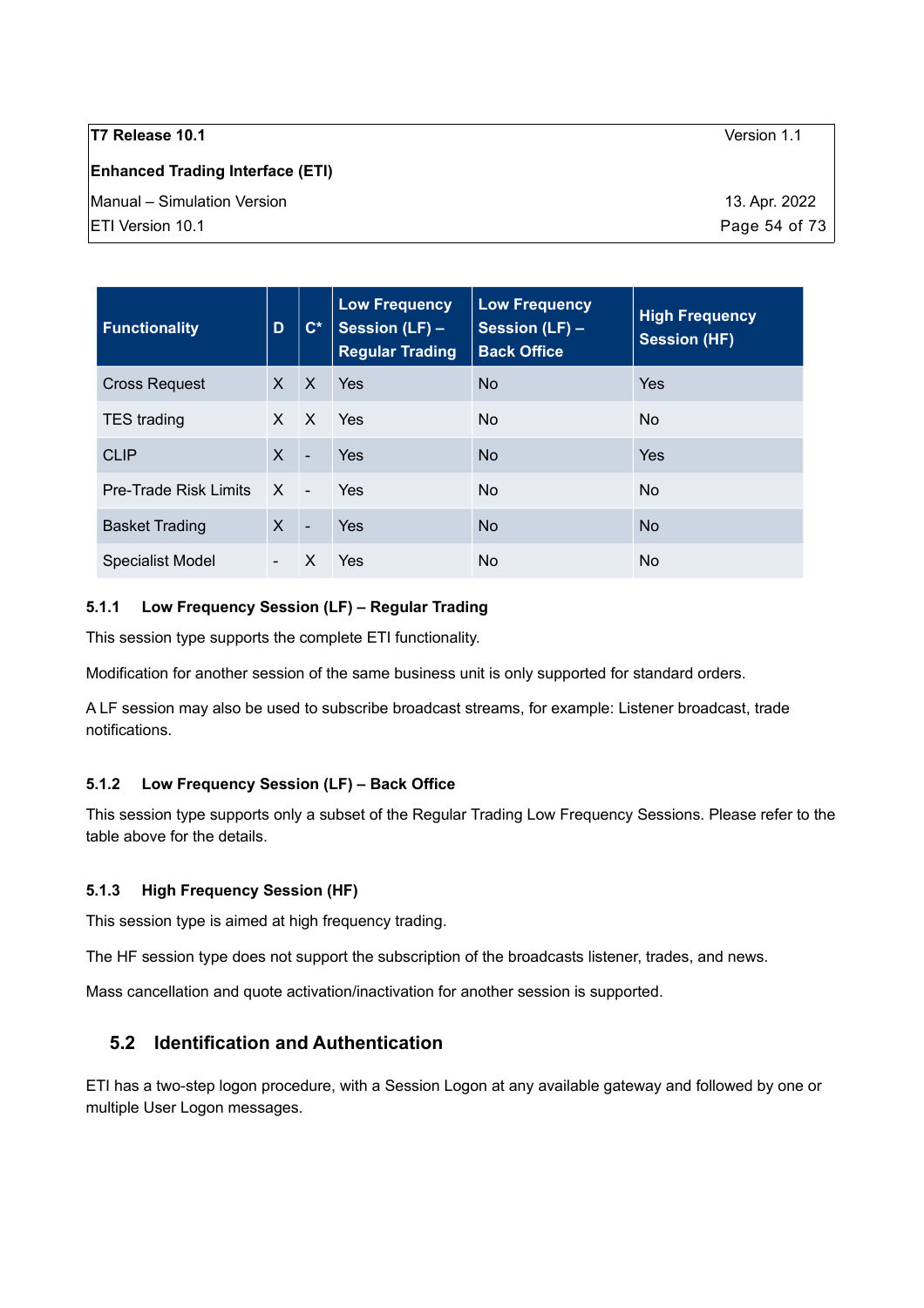| Functionality | D | C* | Low Frequency Session (LF) – Regular Trading | Low Frequency Session (LF) – Back Office | High Frequency Session (HF) |
|---|---|---|---|---|---|
| Cross Request | X | X | Yes | No | Yes |
| TES trading | X | X | Yes | No | No |
| CLIP | X | - | Yes | No | Yes |
| Pre-Trade Risk Limits | X | - | Yes | No | No |
| Basket Trading | X | - | Yes | No | No |
| Specialist Model | - | X | Yes | No | No |

### 5.1.1 Low Frequency Session (LF) – Regular Trading

This session type supports the complete ETI functionality.

Modification for another session of the same business unit is only supported for standard orders.

A LF session may also be used to subscribe broadcast streams, for example: Listener broadcast, trade notifications.

### 5.1.2 Low Frequency Session (LF) – Back Office

This session type supports only a subset of the Regular Trading Low Frequency Sessions. Please refer to the table above for the details.

### 5.1.3 High Frequency Session (HF)

This session type is aimed at high frequency trading.

The HF session type does not support the subscription of the broadcasts listener, trades, and news.

Mass cancellation and quote activation/inactivation for another session is supported.

## 5.2 Identification and Authentication

ETI has a two-step logon procedure, with a Session Logon at any available gateway and followed by one or multiple User Logon messages.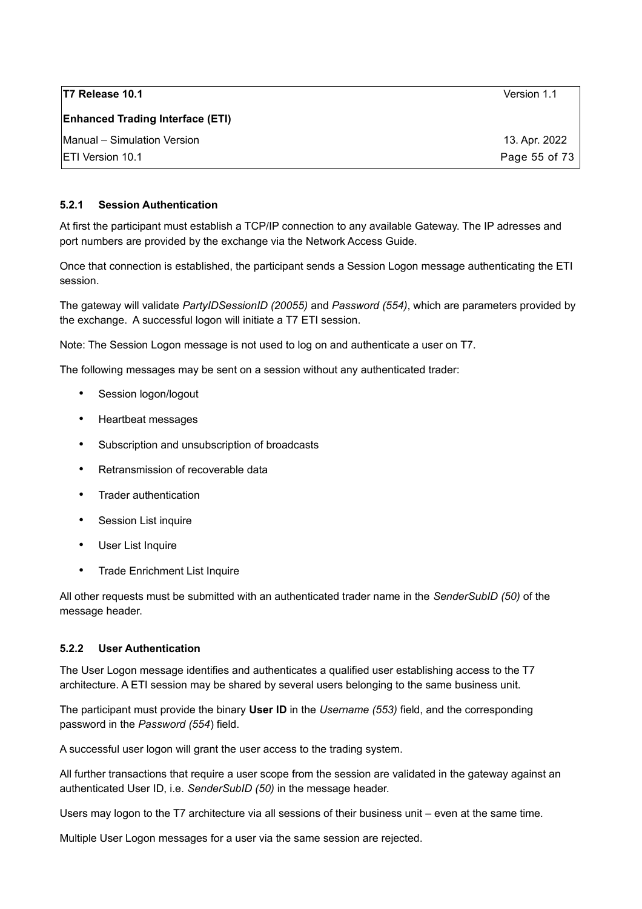### 5.2.1 Session Authentication

At first the participant must establish a TCP/IP connection to any available Gateway. The IP adresses and port numbers are provided by the exchange via the Network Access Guide.

Once that connection is established, the participant sends a Session Logon message authenticating the ETI session.

The gateway will validate *PartyIDSessionID (20055)* and *Password (554)*, which are parameters provided by the exchange. A successful logon will initiate a T7 ETI session.

Note: The Session Logon message is not used to log on and authenticate a user on T7.

The following messages may be sent on a session without any authenticated trader:

- Session logon/logout
- Heartbeat messages
- Subscription and unsubscription of broadcasts
- Retransmission of recoverable data
- Trader authentication
- Session List inquire
- User List Inquire
- Trade Enrichment List Inquire

All other requests must be submitted with an authenticated trader name in the *SenderSubID (50)* of the message header.

### 5.2.2 User Authentication

The User Logon message identifies and authenticates a qualified user establishing access to the T7 architecture. A ETI session may be shared by several users belonging to the same business unit.

The participant must provide the binary **User ID** in the *Username (553)* field, and the corresponding password in the *Password (554)* field.

A successful user logon will grant the user access to the trading system.

All further transactions that require a user scope from the session are validated in the gateway against an authenticated User ID, i.e. *SenderSubID (50)* in the message header.

Users may logon to the T7 architecture via all sessions of their business unit – even at the same time.

Multiple User Logon messages for a user via the same session are rejected.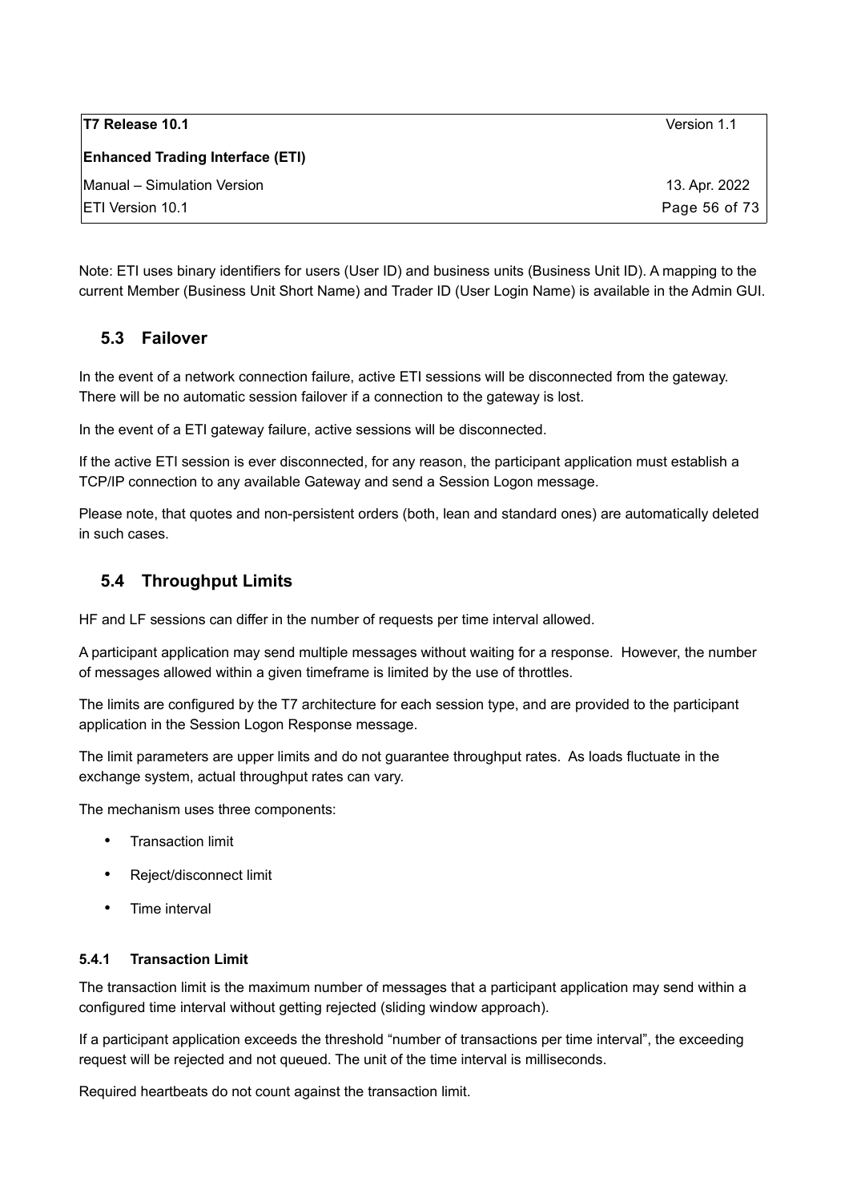Note: ETI uses binary identifiers for users (User ID) and business units (Business Unit ID). A mapping to the current Member (Business Unit Short Name) and Trader ID (User Login Name) is available in the Admin GUI.

## 5.3 Failover

In the event of a network connection failure, active ETI sessions will be disconnected from the gateway. There will be no automatic session failover if a connection to the gateway is lost.

In the event of a ETI gateway failure, active sessions will be disconnected.

If the active ETI session is ever disconnected, for any reason, the participant application must establish a TCP/IP connection to any available Gateway and send a Session Logon message.

Please note, that quotes and non-persistent orders (both, lean and standard ones) are automatically deleted in such cases.

## 5.4 Throughput Limits

HF and LF sessions can differ in the number of requests per time interval allowed.

A participant application may send multiple messages without waiting for a response. However, the number of messages allowed within a given timeframe is limited by the use of throttles.

The limits are configured by the T7 architecture for each session type, and are provided to the participant application in the Session Logon Response message.

The limit parameters are upper limits and do not guarantee throughput rates. As loads fluctuate in the exchange system, actual throughput rates can vary.

The mechanism uses three components:

- Transaction limit
- Reject/disconnect limit
- Time interval

### 5.4.1 Transaction Limit

The transaction limit is the maximum number of messages that a participant application may send within a configured time interval without getting rejected (sliding window approach).

If a participant application exceeds the threshold "number of transactions per time interval", the exceeding request will be rejected and not queued. The unit of the time interval is milliseconds.

Required heartbeats do not count against the transaction limit.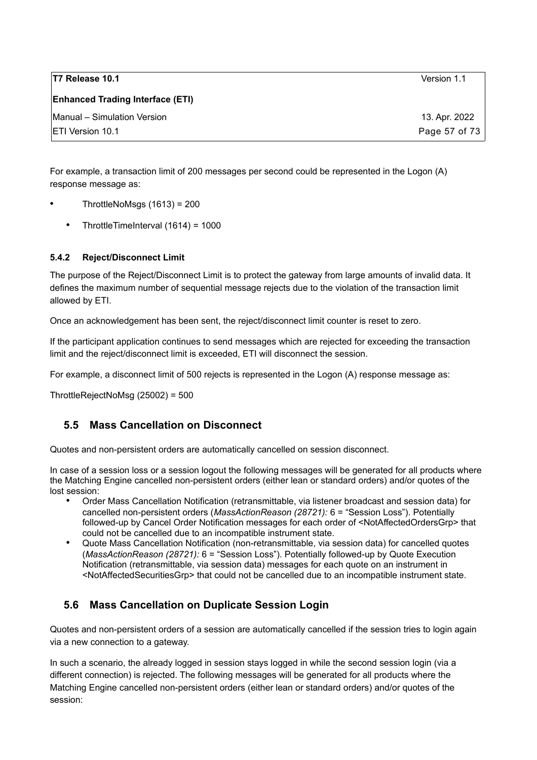For example, a transaction limit of 200 messages per second could be represented in the Logon (A) response message as:

- ThrottleNoMsgs (1613) = 200
- ThrottleTimeInterval (1614) = 1000

#### 5.4.2 Reject/Disconnect Limit

The purpose of the Reject/Disconnect Limit is to protect the gateway from large amounts of invalid data. It defines the maximum number of sequential message rejects due to the violation of the transaction limit allowed by ETI.

Once an acknowledgement has been sent, the reject/disconnect limit counter is reset to zero.

If the participant application continues to send messages which are rejected for exceeding the transaction limit and the reject/disconnect limit is exceeded, ETI will disconnect the session.

For example, a disconnect limit of 500 rejects is represented in the Logon (A) response message as:

ThrottleRejectNoMsg (25002) = 500

## 5.5 Mass Cancellation on Disconnect

Quotes and non-persistent orders are automatically cancelled on session disconnect.

In case of a session loss or a session logout the following messages will be generated for all products where the Matching Engine cancelled non-persistent orders (either lean or standard orders) and/or quotes of the lost session:

- Order Mass Cancellation Notification (retransmittable, via listener broadcast and session data) for cancelled non-persistent orders (*MassActionReason (28721):* 6 = "Session Loss"). Potentially followed-up by Cancel Order Notification messages for each order of <NotAffectedOrdersGrp> that could not be cancelled due to an incompatible instrument state.
- Quote Mass Cancellation Notification (non-retransmittable, via session data) for cancelled quotes (*MassActionReason (28721):* 6 = "Session Loss"). Potentially followed-up by Quote Execution Notification (retransmittable, via session data) messages for each quote on an instrument in <NotAffectedSecuritiesGrp> that could not be cancelled due to an incompatible instrument state.

## 5.6 Mass Cancellation on Duplicate Session Login

Quotes and non-persistent orders of a session are automatically cancelled if the session tries to login again via a new connection to a gateway.

In such a scenario, the already logged in session stays logged in while the second session login (via a different connection) is rejected. The following messages will be generated for all products where the Matching Engine cancelled non-persistent orders (either lean or standard orders) and/or quotes of the session: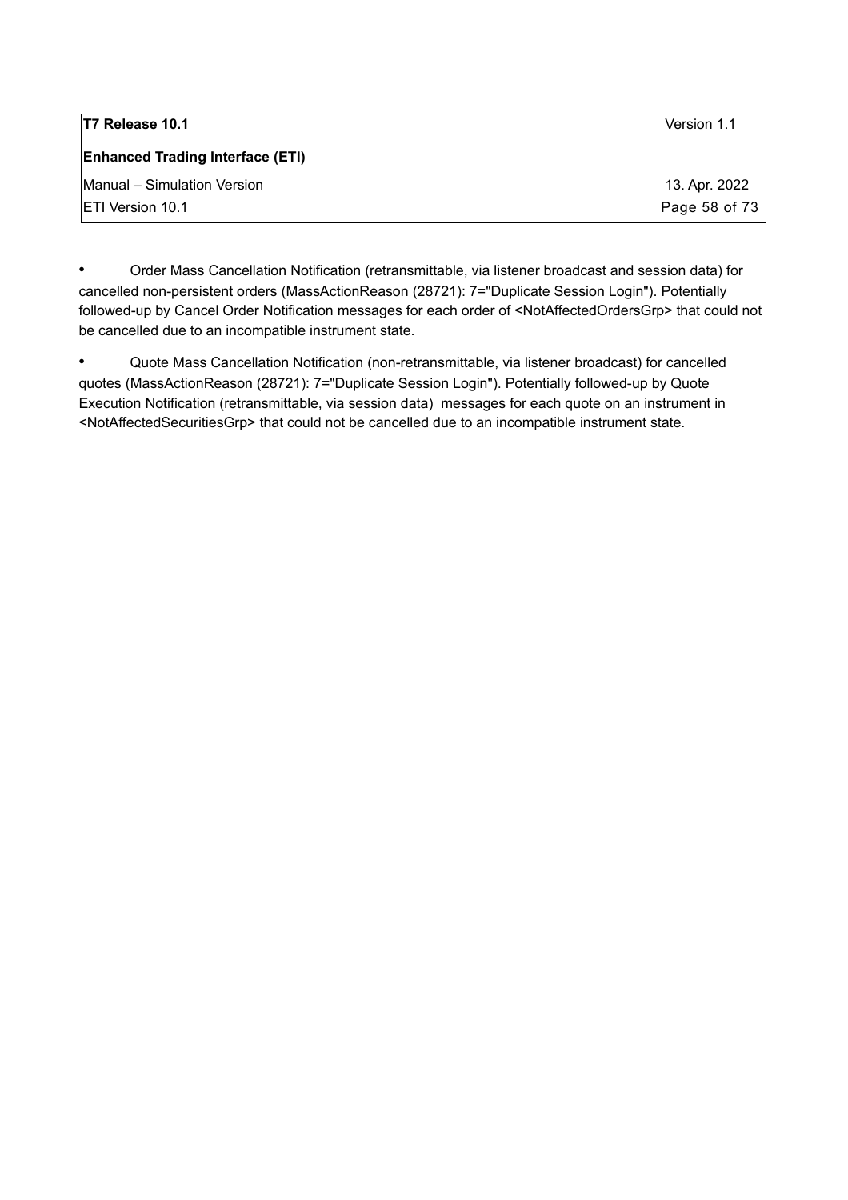- Order Mass Cancellation Notification (retransmittable, via listener broadcast and session data) for cancelled non-persistent orders (MassActionReason (28721): 7="Duplicate Session Login"). Potentially followed-up by Cancel Order Notification messages for each order of <NotAffectedOrdersGrp> that could not be cancelled due to an incompatible instrument state.

- Quote Mass Cancellation Notification (non-retransmittable, via listener broadcast) for cancelled quotes (MassActionReason (28721): 7="Duplicate Session Login"). Potentially followed-up by Quote Execution Notification (retransmittable, via session data) messages for each quote on an instrument in <NotAffectedSecuritiesGrp> that could not be cancelled due to an incompatible instrument state.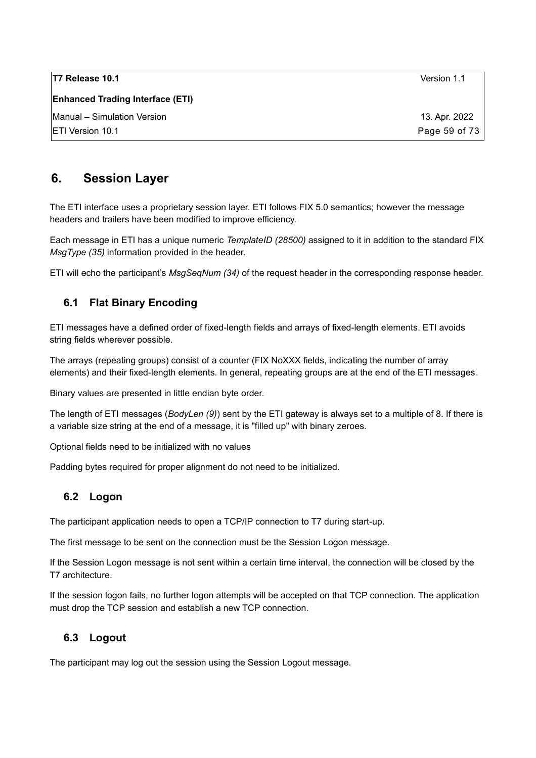# 6. Session Layer

The ETI interface uses a proprietary session layer. ETI follows FIX 5.0 semantics; however the message headers and trailers have been modified to improve efficiency.

Each message in ETI has a unique numeric *TemplateID (28500)* assigned to it in addition to the standard FIX *MsgType (35)* information provided in the header.

ETI will echo the participant's *MsgSeqNum (34)* of the request header in the corresponding response header.

## 6.1 Flat Binary Encoding

ETI messages have a defined order of fixed-length fields and arrays of fixed-length elements. ETI avoids string fields wherever possible.

The arrays (repeating groups) consist of a counter (FIX NoXXX fields, indicating the number of array elements) and their fixed-length elements. In general, repeating groups are at the end of the ETI messages.

Binary values are presented in little endian byte order.

The length of ETI messages (*BodyLen (9)*) sent by the ETI gateway is always set to a multiple of 8. If there is a variable size string at the end of a message, it is "filled up" with binary zeroes.

Optional fields need to be initialized with no values

Padding bytes required for proper alignment do not need to be initialized.

## 6.2 Logon

The participant application needs to open a TCP/IP connection to T7 during start-up.

The first message to be sent on the connection must be the Session Logon message.

If the Session Logon message is not sent within a certain time interval, the connection will be closed by the T7 architecture.

If the session logon fails, no further logon attempts will be accepted on that TCP connection. The application must drop the TCP session and establish a new TCP connection.

## 6.3 Logout

The participant may log out the session using the Session Logout message.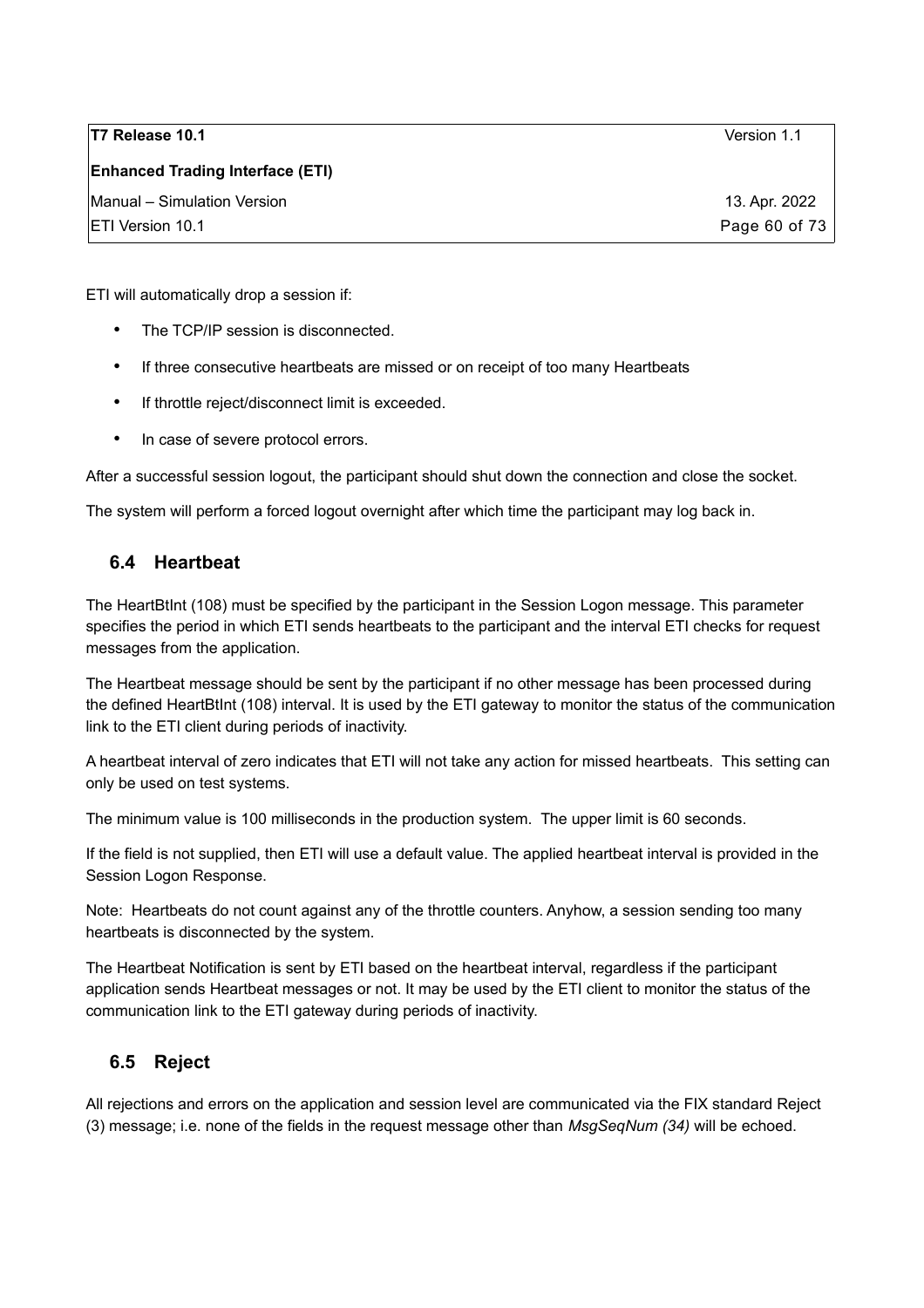ETI will automatically drop a session if:

- The TCP/IP session is disconnected.
- If three consecutive heartbeats are missed or on receipt of too many Heartbeats
- If throttle reject/disconnect limit is exceeded.
- In case of severe protocol errors.

After a successful session logout, the participant should shut down the connection and close the socket.

The system will perform a forced logout overnight after which time the participant may log back in.

## 6.4 Heartbeat

The HeartBtInt (108) must be specified by the participant in the Session Logon message. This parameter specifies the period in which ETI sends heartbeats to the participant and the interval ETI checks for request messages from the application.

The Heartbeat message should be sent by the participant if no other message has been processed during the defined HeartBtInt (108) interval. It is used by the ETI gateway to monitor the status of the communication link to the ETI client during periods of inactivity.

A heartbeat interval of zero indicates that ETI will not take any action for missed heartbeats. This setting can only be used on test systems.

The minimum value is 100 milliseconds in the production system. The upper limit is 60 seconds.

If the field is not supplied, then ETI will use a default value. The applied heartbeat interval is provided in the Session Logon Response.

Note: Heartbeats do not count against any of the throttle counters. Anyhow, a session sending too many heartbeats is disconnected by the system.

The Heartbeat Notification is sent by ETI based on the heartbeat interval, regardless if the participant application sends Heartbeat messages or not. It may be used by the ETI client to monitor the status of the communication link to the ETI gateway during periods of inactivity.

## 6.5 Reject

All rejections and errors on the application and session level are communicated via the FIX standard Reject (3) message; i.e. none of the fields in the request message other than *MsgSeqNum (34)* will be echoed.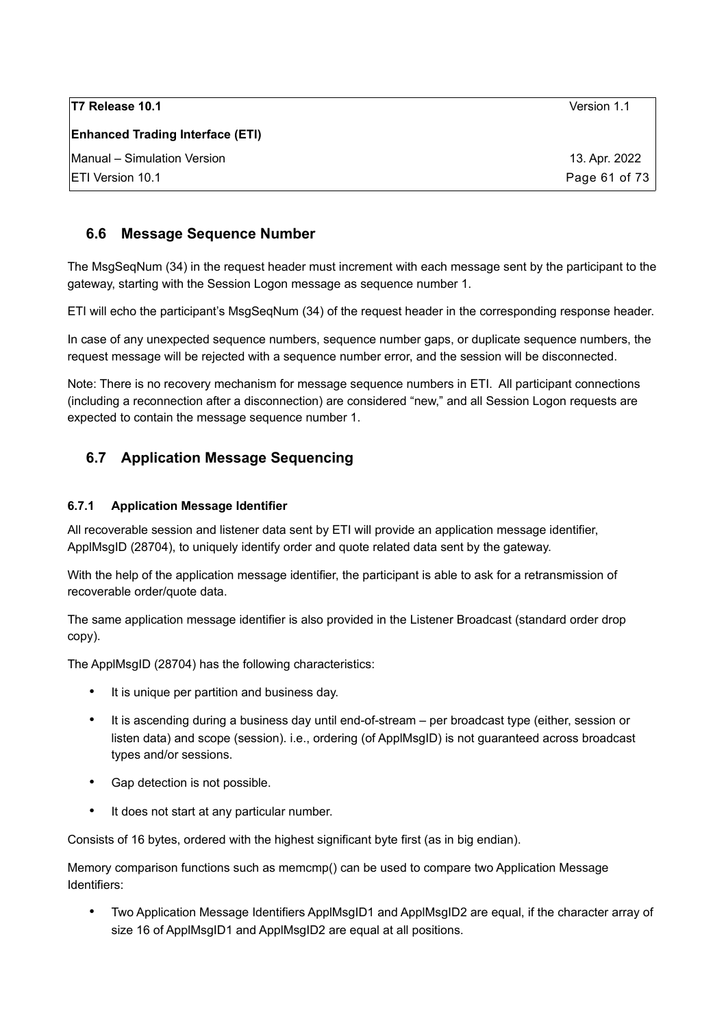## 6.6 Message Sequence Number

The MsgSeqNum (34) in the request header must increment with each message sent by the participant to the gateway, starting with the Session Logon message as sequence number 1.

ETI will echo the participant's MsgSeqNum (34) of the request header in the corresponding response header.

In case of any unexpected sequence numbers, sequence number gaps, or duplicate sequence numbers, the request message will be rejected with a sequence number error, and the session will be disconnected.

Note: There is no recovery mechanism for message sequence numbers in ETI. All participant connections (including a reconnection after a disconnection) are considered "new," and all Session Logon requests are expected to contain the message sequence number 1.

## 6.7 Application Message Sequencing

### 6.7.1 Application Message Identifier

All recoverable session and listener data sent by ETI will provide an application message identifier, ApplMsgID (28704), to uniquely identify order and quote related data sent by the gateway.

With the help of the application message identifier, the participant is able to ask for a retransmission of recoverable order/quote data.

The same application message identifier is also provided in the Listener Broadcast (standard order drop copy).

The ApplMsgID (28704) has the following characteristics:

- It is unique per partition and business day.
- It is ascending during a business day until end-of-stream – per broadcast type (either, session or listen data) and scope (session). i.e., ordering (of ApplMsgID) is not guaranteed across broadcast types and/or sessions.
- Gap detection is not possible.
- It does not start at any particular number.

Consists of 16 bytes, ordered with the highest significant byte first (as in big endian).

Memory comparison functions such as memcmp() can be used to compare two Application Message Identifiers:

- Two Application Message Identifiers ApplMsgID1 and ApplMsgID2 are equal, if the character array of size 16 of ApplMsgID1 and ApplMsgID2 are equal at all positions.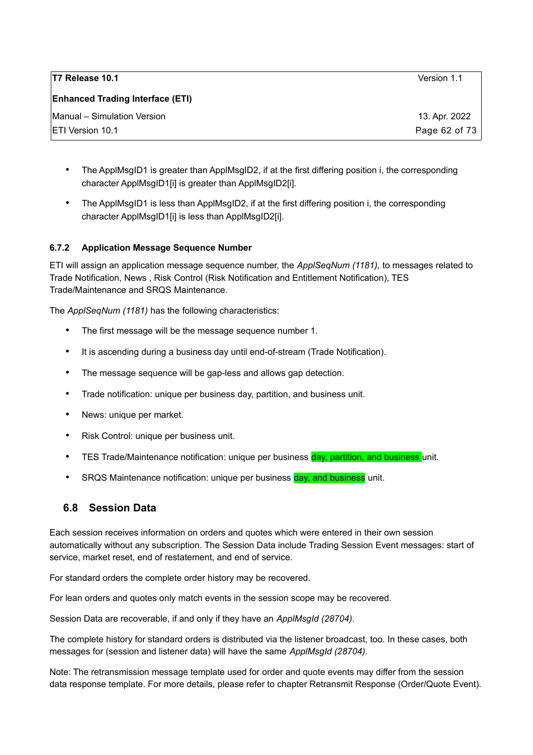- The ApplMsgID1 is greater than ApplMsgID2, if at the first differing position i, the corresponding character ApplMsgID1[i] is greater than ApplMsgID2[i].
- The ApplMsgID1 is less than ApplMsgID2, if at the first differing position i, the corresponding character ApplMsgID1[i] is less than ApplMsgID2[i].

### 6.7.2 Application Message Sequence Number

ETI will assign an application message sequence number, the *ApplSeqNum (1181),* to messages related to Trade Notification, News , Risk Control (Risk Notification and Entitlement Notification), TES Trade/Maintenance and SRQS Maintenance.

The *ApplSeqNum (1181)* has the following characteristics:

- The first message will be the message sequence number 1.
- It is ascending during a business day until end-of-stream (Trade Notification).
- The message sequence will be gap-less and allows gap detection.
- Trade notification: unique per business day, partition, and business unit.
- News: unique per market.
- Risk Control: unique per business unit.
- TES Trade/Maintenance notification: unique per business day, partition, and business unit.
- SRQS Maintenance notification: unique per business day, and business unit.

## 6.8 Session Data

Each session receives information on orders and quotes which were entered in their own session automatically without any subscription. The Session Data include Trading Session Event messages: start of service, market reset, end of restatement, and end of service.

For standard orders the complete order history may be recovered.

For lean orders and quotes only match events in the session scope may be recovered.

Session Data are recoverable, if and only if they have an *ApplMsgId (28704)*.

The complete history for standard orders is distributed via the listener broadcast, too. In these cases, both messages for (session and listener data) will have the same *ApplMsgId (28704)*.

Note: The retransmission message template used for order and quote events may differ from the session data response template. For more details, please refer to chapter Retransmit Response (Order/Quote Event).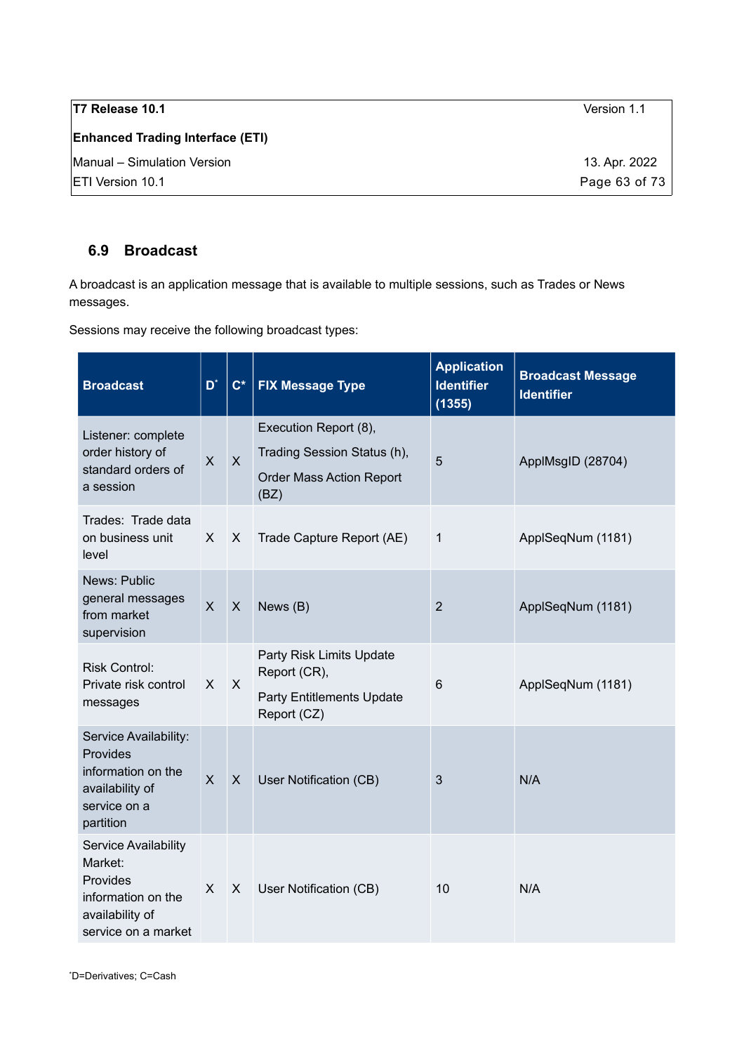## 6.9 Broadcast

A broadcast is an application message that is available to multiple sessions, such as Trades or News messages.

Sessions may receive the following broadcast types:

| Broadcast | D* | C* | FIX Message Type | Application Identifier (1355) | Broadcast Message Identifier |
|---|---|---|---|---|---|
| Listener: complete order history of standard orders of a session | X | X | Execution Report (8), Trading Session Status (h), Order Mass Action Report (BZ) | 5 | ApplMsgID (28704) |
| Trades: Trade data on business unit level | X | X | Trade Capture Report (AE) | 1 | ApplSeqNum (1181) |
| News: Public general messages from market supervision | X | X | News (B) | 2 | ApplSeqNum (1181) |
| Risk Control: Private risk control messages | X | X | Party Risk Limits Update Report (CR), Party Entitlements Update Report (CZ) | 6 | ApplSeqNum (1181) |
| Service Availability: Provides information on the availability of service on a partition | X | X | User Notification (CB) | 3 | N/A |
| Service Availability Market: Provides information on the availability of service on a market | X | X | User Notification (CB) | 10 | N/A |

*D=Derivatives; C=Cash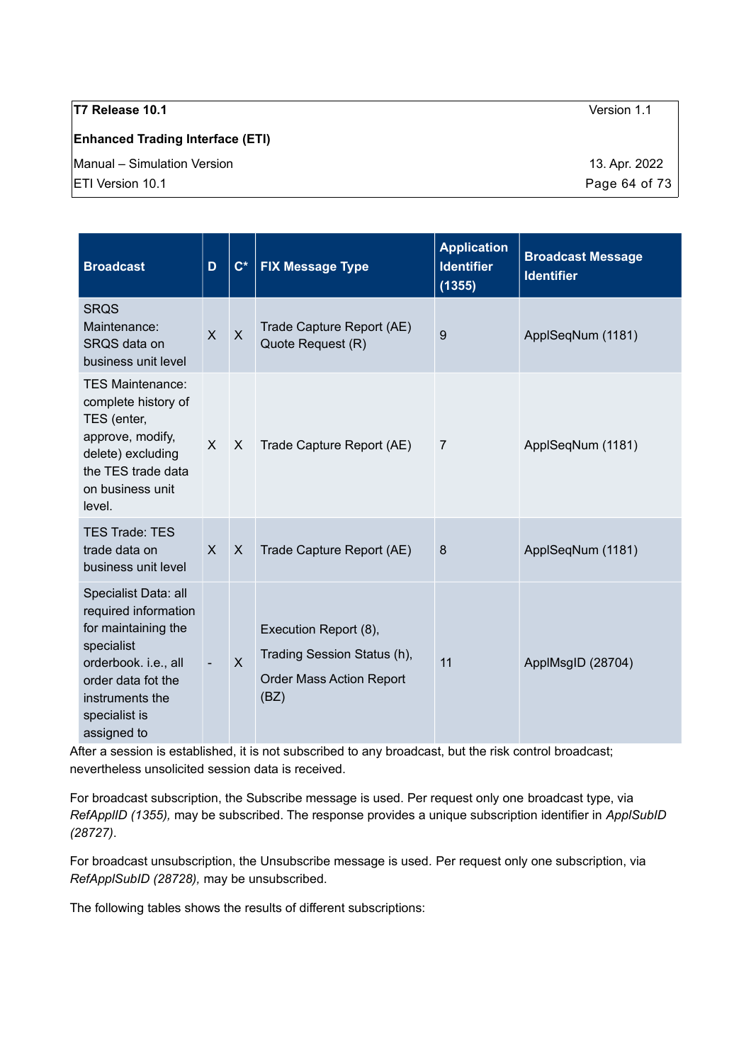| Broadcast | D | C* | FIX Message Type | Application Identifier (1355) | Broadcast Message Identifier |
|---|---|---|---|---|---|
| SRQS Maintenance: SRQS data on business unit level | X | X | Trade Capture Report (AE) Quote Request (R) | 9 | ApplSeqNum (1181) |
| TES Maintenance: complete history of TES (enter, approve, modify, delete) excluding the TES trade data on business unit level. | X | X | Trade Capture Report (AE) | 7 | ApplSeqNum (1181) |
| TES Trade: TES trade data on business unit level | X | X | Trade Capture Report (AE) | 8 | ApplSeqNum (1181) |
| Specialist Data: all required information for maintaining the specialist orderbook. i.e., all order data fot the instruments the specialist is assigned to | - | X | Execution Report (8), Trading Session Status (h), Order Mass Action Report (BZ) | 11 | ApplMsgID (28704) |

After a session is established, it is not subscribed to any broadcast, but the risk control broadcast; nevertheless unsolicited session data is received.

For broadcast subscription, the Subscribe message is used. Per request only one broadcast type, via *RefApplID (1355),* may be subscribed. The response provides a unique subscription identifier in *ApplSubID (28727)*.

For broadcast unsubscription, the Unsubscribe message is used. Per request only one subscription, via *RefApplSubID (28728),* may be unsubscribed.

The following tables shows the results of different subscriptions: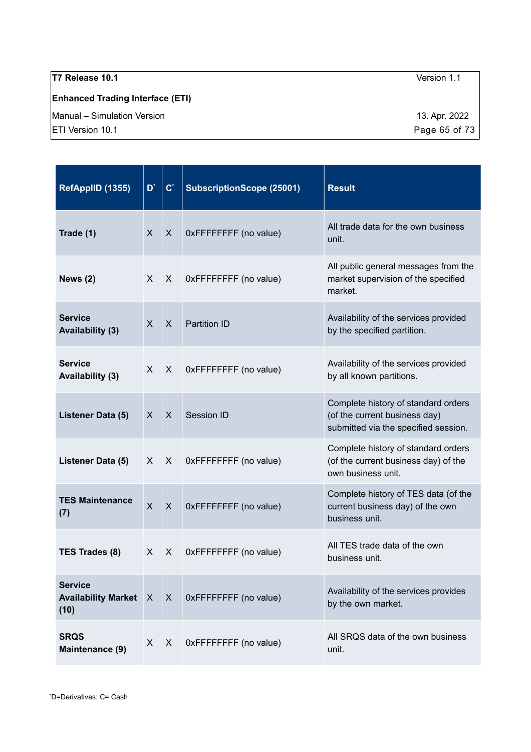| RefApplID (1355) | D* | C* | SubscriptionScope (25001) | Result |
|---|---|---|---|---|
| **Trade (1)** | X | X | 0xFFFFFFFF (no value) | All trade data for the own business unit. |
| **News (2)** | X | X | 0xFFFFFFFF (no value) | All public general messages from the market supervision of the specified market. |
| **Service Availability (3)** | X | X | Partition ID | Availability of the services provided by the specified partition. |
| **Service Availability (3)** | X | X | 0xFFFFFFFF (no value) | Availability of the services provided by all known partitions. |
| **Listener Data (5)** | X | X | Session ID | Complete history of standard orders (of the current business day) submitted via the specified session. |
| **Listener Data (5)** | X | X | 0xFFFFFFFF (no value) | Complete history of standard orders (of the current business day) of the own business unit. |
| **TES Maintenance (7)** | X | X | 0xFFFFFFFF (no value) | Complete history of TES data (of the current business day) of the own business unit. |
| **TES Trades (8)** | X | X | 0xFFFFFFFF (no value) | All TES trade data of the own business unit. |
| **Service Availability Market (10)** | X | X | 0xFFFFFFFF (no value) | Availability of the services provides by the own market. |
| **SRQS Maintenance (9)** | X | X | 0xFFFFFFFF (no value) | All SRQS data of the own business unit. |

*D=Derivatives; C= Cash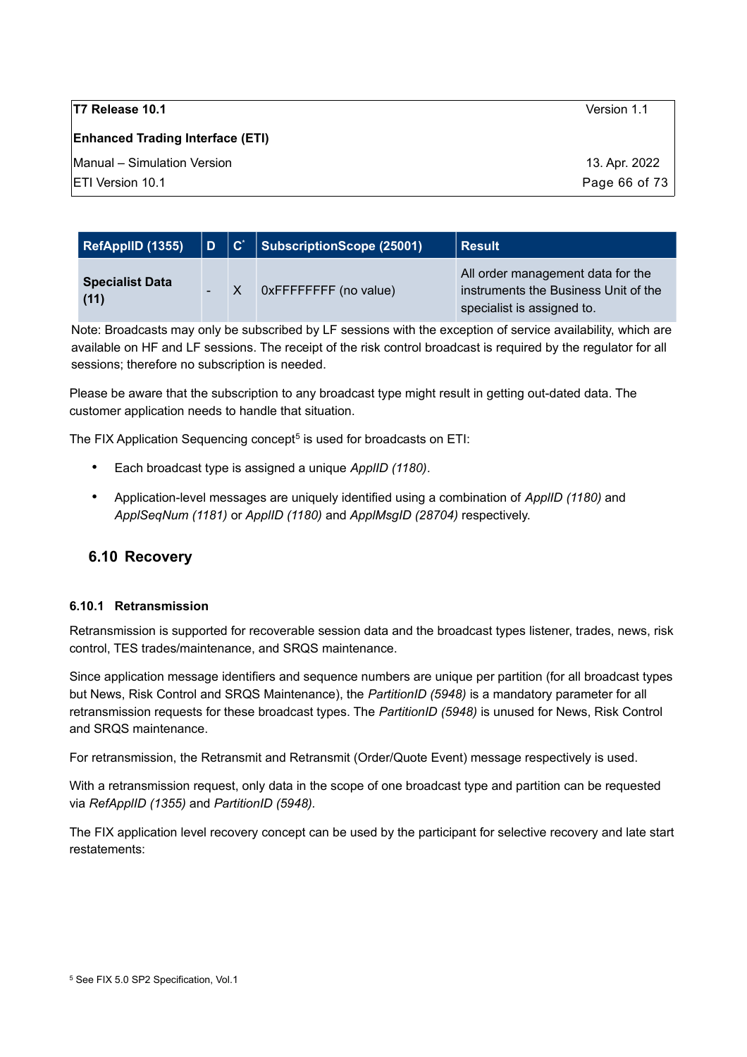| RefApplID (1355) | D | C* | SubscriptionScope (25001) | Result |
|---|---|---|---|---|
| **Specialist Data (11)** | - | X | 0xFFFFFFFF (no value) | All order management data for the instruments the Business Unit of the specialist is assigned to. |

Note: Broadcasts may only be subscribed by LF sessions with the exception of service availability, which are available on HF and LF sessions. The receipt of the risk control broadcast is required by the regulator for all sessions; therefore no subscription is needed.

Please be aware that the subscription to any broadcast type might result in getting out-dated data. The customer application needs to handle that situation.

The FIX Application Sequencing concept[5] is used for broadcasts on ETI:

- Each broadcast type is assigned a unique *ApplID (1180)*.
- Application-level messages are uniquely identified using a combination of *ApplID (1180)* and *ApplSeqNum (1181)* or *ApplID (1180)* and *ApplMsgID (28704)* respectively.

## 6.10 Recovery

### 6.10.1 Retransmission

Retransmission is supported for recoverable session data and the broadcast types listener, trades, news, risk control, TES trades/maintenance, and SRQS maintenance.

Since application message identifiers and sequence numbers are unique per partition (for all broadcast types but News, Risk Control and SRQS Maintenance), the *PartitionID (5948)* is a mandatory parameter for all retransmission requests for these broadcast types. The *PartitionID (5948)* is unused for News, Risk Control and SRQS maintenance.

For retransmission, the Retransmit and Retransmit (Order/Quote Event) message respectively is used.

With a retransmission request, only data in the scope of one broadcast type and partition can be requested via *RefApplID (1355)* and *PartitionID (5948)*.

The FIX application level recovery concept can be used by the participant for selective recovery and late start restatements:

[5] See FIX 5.0 SP2 Specification, Vol.1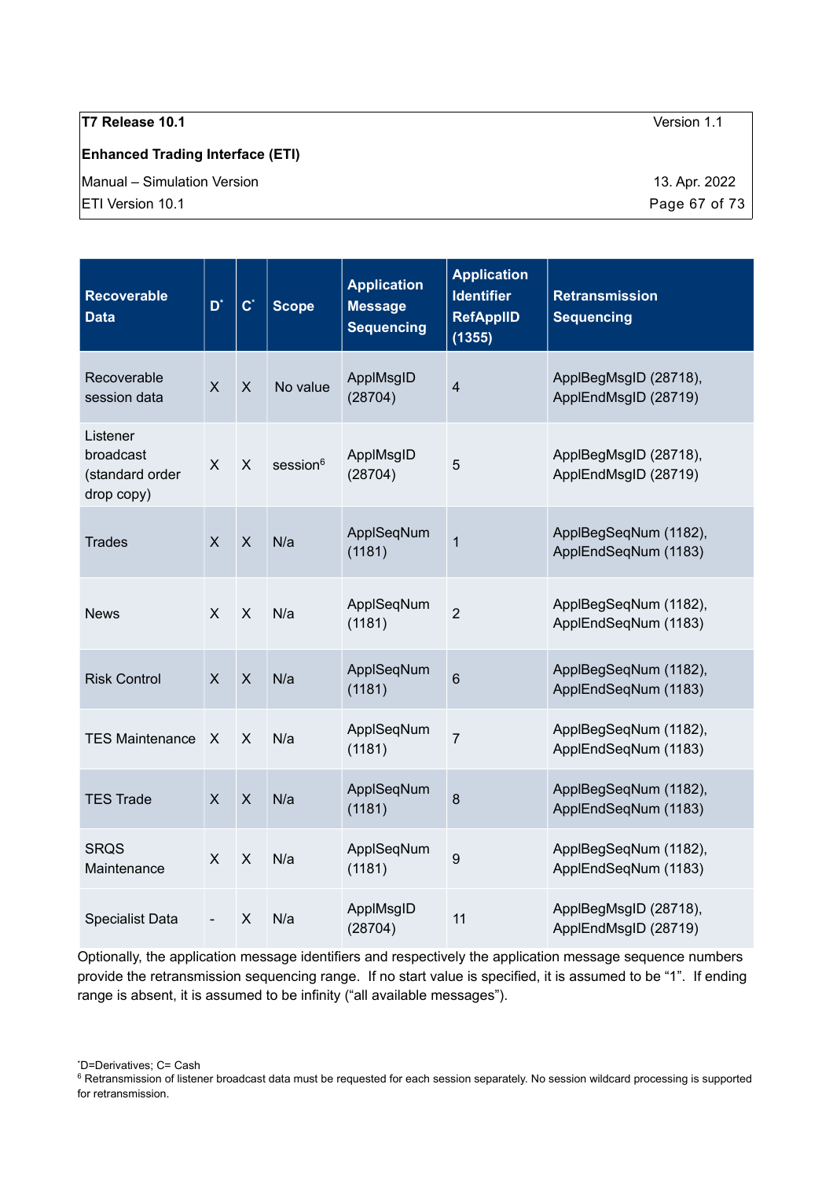| Recoverable Data | D* | C* | Scope | Application Message Sequencing | Application Identifier RefApplID (1355) | Retransmission Sequencing |
|---|---|---|---|---|---|---|
| Recoverable session data | X | X | No value | ApplMsgID (28704) | 4 | ApplBegMsgID (28718), ApplEndMsgID (28719) |
| Listener broadcast (standard order drop copy) | X | X | session[6] | ApplMsgID (28704) | 5 | ApplBegMsgID (28718), ApplEndMsgID (28719) |
| Trades | X | X | N/a | ApplSeqNum (1181) | 1 | ApplBegSeqNum (1182), ApplEndSeqNum (1183) |
| News | X | X | N/a | ApplSeqNum (1181) | 2 | ApplBegSeqNum (1182), ApplEndSeqNum (1183) |
| Risk Control | X | X | N/a | ApplSeqNum (1181) | 6 | ApplBegSeqNum (1182), ApplEndSeqNum (1183) |
| TES Maintenance | X | X | N/a | ApplSeqNum (1181) | 7 | ApplBegSeqNum (1182), ApplEndSeqNum (1183) |
| TES Trade | X | X | N/a | ApplSeqNum (1181) | 8 | ApplBegSeqNum (1182), ApplEndSeqNum (1183) |
| SRQS Maintenance | X | X | N/a | ApplSeqNum (1181) | 9 | ApplBegSeqNum (1182), ApplEndSeqNum (1183) |
| Specialist Data | - | X | N/a | ApplMsgID (28704) | 11 | ApplBegMsgID (28718), ApplEndMsgID (28719) |

Optionally, the application message identifiers and respectively the application message sequence numbers provide the retransmission sequencing range. If no start value is specified, it is assumed to be "1". If ending range is absent, it is assumed to be infinity ("all available messages").

*D=Derivatives; C= Cash

[6] Retransmission of listener broadcast data must be requested for each session separately. No session wildcard processing is supported for retransmission.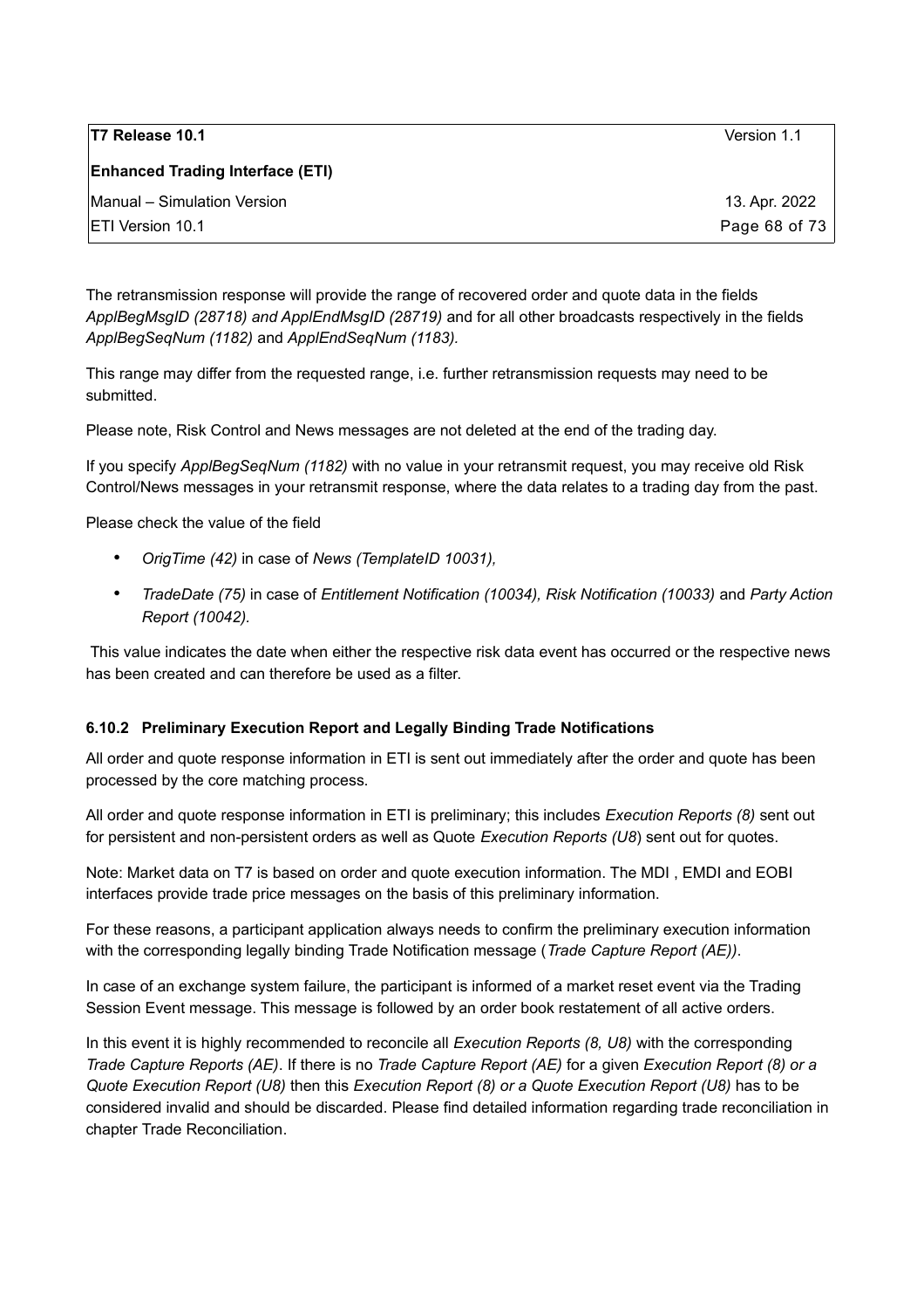The retransmission response will provide the range of recovered order and quote data in the fields *ApplBegMsgID (28718) and ApplEndMsgID (28719)* and for all other broadcasts respectively in the fields *ApplBegSeqNum (1182)* and *ApplEndSeqNum (1183).*

This range may differ from the requested range, i.e. further retransmission requests may need to be submitted.

Please note, Risk Control and News messages are not deleted at the end of the trading day.

If you specify *ApplBegSeqNum (1182)* with no value in your retransmit request, you may receive old Risk Control/News messages in your retransmit response, where the data relates to a trading day from the past.

Please check the value of the field

- *OrigTime (42)* in case of *News (TemplateID 10031),*
- *TradeDate (75)* in case of *Entitlement Notification (10034), Risk Notification (10033)* and *Party Action Report (10042).*

This value indicates the date when either the respective risk data event has occurred or the respective news has been created and can therefore be used as a filter.

### 6.10.2 Preliminary Execution Report and Legally Binding Trade Notifications

All order and quote response information in ETI is sent out immediately after the order and quote has been processed by the core matching process.

All order and quote response information in ETI is preliminary; this includes *Execution Reports (8)* sent out for persistent and non-persistent orders as well as Quote *Execution Reports (U8*) sent out for quotes.

Note: Market data on T7 is based on order and quote execution information. The MDI , EMDI and EOBI interfaces provide trade price messages on the basis of this preliminary information.

For these reasons, a participant application always needs to confirm the preliminary execution information with the corresponding legally binding Trade Notification message (*Trade Capture Report (AE))*.

In case of an exchange system failure, the participant is informed of a market reset event via the Trading Session Event message. This message is followed by an order book restatement of all active orders.

In this event it is highly recommended to reconcile all *Execution Reports (8, U8)* with the corresponding *Trade Capture Reports (AE)*. If there is no *Trade Capture Report (AE)* for a given *Execution Report (8) or a Quote Execution Report (U8)* then this *Execution Report (8) or a Quote Execution Report (U8)* has to be considered invalid and should be discarded. Please find detailed information regarding trade reconciliation in chapter Trade Reconciliation.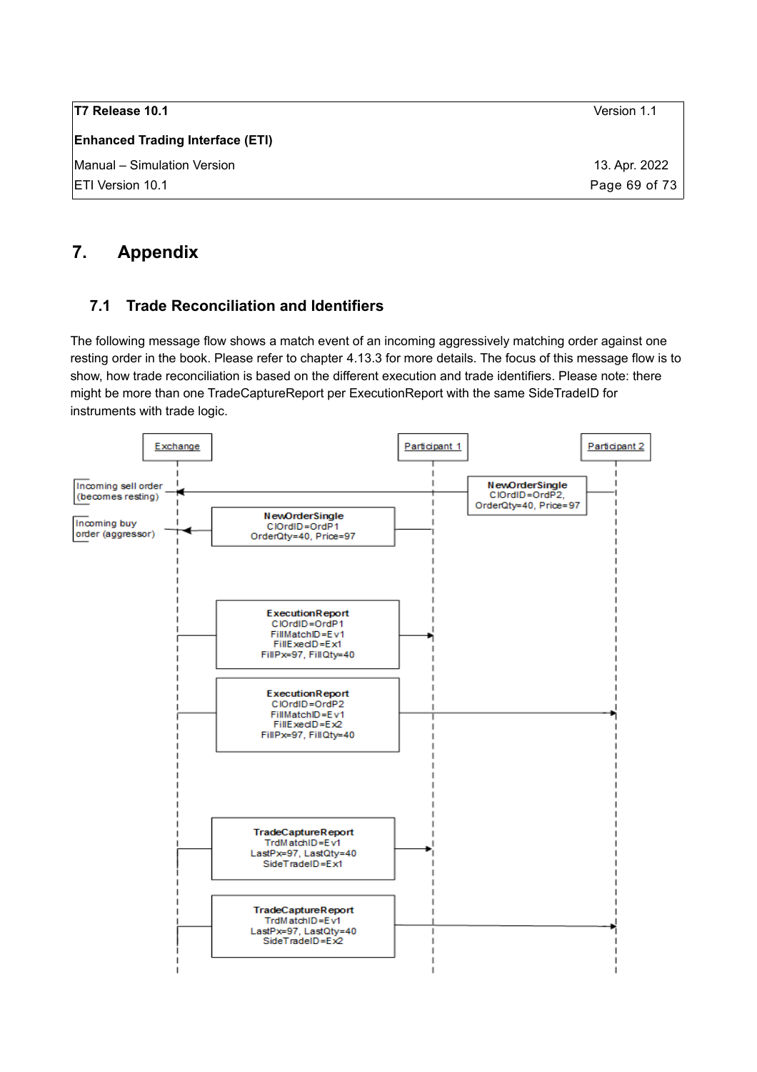# 7. Appendix

## 7.1 Trade Reconciliation and Identifiers

The following message flow shows a match event of an incoming aggressively matching order against one resting order in the book. Please refer to chapter 4.13.3 for more details. The focus of this message flow is to show, how trade reconciliation is based on the different execution and trade identifiers. Please note: there might be more than one TradeCaptureReport per ExecutionReport with the same SideTradeID for instruments with trade logic.

Exchange | Participant 1 | Participant 2

Incoming sell order (becomes resting)

**NewOrderSingle**
ClOrdID=OrdP2,
OrderQty=40, Price=97

Incoming buy order (aggressor)

**NewOrderSingle**
ClOrdID=OrdP1
OrderQty=40, Price=97

**ExecutionReport**
ClOrdID=OrdP1
FillMatchID=Ev1
FillExecID=Ex1
FillPx=97, FillQty=40

**ExecutionReport**
ClOrdID=OrdP2
FillMatchID=Ev1
FillExecID=Ex2
FillPx=97, FillQty=40

**TradeCaptureReport**
TrdMatchID=Ev1
LastPx=97, LastQty=40
SideTradeID=Ex1

**TradeCaptureReport**
TrdMatchID=Ev1
LastPx=97, LastQty=40
SideTradeID=Ex2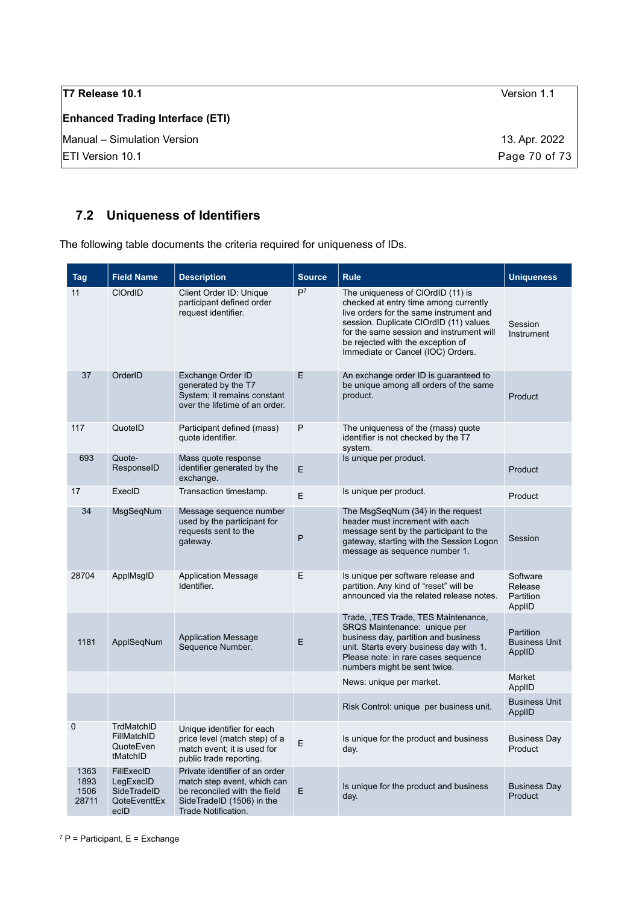## 7.2 Uniqueness of Identifiers

The following table documents the criteria required for uniqueness of IDs.

| Tag | Field Name | Description | Source | Rule | Uniqueness |
|---|---|---|---|---|---|
| 11 | ClOrdID | Client Order ID: Unique participant defined order request identifier. | P[7] | The uniqueness of ClOrdID (11) is checked at entry time among currently live orders for the same instrument and session. Duplicate ClOrdID (11) values for the same session and instrument will be rejected with the exception of Immediate or Cancel (IOC) Orders. | Session Instrument |
| 37 | OrderID | Exchange Order ID generated by the T7 System; it remains constant over the lifetime of an order. | E | An exchange order ID is guaranteed to be unique among all orders of the same product. | Product |
| 117 | QuoteID | Participant defined (mass) quote identifier. | P | The uniqueness of the (mass) quote identifier is not checked by the T7 system. | |
| 693 | Quote-ResponseID | Mass quote response identifier generated by the exchange. | E | Is unique per product. | Product |
| 17 | ExecID | Transaction timestamp. | E | Is unique per product. | Product |
| 34 | MsgSeqNum | Message sequence number used by the participant for requests sent to the gateway. | P | The MsgSeqNum (34) in the request header must increment with each message sent by the participant to the gateway, starting with the Session Logon message as sequence number 1. | Session |
| 28704 | ApplMsgID | Application Message Identifier. | E | Is unique per software release and partition. Any kind of "reset" will be announced via the related release notes. | Software Release Partition ApplID |
| 1181 | ApplSeqNum | Application Message Sequence Number. | E | Trade, ,TES Trade, TES Maintenance, SRQS Maintenance: unique per business day, partition and business unit. Starts every business day with 1. Please note: in rare cases sequence numbers might be sent twice. | Partition Business Unit ApplID |
| | | | | News: unique per market. | Market ApplID |
| | | | | Risk Control: unique per business unit. | Business Unit ApplID |
| 0 | TrdMatchID FillMatchID QuoteEventMatchID | Unique identifier for each price level (match step) of a match event; it is used for public trade reporting. | E | Is unique for the product and business day. | Business Day Product |
| 1363 1893 1506 28711 | FillExecID LegExecID SideTradeID QoteEventtExecID | Private identifier of an order match step event, which can be reconciled with the field SideTradeID (1506) in the Trade Notification. | E | Is unique for the product and business day. | Business Day Product |

[7] P = Participant, E = Exchange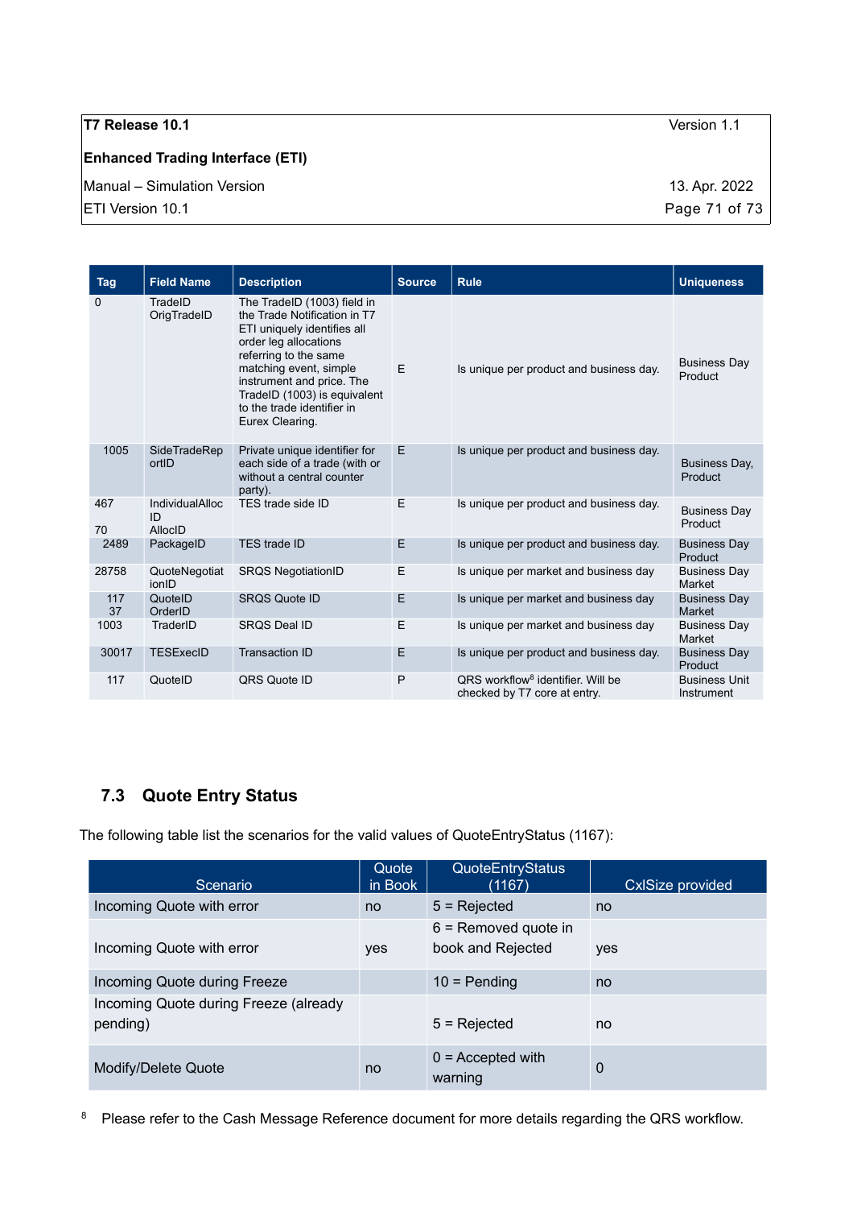| Tag | Field Name | Description | Source | Rule | Uniqueness |
|---|---|---|---|---|---|
| 0 | TradeID OrigTradeID | The TradeID (1003) field in the Trade Notification in T7 ETI uniquely identifies all order leg allocations referring to the same matching event, simple instrument and price. The TradeID (1003) is equivalent to the trade identifier in Eurex Clearing. | E | Is unique per product and business day. | Business Day Product |
| 1005 | SideTradeReportID | Private unique identifier for each side of a trade (with or without a central counter party). | E | Is unique per product and business day. | Business Day, Product |
| 467<br>70 | IndividualAllocID<br>AllocID | TES trade side ID | E | Is unique per product and business day. | Business Day Product |
| 2489 | PackageID | TES trade ID | E | Is unique per product and business day. | Business Day Product |
| 28758 | QuoteNegotiationID | SRQS NegotiationID | E | Is unique per market and business day | Business Day Market |
| 117<br>37 | QuoteID<br>OrderID | SRQS Quote ID | E | Is unique per market and business day | Business Day Market |
| 1003 | TraderID | SRQS Deal ID | E | Is unique per market and business day | Business Day Market |
| 30017 | TESExecID | Transaction ID | E | Is unique per product and business day. | Business Day Product |
| 117 | QuoteID | QRS Quote ID | P | QRS workflow[8] identifier. Will be checked by T7 core at entry. | Business Unit Instrument |

## 7.3 Quote Entry Status

The following table list the scenarios for the valid values of QuoteEntryStatus (1167):

| Scenario | Quote in Book | QuoteEntryStatus (1167) | CxlSize provided |
|---|---|---|---|
| Incoming Quote with error | no | 5 = Rejected | no |
| Incoming Quote with error | yes | 6 = Removed quote in book and Rejected | yes |
| Incoming Quote during Freeze | | 10 = Pending | no |
| Incoming Quote during Freeze (already pending) | | 5 = Rejected | no |
| Modify/Delete Quote | no | 0 = Accepted with warning | 0 |

[8] Please refer to the Cash Message Reference document for more details regarding the QRS workflow.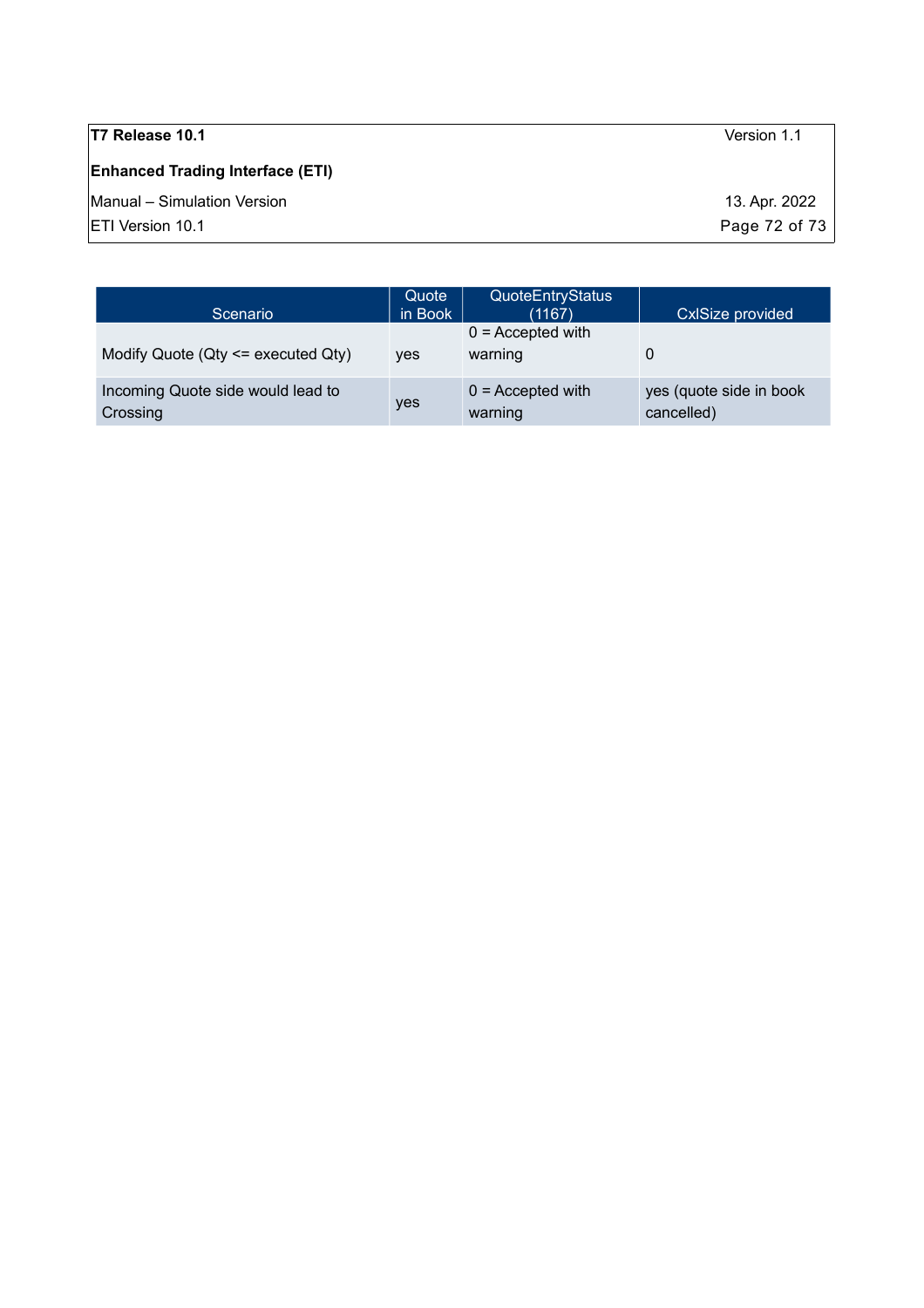| Scenario | Quote in Book | QuoteEntryStatus (1167) | CxlSize provided |
| --- | --- | --- | --- |
| Modify Quote (Qty <= executed Qty) | yes | 0 = Accepted with warning | 0 |
| Incoming Quote side would lead to Crossing | yes | 0 = Accepted with warning | yes (quote side in book cancelled) |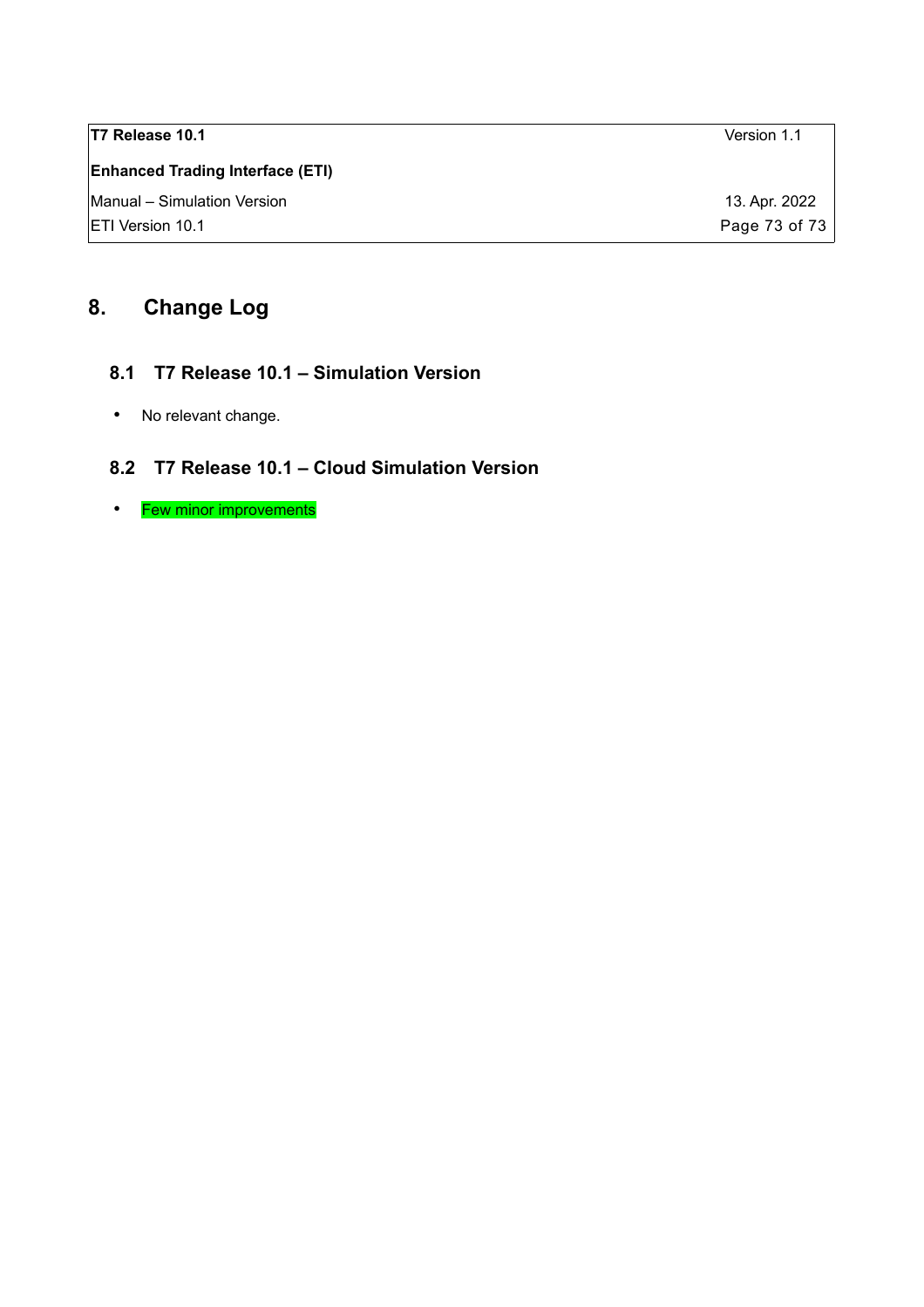# 8. Change Log

## 8.1 T7 Release 10.1 – Simulation Version

- No relevant change.

## 8.2 T7 Release 10.1 – Cloud Simulation Version

- Few minor improvements